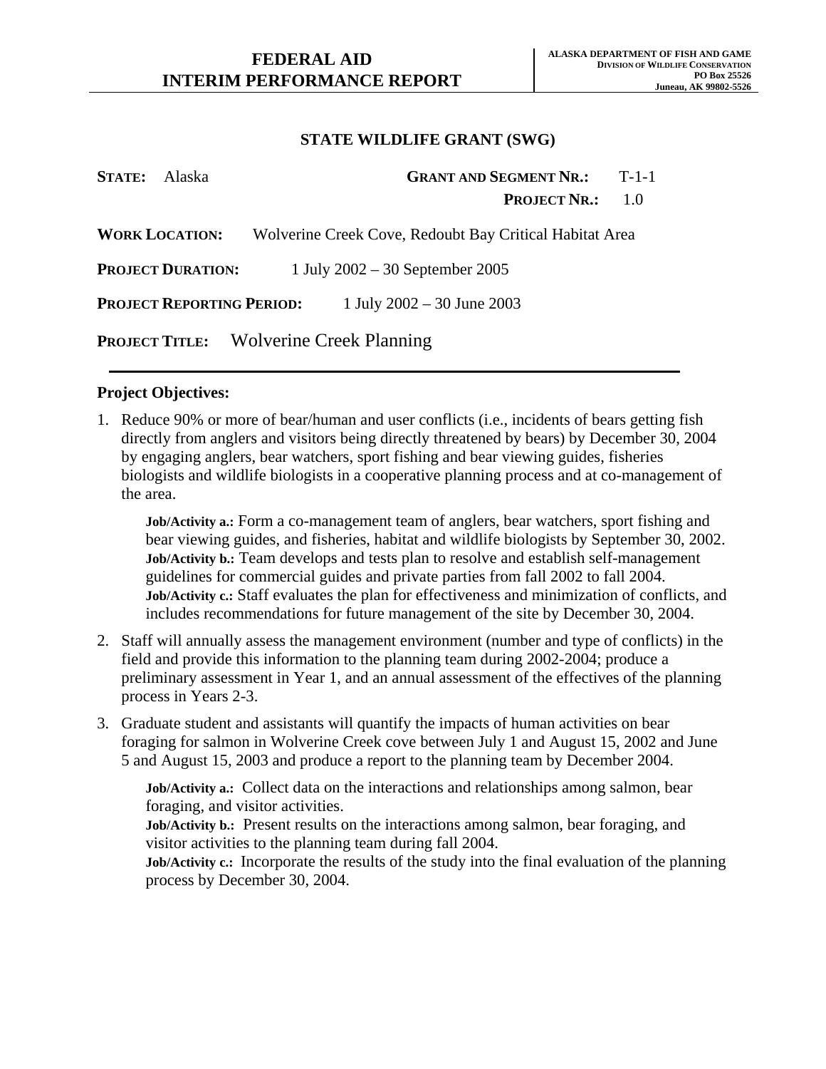# FEDERAL AID
# INTERIM PERFORMANCE REPORT

**ALASKA DEPARTMENT OF FISH AND GAME**
**DIVISION OF WILDLIFE CONSERVATION**
**PO Box 25526**
**Juneau, AK 99802-5526**

## STATE WILDLIFE GRANT (SWG)

**STATE:** Alaska **GRANT AND SEGMENT NR.:** T-1-1
**PROJECT NR.:** 1.0

**WORK LOCATION:** Wolverine Creek Cove, Redoubt Bay Critical Habitat Area

**PROJECT DURATION:** 1 July 2002 – 30 September 2005

**PROJECT REPORTING PERIOD:** 1 July 2002 – 30 June 2003

**PROJECT TITLE:** Wolverine Creek Planning

---

### Project Objectives:

1. Reduce 90% or more of bear/human and user conflicts (i.e., incidents of bears getting fish directly from anglers and visitors being directly threatened by bears) by December 30, 2004 by engaging anglers, bear watchers, sport fishing and bear viewing guides, fisheries biologists and wildlife biologists in a cooperative planning process and at co-management of the area.

   **Job/Activity a.:** Form a co-management team of anglers, bear watchers, sport fishing and bear viewing guides, and fisheries, habitat and wildlife biologists by September 30, 2002.
   **Job/Activity b.:** Team develops and tests plan to resolve and establish self-management guidelines for commercial guides and private parties from fall 2002 to fall 2004.
   **Job/Activity c.:** Staff evaluates the plan for effectiveness and minimization of conflicts, and includes recommendations for future management of the site by December 30, 2004.

2. Staff will annually assess the management environment (number and type of conflicts) in the field and provide this information to the planning team during 2002-2004; produce a preliminary assessment in Year 1, and an annual assessment of the effectives of the planning process in Years 2-3.

3. Graduate student and assistants will quantify the impacts of human activities on bear foraging for salmon in Wolverine Creek cove between July 1 and August 15, 2002 and June 5 and August 15, 2003 and produce a report to the planning team by December 2004.

   **Job/Activity a.:** Collect data on the interactions and relationships among salmon, bear foraging, and visitor activities.
   **Job/Activity b.:** Present results on the interactions among salmon, bear foraging, and visitor activities to the planning team during fall 2004.
   **Job/Activity c.:** Incorporate the results of the study into the final evaluation of the planning process by December 30, 2004.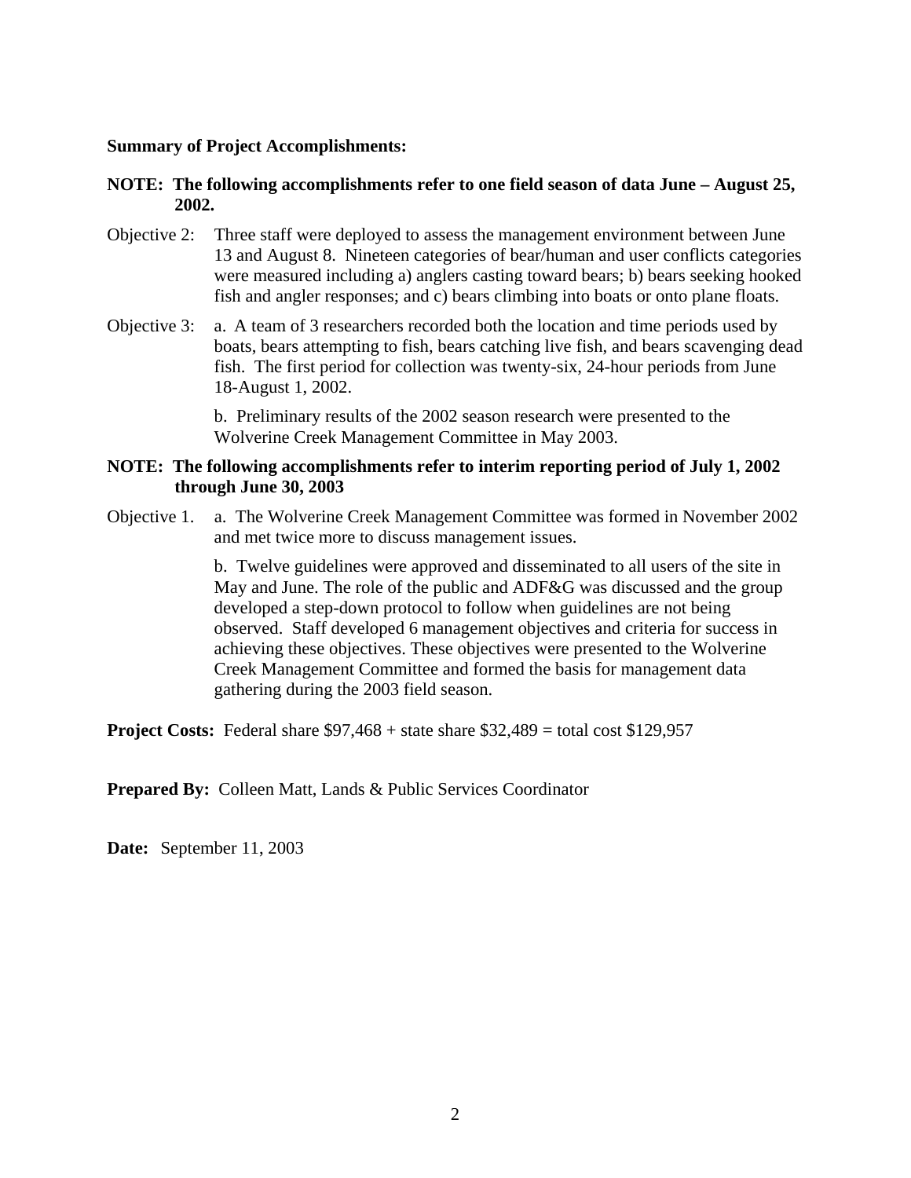**Summary of Project Accomplishments:**

**NOTE: The following accomplishments refer to one field season of data June – August 25, 2002.**

Objective 2: Three staff were deployed to assess the management environment between June 13 and August 8. Nineteen categories of bear/human and user conflicts categories were measured including a) anglers casting toward bears; b) bears seeking hooked fish and angler responses; and c) bears climbing into boats or onto plane floats.

Objective 3: a. A team of 3 researchers recorded both the location and time periods used by boats, bears attempting to fish, bears catching live fish, and bears scavenging dead fish. The first period for collection was twenty-six, 24-hour periods from June 18-August 1, 2002.

b. Preliminary results of the 2002 season research were presented to the Wolverine Creek Management Committee in May 2003.

**NOTE: The following accomplishments refer to interim reporting period of July 1, 2002 through June 30, 2003**

Objective 1. a. The Wolverine Creek Management Committee was formed in November 2002 and met twice more to discuss management issues.

b. Twelve guidelines were approved and disseminated to all users of the site in May and June. The role of the public and ADF&G was discussed and the group developed a step-down protocol to follow when guidelines are not being observed. Staff developed 6 management objectives and criteria for success in achieving these objectives. These objectives were presented to the Wolverine Creek Management Committee and formed the basis for management data gathering during the 2003 field season.

**Project Costs:** Federal share $97,468 + state share $32,489 = total cost $129,957

**Prepared By:** Colleen Matt, Lands & Public Services Coordinator

**Date:** September 11, 2003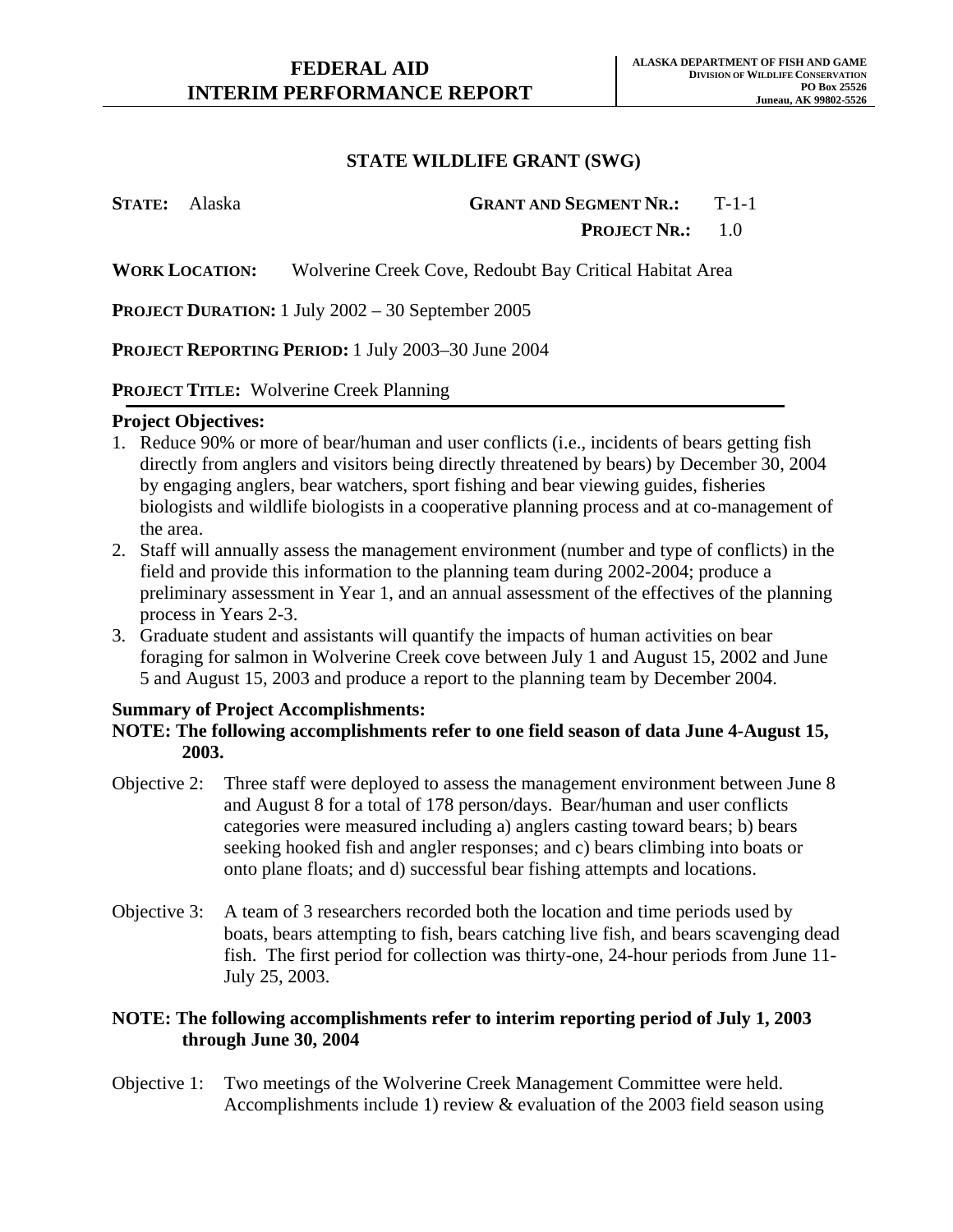**FEDERAL AID**
**INTERIM PERFORMANCE REPORT**

**ALASKA DEPARTMENT OF FISH AND GAME**
**DIVISION OF WILDLIFE CONSERVATION**
**PO Box 25526**
**Juneau, AK 99802-5526**

## STATE WILDLIFE GRANT (SWG)

**STATE:** Alaska **GRANT AND SEGMENT NR.:** T-1-1
**PROJECT NR.:** 1.0

**WORK LOCATION:** Wolverine Creek Cove, Redoubt Bay Critical Habitat Area

**PROJECT DURATION:** 1 July 2002 – 30 September 2005

**PROJECT REPORTING PERIOD:** 1 July 2003–30 June 2004

**PROJECT TITLE:** Wolverine Creek Planning

### Project Objectives:

1. Reduce 90% or more of bear/human and user conflicts (i.e., incidents of bears getting fish directly from anglers and visitors being directly threatened by bears) by December 30, 2004 by engaging anglers, bear watchers, sport fishing and bear viewing guides, fisheries biologists and wildlife biologists in a cooperative planning process and at co-management of the area.
2. Staff will annually assess the management environment (number and type of conflicts) in the field and provide this information to the planning team during 2002-2004; produce a preliminary assessment in Year 1, and an annual assessment of the effectives of the planning process in Years 2-3.
3. Graduate student and assistants will quantify the impacts of human activities on bear foraging for salmon in Wolverine Creek cove between July 1 and August 15, 2002 and June 5 and August 15, 2003 and produce a report to the planning team by December 2004.

### Summary of Project Accomplishments:

**NOTE: The following accomplishments refer to one field season of data June 4-August 15, 2003.**

Objective 2: Three staff were deployed to assess the management environment between June 8 and August 8 for a total of 178 person/days. Bear/human and user conflicts categories were measured including a) anglers casting toward bears; b) bears seeking hooked fish and angler responses; and c) bears climbing into boats or onto plane floats; and d) successful bear fishing attempts and locations.

Objective 3: A team of 3 researchers recorded both the location and time periods used by boats, bears attempting to fish, bears catching live fish, and bears scavenging dead fish. The first period for collection was thirty-one, 24-hour periods from June 11-July 25, 2003.

**NOTE: The following accomplishments refer to interim reporting period of July 1, 2003 through June 30, 2004**

Objective 1: Two meetings of the Wolverine Creek Management Committee were held. Accomplishments include 1) review & evaluation of the 2003 field season using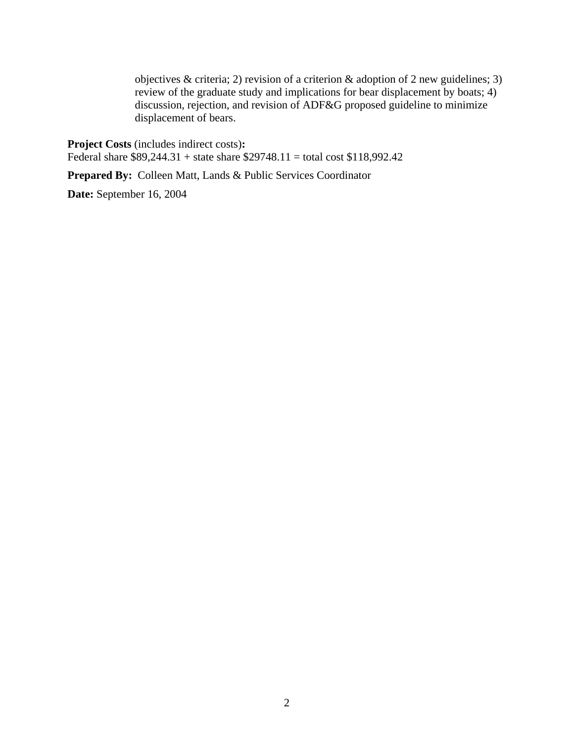objectives & criteria; 2) revision of a criterion & adoption of 2 new guidelines; 3) review of the graduate study and implications for bear displacement by boats; 4) discussion, rejection, and revision of ADF&G proposed guideline to minimize displacement of bears.

**Project Costs** (includes indirect costs)**:**
Federal share $89,244.31 + state share $29748.11 = total cost $118,992.42

**Prepared By:** Colleen Matt, Lands & Public Services Coordinator

**Date:** September 16, 2004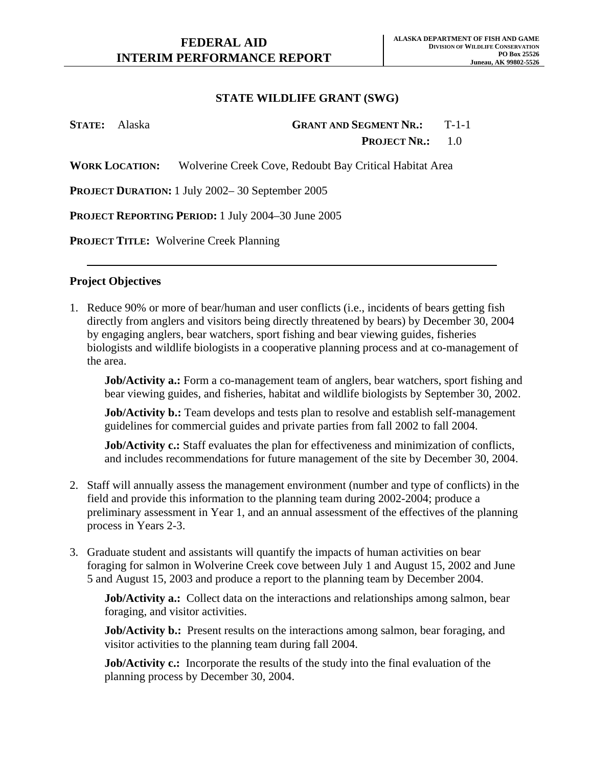# FEDERAL AID INTERIM PERFORMANCE REPORT

**ALASKA DEPARTMENT OF FISH AND GAME**
**DIVISION OF WILDLIFE CONSERVATION**
**PO Box 25526**
**Juneau, AK 99802-5526**

## STATE WILDLIFE GRANT (SWG)

**STATE:** Alaska **GRANT AND SEGMENT NR.:** T-1-1

**PROJECT NR.:** 1.0

**WORK LOCATION:** Wolverine Creek Cove, Redoubt Bay Critical Habitat Area

**PROJECT DURATION:** 1 July 2002– 30 September 2005

**PROJECT REPORTING PERIOD:** 1 July 2004–30 June 2005

**PROJECT TITLE:** Wolverine Creek Planning

---

### Project Objectives

1. Reduce 90% or more of bear/human and user conflicts (i.e., incidents of bears getting fish directly from anglers and visitors being directly threatened by bears) by December 30, 2004 by engaging anglers, bear watchers, sport fishing and bear viewing guides, fisheries biologists and wildlife biologists in a cooperative planning process and at co-management of the area.

   **Job/Activity a.:** Form a co-management team of anglers, bear watchers, sport fishing and bear viewing guides, and fisheries, habitat and wildlife biologists by September 30, 2002.

   **Job/Activity b.:** Team develops and tests plan to resolve and establish self-management guidelines for commercial guides and private parties from fall 2002 to fall 2004.

   **Job/Activity c.:** Staff evaluates the plan for effectiveness and minimization of conflicts, and includes recommendations for future management of the site by December 30, 2004.

2. Staff will annually assess the management environment (number and type of conflicts) in the field and provide this information to the planning team during 2002-2004; produce a preliminary assessment in Year 1, and an annual assessment of the effectives of the planning process in Years 2-3.

3. Graduate student and assistants will quantify the impacts of human activities on bear foraging for salmon in Wolverine Creek cove between July 1 and August 15, 2002 and June 5 and August 15, 2003 and produce a report to the planning team by December 2004.

   **Job/Activity a.:** Collect data on the interactions and relationships among salmon, bear foraging, and visitor activities.

   **Job/Activity b.:** Present results on the interactions among salmon, bear foraging, and visitor activities to the planning team during fall 2004.

   **Job/Activity c.:** Incorporate the results of the study into the final evaluation of the planning process by December 30, 2004.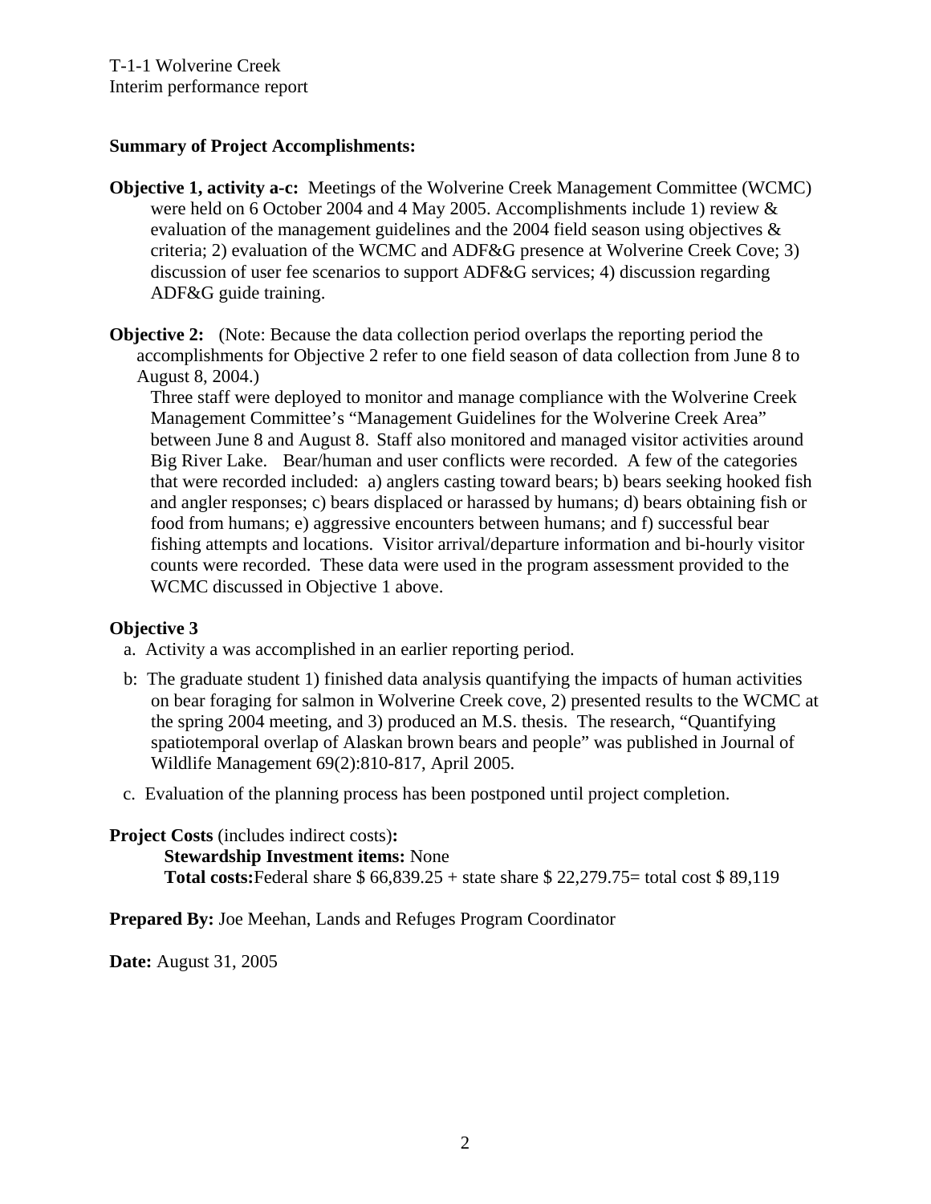T-1-1 Wolverine Creek
Interim performance report

**Summary of Project Accomplishments:**

**Objective 1, activity a-c:** Meetings of the Wolverine Creek Management Committee (WCMC) were held on 6 October 2004 and 4 May 2005. Accomplishments include 1) review & evaluation of the management guidelines and the 2004 field season using objectives & criteria; 2) evaluation of the WCMC and ADF&G presence at Wolverine Creek Cove; 3) discussion of user fee scenarios to support ADF&G services; 4) discussion regarding ADF&G guide training.

**Objective 2:** (Note: Because the data collection period overlaps the reporting period the accomplishments for Objective 2 refer to one field season of data collection from June 8 to August 8, 2004.)

Three staff were deployed to monitor and manage compliance with the Wolverine Creek Management Committee's "Management Guidelines for the Wolverine Creek Area" between June 8 and August 8. Staff also monitored and managed visitor activities around Big River Lake. Bear/human and user conflicts were recorded. A few of the categories that were recorded included: a) anglers casting toward bears; b) bears seeking hooked fish and angler responses; c) bears displaced or harassed by humans; d) bears obtaining fish or food from humans; e) aggressive encounters between humans; and f) successful bear fishing attempts and locations. Visitor arrival/departure information and bi-hourly visitor counts were recorded. These data were used in the program assessment provided to the WCMC discussed in Objective 1 above.

**Objective 3**

a. Activity a was accomplished in an earlier reporting period.

b: The graduate student 1) finished data analysis quantifying the impacts of human activities on bear foraging for salmon in Wolverine Creek cove, 2) presented results to the WCMC at the spring 2004 meeting, and 3) produced an M.S. thesis. The research, "Quantifying spatiotemporal overlap of Alaskan brown bears and people" was published in Journal of Wildlife Management 69(2):810-817, April 2005.

c. Evaluation of the planning process has been postponed until project completion.

**Project Costs** (includes indirect costs)**:**

**Stewardship Investment items:** None

**Total costs:**Federal share $ 66,839.25 + state share $ 22,279.75= total cost $ 89,119

**Prepared By:** Joe Meehan, Lands and Refuges Program Coordinator

**Date:** August 31, 2005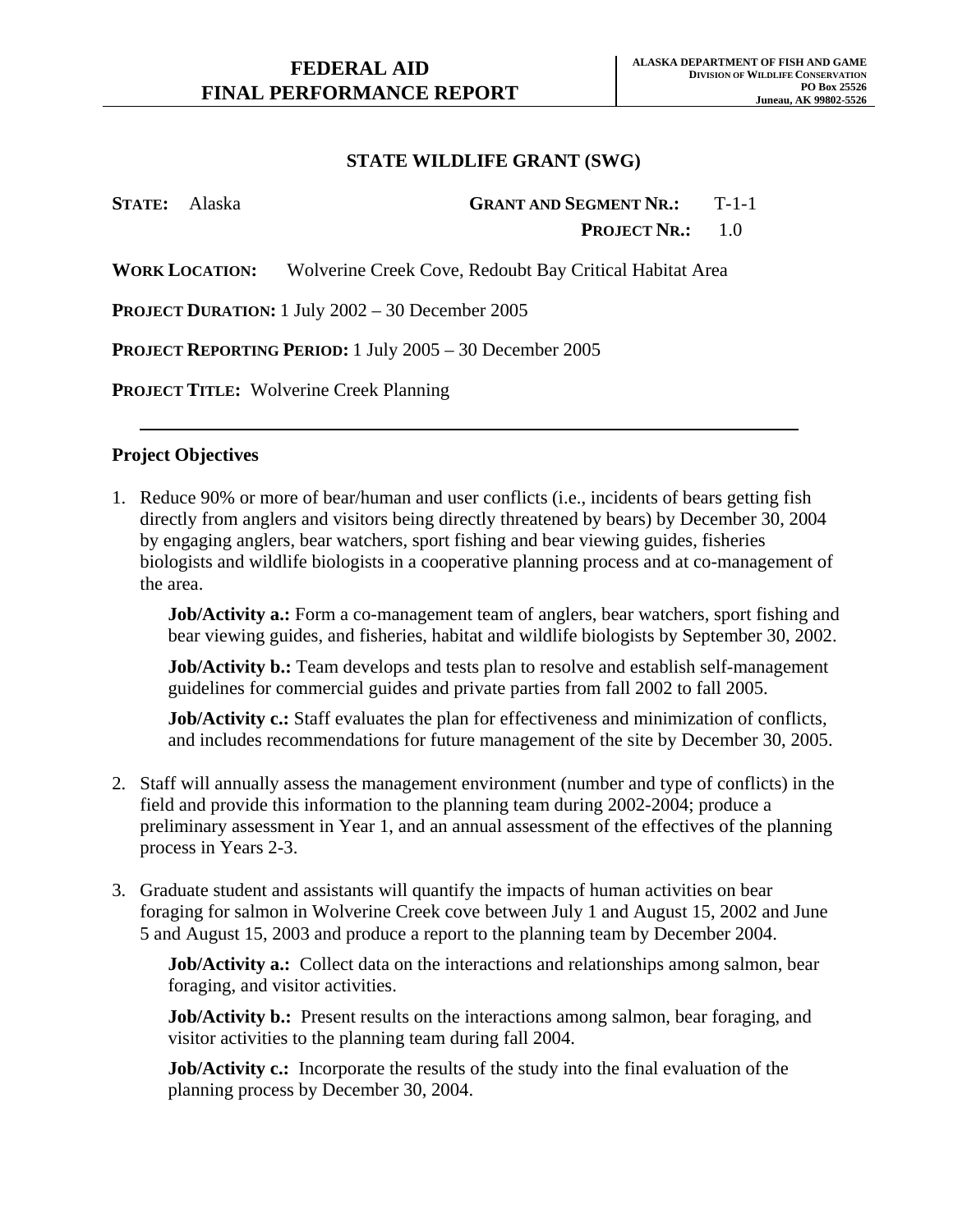# FEDERAL AID FINAL PERFORMANCE REPORT

ALASKA DEPARTMENT OF FISH AND GAME
DIVISION OF WILDLIFE CONSERVATION
PO Box 25526
Juneau, AK 99802-5526

## STATE WILDLIFE GRANT (SWG)

**STATE:** Alaska **GRANT AND SEGMENT NR.:** T-1-1
**PROJECT NR.:** 1.0

**WORK LOCATION:** Wolverine Creek Cove, Redoubt Bay Critical Habitat Area

**PROJECT DURATION:** 1 July 2002 – 30 December 2005

**PROJECT REPORTING PERIOD:** 1 July 2005 – 30 December 2005

**PROJECT TITLE:** Wolverine Creek Planning

---

### Project Objectives

1. Reduce 90% or more of bear/human and user conflicts (i.e., incidents of bears getting fish directly from anglers and visitors being directly threatened by bears) by December 30, 2004 by engaging anglers, bear watchers, sport fishing and bear viewing guides, fisheries biologists and wildlife biologists in a cooperative planning process and at co-management of the area.

   **Job/Activity a.:** Form a co-management team of anglers, bear watchers, sport fishing and bear viewing guides, and fisheries, habitat and wildlife biologists by September 30, 2002.

   **Job/Activity b.:** Team develops and tests plan to resolve and establish self-management guidelines for commercial guides and private parties from fall 2002 to fall 2005.

   **Job/Activity c.:** Staff evaluates the plan for effectiveness and minimization of conflicts, and includes recommendations for future management of the site by December 30, 2005.

2. Staff will annually assess the management environment (number and type of conflicts) in the field and provide this information to the planning team during 2002-2004; produce a preliminary assessment in Year 1, and an annual assessment of the effectives of the planning process in Years 2-3.

3. Graduate student and assistants will quantify the impacts of human activities on bear foraging for salmon in Wolverine Creek cove between July 1 and August 15, 2002 and June 5 and August 15, 2003 and produce a report to the planning team by December 2004.

   **Job/Activity a.:** Collect data on the interactions and relationships among salmon, bear foraging, and visitor activities.

   **Job/Activity b.:** Present results on the interactions among salmon, bear foraging, and visitor activities to the planning team during fall 2004.

   **Job/Activity c.:** Incorporate the results of the study into the final evaluation of the planning process by December 30, 2004.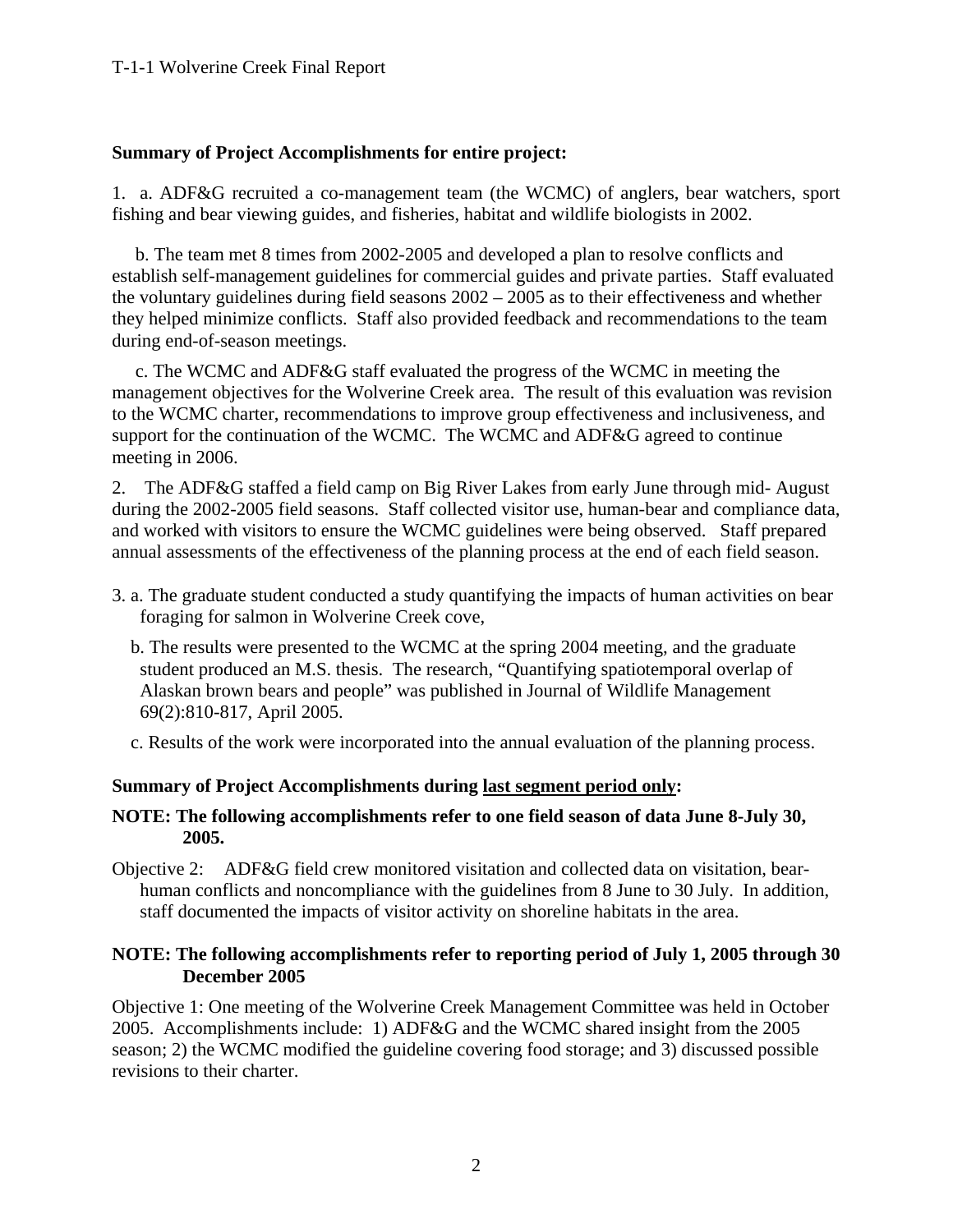**Summary of Project Accomplishments for entire project:**

1. a. ADF&G recruited a co-management team (the WCMC) of anglers, bear watchers, sport fishing and bear viewing guides, and fisheries, habitat and wildlife biologists in 2002.

   b. The team met 8 times from 2002-2005 and developed a plan to resolve conflicts and establish self-management guidelines for commercial guides and private parties. Staff evaluated the voluntary guidelines during field seasons 2002 – 2005 as to their effectiveness and whether they helped minimize conflicts. Staff also provided feedback and recommendations to the team during end-of-season meetings.

   c. The WCMC and ADF&G staff evaluated the progress of the WCMC in meeting the management objectives for the Wolverine Creek area. The result of this evaluation was revision to the WCMC charter, recommendations to improve group effectiveness and inclusiveness, and support for the continuation of the WCMC. The WCMC and ADF&G agreed to continue meeting in 2006.

2. The ADF&G staffed a field camp on Big River Lakes from early June through mid- August during the 2002-2005 field seasons. Staff collected visitor use, human-bear and compliance data, and worked with visitors to ensure the WCMC guidelines were being observed. Staff prepared annual assessments of the effectiveness of the planning process at the end of each field season.

3. a. The graduate student conducted a study quantifying the impacts of human activities on bear foraging for salmon in Wolverine Creek cove,

   b. The results were presented to the WCMC at the spring 2004 meeting, and the graduate student produced an M.S. thesis. The research, "Quantifying spatiotemporal overlap of Alaskan brown bears and people" was published in Journal of Wildlife Management 69(2):810-817, April 2005.

   c. Results of the work were incorporated into the annual evaluation of the planning process.

**Summary of Project Accomplishments during <u>last segment period only</u>:**

**NOTE: The following accomplishments refer to one field season of data June 8-July 30, 2005.**

Objective 2: ADF&G field crew monitored visitation and collected data on visitation, bear-human conflicts and noncompliance with the guidelines from 8 June to 30 July. In addition, staff documented the impacts of visitor activity on shoreline habitats in the area.

**NOTE: The following accomplishments refer to reporting period of July 1, 2005 through 30 December 2005**

Objective 1: One meeting of the Wolverine Creek Management Committee was held in October 2005. Accomplishments include: 1) ADF&G and the WCMC shared insight from the 2005 season; 2) the WCMC modified the guideline covering food storage; and 3) discussed possible revisions to their charter.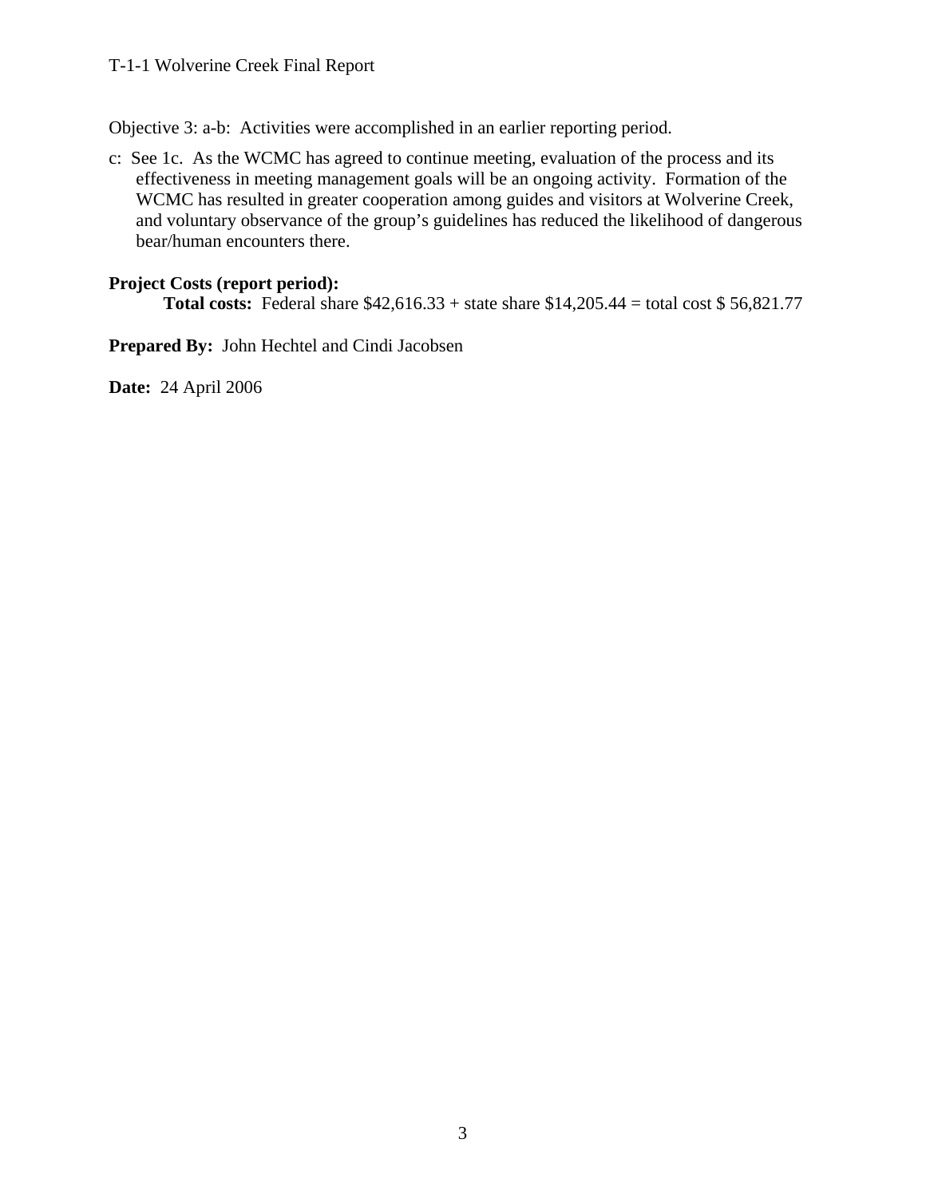Objective 3: a-b: Activities were accomplished in an earlier reporting period.

c: See 1c. As the WCMC has agreed to continue meeting, evaluation of the process and its effectiveness in meeting management goals will be an ongoing activity. Formation of the WCMC has resulted in greater cooperation among guides and visitors at Wolverine Creek, and voluntary observance of the group's guidelines has reduced the likelihood of dangerous bear/human encounters there.

**Project Costs (report period):**

**Total costs:** Federal share $42,616.33 + state share $14,205.44 = total cost $ 56,821.77

**Prepared By:** John Hechtel and Cindi Jacobsen

**Date:** 24 April 2006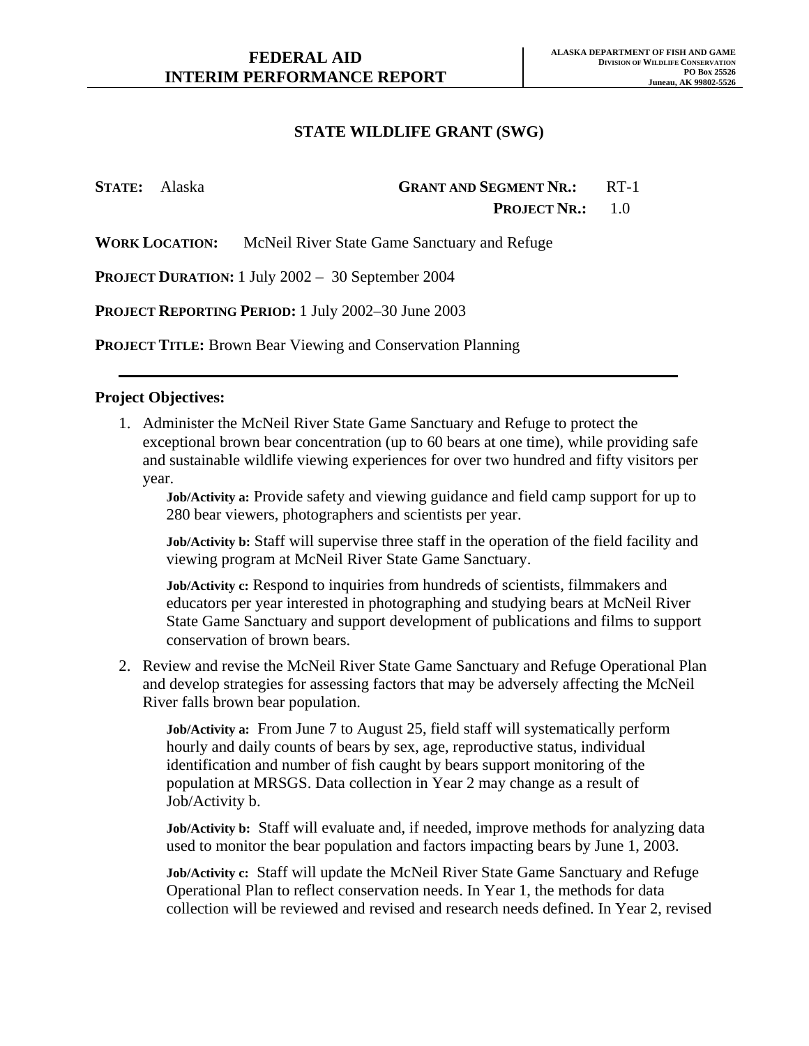**FEDERAL AID**
**INTERIM PERFORMANCE REPORT**

**ALASKA DEPARTMENT OF FISH AND GAME**
**DIVISION OF WILDLIFE CONSERVATION**
**PO Box 25526**
**Juneau, AK 99802-5526**

## STATE WILDLIFE GRANT (SWG)

**STATE:** Alaska **GRANT AND SEGMENT NR.:** RT-1
**PROJECT NR.:** 1.0

**WORK LOCATION:** McNeil River State Game Sanctuary and Refuge

**PROJECT DURATION:** 1 July 2002 – 30 September 2004

**PROJECT REPORTING PERIOD:** 1 July 2002–30 June 2003

**PROJECT TITLE:** Brown Bear Viewing and Conservation Planning

---

### Project Objectives:

1. Administer the McNeil River State Game Sanctuary and Refuge to protect the exceptional brown bear concentration (up to 60 bears at one time), while providing safe and sustainable wildlife viewing experiences for over two hundred and fifty visitors per year.

   **Job/Activity a:** Provide safety and viewing guidance and field camp support for up to 280 bear viewers, photographers and scientists per year.

   **Job/Activity b:** Staff will supervise three staff in the operation of the field facility and viewing program at McNeil River State Game Sanctuary.

   **Job/Activity c:** Respond to inquiries from hundreds of scientists, filmmakers and educators per year interested in photographing and studying bears at McNeil River State Game Sanctuary and support development of publications and films to support conservation of brown bears.

2. Review and revise the McNeil River State Game Sanctuary and Refuge Operational Plan and develop strategies for assessing factors that may be adversely affecting the McNeil River falls brown bear population.

   **Job/Activity a:** From June 7 to August 25, field staff will systematically perform hourly and daily counts of bears by sex, age, reproductive status, individual identification and number of fish caught by bears support monitoring of the population at MRSGS. Data collection in Year 2 may change as a result of Job/Activity b.

   **Job/Activity b:** Staff will evaluate and, if needed, improve methods for analyzing data used to monitor the bear population and factors impacting bears by June 1, 2003.

   **Job/Activity c:** Staff will update the McNeil River State Game Sanctuary and Refuge Operational Plan to reflect conservation needs. In Year 1, the methods for data collection will be reviewed and revised and research needs defined. In Year 2, revised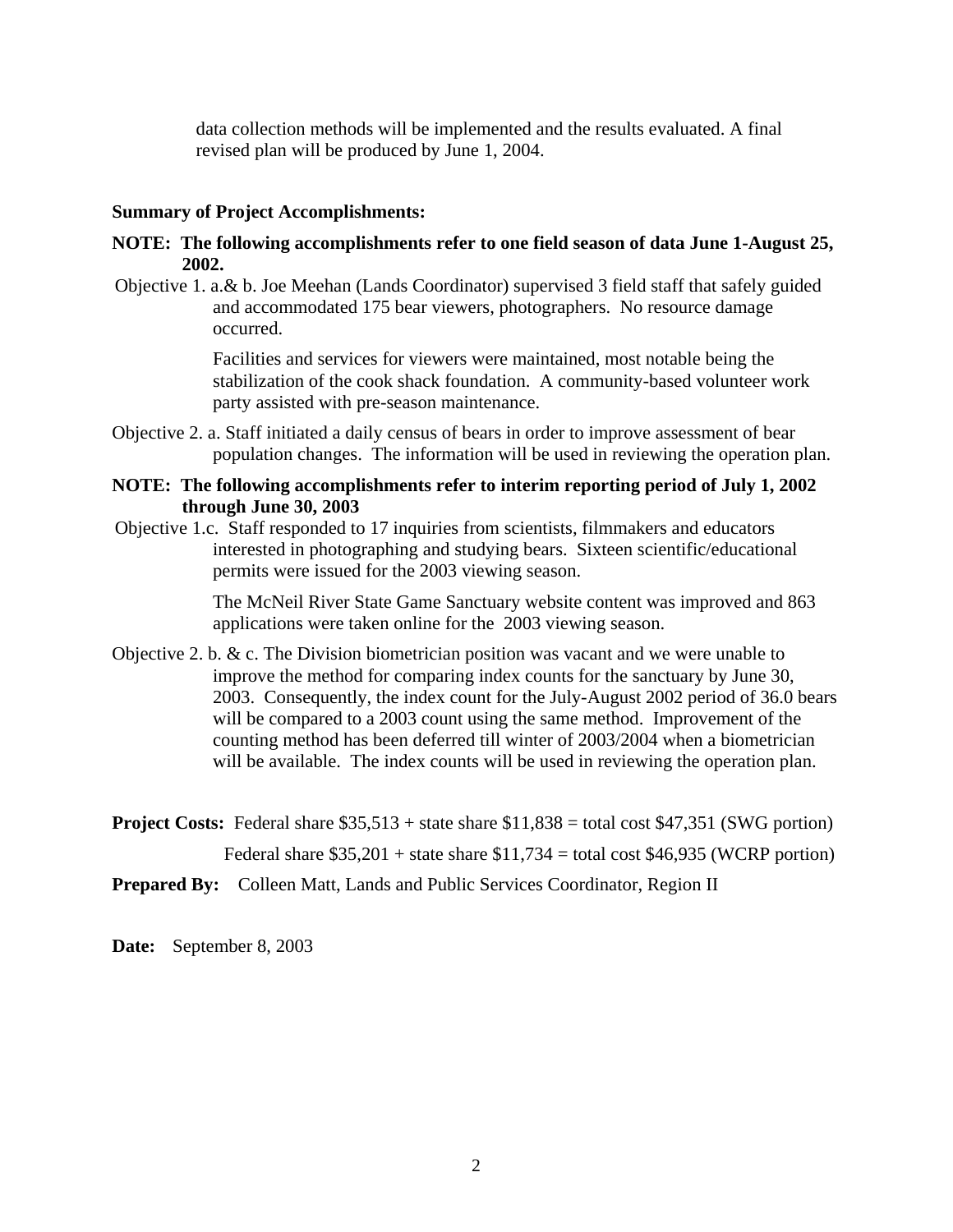data collection methods will be implemented and the results evaluated. A final revised plan will be produced by June 1, 2004.

**Summary of Project Accomplishments:**

**NOTE: The following accomplishments refer to one field season of data June 1-August 25, 2002.**

Objective 1. a.& b. Joe Meehan (Lands Coordinator) supervised 3 field staff that safely guided and accommodated 175 bear viewers, photographers. No resource damage occurred.

Facilities and services for viewers were maintained, most notable being the stabilization of the cook shack foundation. A community-based volunteer work party assisted with pre-season maintenance.

Objective 2. a. Staff initiated a daily census of bears in order to improve assessment of bear population changes. The information will be used in reviewing the operation plan.

**NOTE: The following accomplishments refer to interim reporting period of July 1, 2002 through June 30, 2003**

Objective 1.c. Staff responded to 17 inquiries from scientists, filmmakers and educators interested in photographing and studying bears. Sixteen scientific/educational permits were issued for the 2003 viewing season.

The McNeil River State Game Sanctuary website content was improved and 863 applications were taken online for the 2003 viewing season.

Objective 2. b. & c. The Division biometrician position was vacant and we were unable to improve the method for comparing index counts for the sanctuary by June 30, 2003. Consequently, the index count for the July-August 2002 period of 36.0 bears will be compared to a 2003 count using the same method. Improvement of the counting method has been deferred till winter of 2003/2004 when a biometrician will be available. The index counts will be used in reviewing the operation plan.

**Project Costs:** Federal share $35,513 + state share $11,838 = total cost $47,351 (SWG portion)

Federal share $35,201 + state share $11,734 = total cost $46,935 (WCRP portion)

**Prepared By:** Colleen Matt, Lands and Public Services Coordinator, Region II

**Date:** September 8, 2003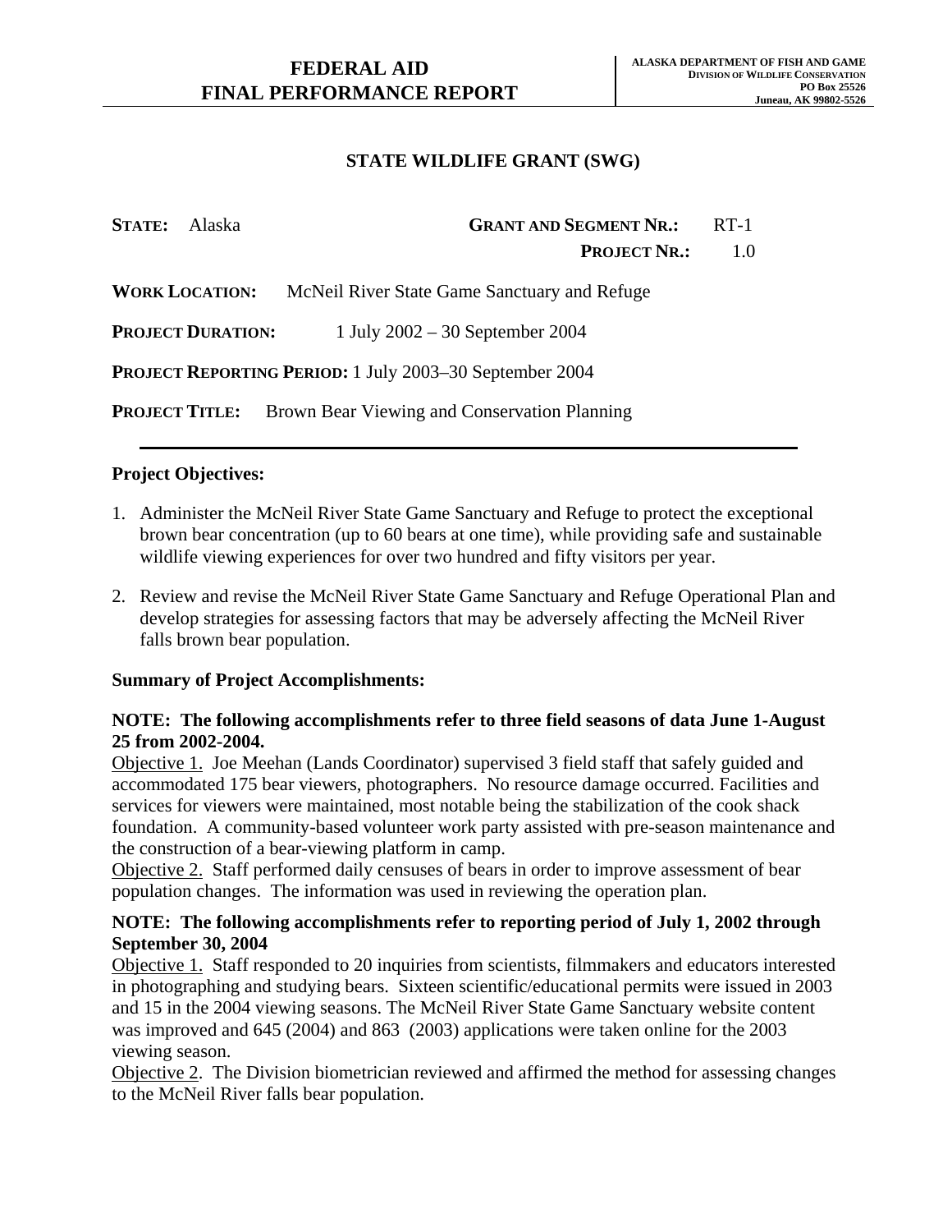# FEDERAL AID FINAL PERFORMANCE REPORT

**ALASKA DEPARTMENT OF FISH AND GAME**
**DIVISION OF WILDLIFE CONSERVATION**
**PO Box 25526**
**Juneau, AK 99802-5526**

## STATE WILDLIFE GRANT (SWG)

**STATE:** Alaska **GRANT AND SEGMENT NR.:** RT-1

**PROJECT NR.:** 1.0

**WORK LOCATION:** McNeil River State Game Sanctuary and Refuge

**PROJECT DURATION:** 1 July 2002 – 30 September 2004

**PROJECT REPORTING PERIOD:** 1 July 2003–30 September 2004

**PROJECT TITLE:** Brown Bear Viewing and Conservation Planning

---

**Project Objectives:**

1. Administer the McNeil River State Game Sanctuary and Refuge to protect the exceptional brown bear concentration (up to 60 bears at one time), while providing safe and sustainable wildlife viewing experiences for over two hundred and fifty visitors per year.
2. Review and revise the McNeil River State Game Sanctuary and Refuge Operational Plan and develop strategies for assessing factors that may be adversely affecting the McNeil River falls brown bear population.

**Summary of Project Accomplishments:**

**NOTE: The following accomplishments refer to three field seasons of data June 1-August 25 from 2002-2004.**

Objective 1. Joe Meehan (Lands Coordinator) supervised 3 field staff that safely guided and accommodated 175 bear viewers, photographers. No resource damage occurred. Facilities and services for viewers were maintained, most notable being the stabilization of the cook shack foundation. A community-based volunteer work party assisted with pre-season maintenance and the construction of a bear-viewing platform in camp.

Objective 2. Staff performed daily censuses of bears in order to improve assessment of bear population changes. The information was used in reviewing the operation plan.

**NOTE: The following accomplishments refer to reporting period of July 1, 2002 through September 30, 2004**

Objective 1. Staff responded to 20 inquiries from scientists, filmmakers and educators interested in photographing and studying bears. Sixteen scientific/educational permits were issued in 2003 and 15 in the 2004 viewing seasons. The McNeil River State Game Sanctuary website content was improved and 645 (2004) and 863 (2003) applications were taken online for the 2003 viewing season.

Objective 2. The Division biometrician reviewed and affirmed the method for assessing changes to the McNeil River falls bear population.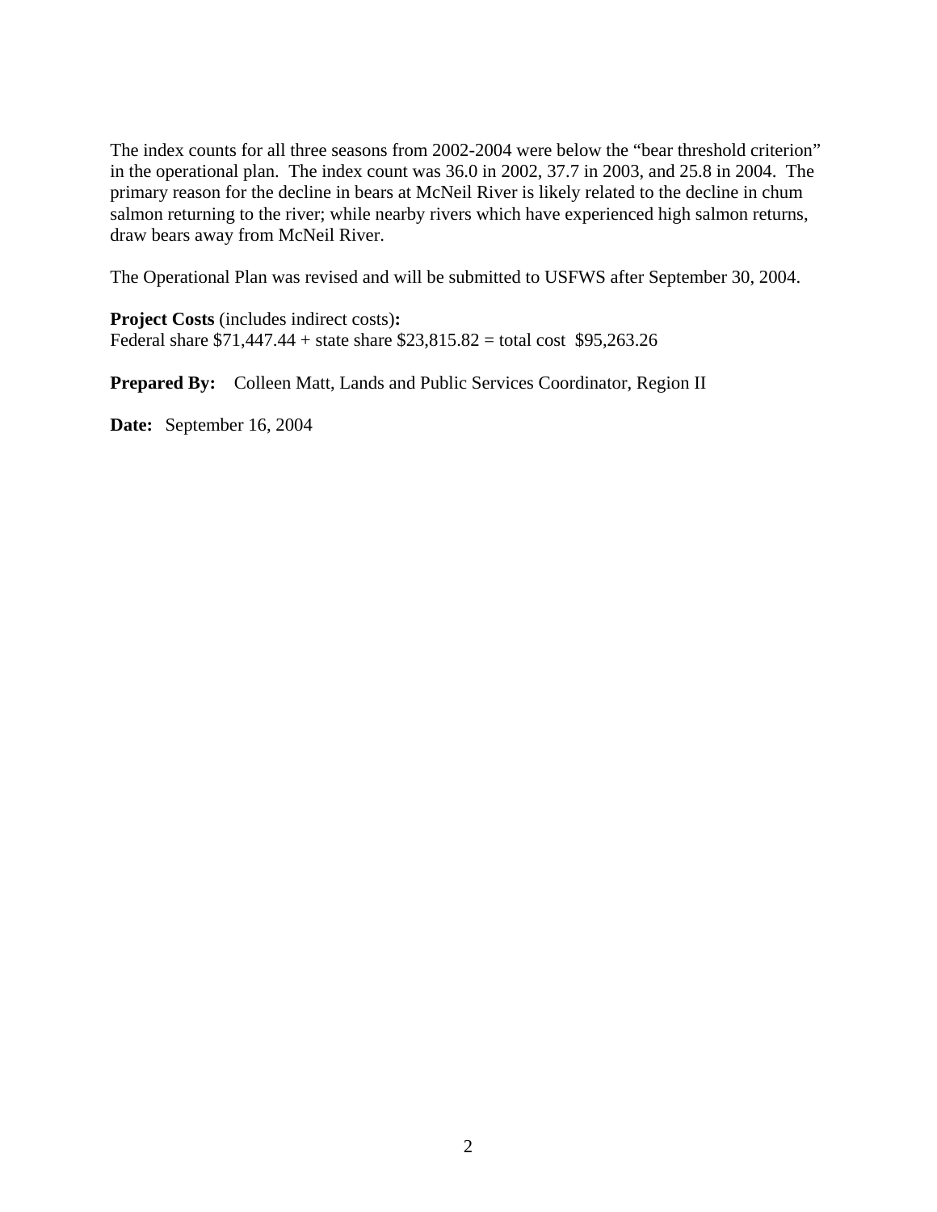The index counts for all three seasons from 2002-2004 were below the "bear threshold criterion" in the operational plan. The index count was 36.0 in 2002, 37.7 in 2003, and 25.8 in 2004. The primary reason for the decline in bears at McNeil River is likely related to the decline in chum salmon returning to the river; while nearby rivers which have experienced high salmon returns, draw bears away from McNeil River.

The Operational Plan was revised and will be submitted to USFWS after September 30, 2004.

**Project Costs** (includes indirect costs)**:**
Federal share $71,447.44 + state share $23,815.82 = total cost $95,263.26

**Prepared By:** Colleen Matt, Lands and Public Services Coordinator, Region II

**Date:** September 16, 2004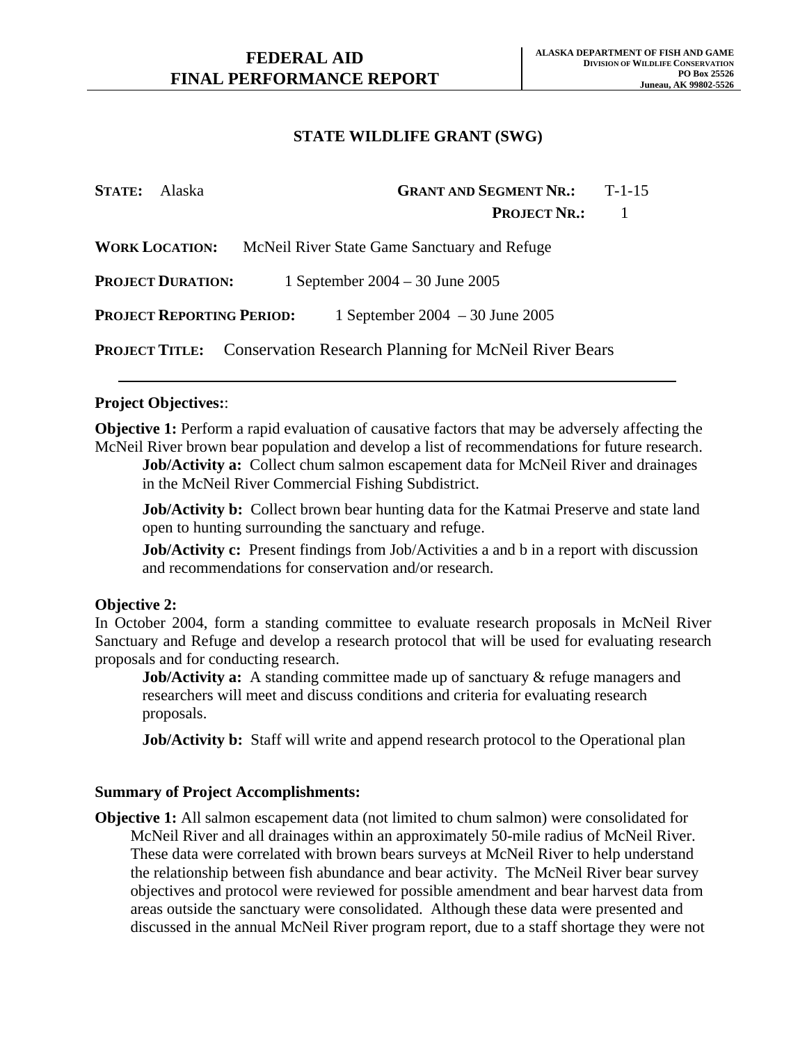# FEDERAL AID
# FINAL PERFORMANCE REPORT

**ALASKA DEPARTMENT OF FISH AND GAME**
**DIVISION OF WILDLIFE CONSERVATION**
**PO Box 25526**
**Juneau, AK 99802-5526**

## STATE WILDLIFE GRANT (SWG)

**STATE:** Alaska

**GRANT AND SEGMENT NR.:** T-1-15

**PROJECT NR.:** 1

**WORK LOCATION:** McNeil River State Game Sanctuary and Refuge

**PROJECT DURATION:** 1 September 2004 – 30 June 2005

**PROJECT REPORTING PERIOD:** 1 September 2004 – 30 June 2005

**PROJECT TITLE:** Conservation Research Planning for McNeil River Bears

---

**Project Objectives:**:

**Objective 1:** Perform a rapid evaluation of causative factors that may be adversely affecting the McNeil River brown bear population and develop a list of recommendations for future research.

**Job/Activity a:** Collect chum salmon escapement data for McNeil River and drainages in the McNeil River Commercial Fishing Subdistrict.

**Job/Activity b:** Collect brown bear hunting data for the Katmai Preserve and state land open to hunting surrounding the sanctuary and refuge.

**Job/Activity c:** Present findings from Job/Activities a and b in a report with discussion and recommendations for conservation and/or research.

**Objective 2:**
In October 2004, form a standing committee to evaluate research proposals in McNeil River Sanctuary and Refuge and develop a research protocol that will be used for evaluating research proposals and for conducting research.

**Job/Activity a:** A standing committee made up of sanctuary & refuge managers and researchers will meet and discuss conditions and criteria for evaluating research proposals.

**Job/Activity b:** Staff will write and append research protocol to the Operational plan

**Summary of Project Accomplishments:**

**Objective 1:** All salmon escapement data (not limited to chum salmon) were consolidated for McNeil River and all drainages within an approximately 50-mile radius of McNeil River. These data were correlated with brown bears surveys at McNeil River to help understand the relationship between fish abundance and bear activity. The McNeil River bear survey objectives and protocol were reviewed for possible amendment and bear harvest data from areas outside the sanctuary were consolidated. Although these data were presented and discussed in the annual McNeil River program report, due to a staff shortage they were not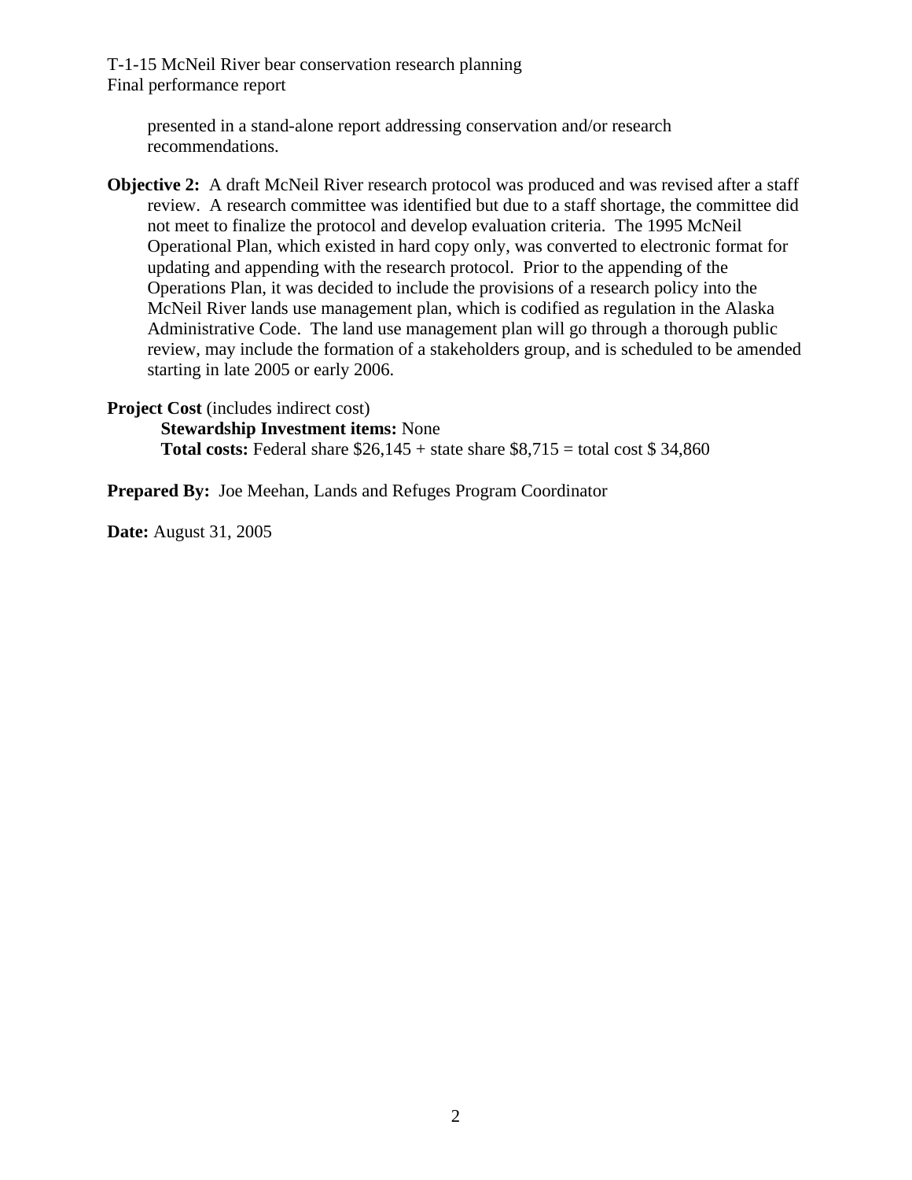presented in a stand-alone report addressing conservation and/or research recommendations.

**Objective 2:** A draft McNeil River research protocol was produced and was revised after a staff review. A research committee was identified but due to a staff shortage, the committee did not meet to finalize the protocol and develop evaluation criteria. The 1995 McNeil Operational Plan, which existed in hard copy only, was converted to electronic format for updating and appending with the research protocol. Prior to the appending of the Operations Plan, it was decided to include the provisions of a research policy into the McNeil River lands use management plan, which is codified as regulation in the Alaska Administrative Code. The land use management plan will go through a thorough public review, may include the formation of a stakeholders group, and is scheduled to be amended starting in late 2005 or early 2006.

**Project Cost** (includes indirect cost)

**Stewardship Investment items:** None

**Total costs:** Federal share $26,145 + state share $8,715 = total cost $ 34,860

**Prepared By:** Joe Meehan, Lands and Refuges Program Coordinator

**Date:** August 31, 2005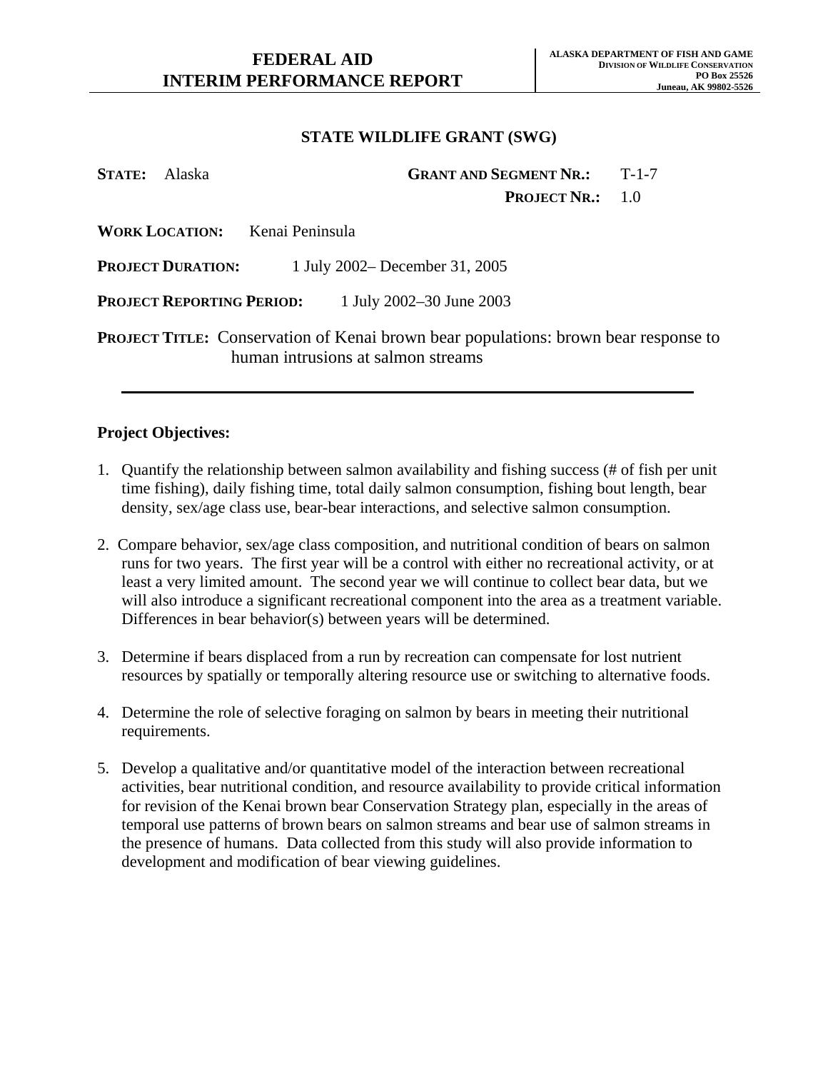# FEDERAL AID INTERIM PERFORMANCE REPORT

**ALASKA DEPARTMENT OF FISH AND GAME**
**DIVISION OF WILDLIFE CONSERVATION**
**PO Box 25526**
**Juneau, AK 99802-5526**

## STATE WILDLIFE GRANT (SWG)

**STATE:** Alaska **GRANT AND SEGMENT NR.:** T-1-7

**PROJECT NR.:** 1.0

**WORK LOCATION:** Kenai Peninsula

**PROJECT DURATION:** 1 July 2002– December 31, 2005

**PROJECT REPORTING PERIOD:** 1 July 2002–30 June 2003

**PROJECT TITLE:** Conservation of Kenai brown bear populations: brown bear response to human intrusions at salmon streams

---

### Project Objectives:

1. Quantify the relationship between salmon availability and fishing success (# of fish per unit time fishing), daily fishing time, total daily salmon consumption, fishing bout length, bear density, sex/age class use, bear-bear interactions, and selective salmon consumption.

2. Compare behavior, sex/age class composition, and nutritional condition of bears on salmon runs for two years. The first year will be a control with either no recreational activity, or at least a very limited amount. The second year we will continue to collect bear data, but we will also introduce a significant recreational component into the area as a treatment variable. Differences in bear behavior(s) between years will be determined.

3. Determine if bears displaced from a run by recreation can compensate for lost nutrient resources by spatially or temporally altering resource use or switching to alternative foods.

4. Determine the role of selective foraging on salmon by bears in meeting their nutritional requirements.

5. Develop a qualitative and/or quantitative model of the interaction between recreational activities, bear nutritional condition, and resource availability to provide critical information for revision of the Kenai brown bear Conservation Strategy plan, especially in the areas of temporal use patterns of brown bears on salmon streams and bear use of salmon streams in the presence of humans. Data collected from this study will also provide information to development and modification of bear viewing guidelines.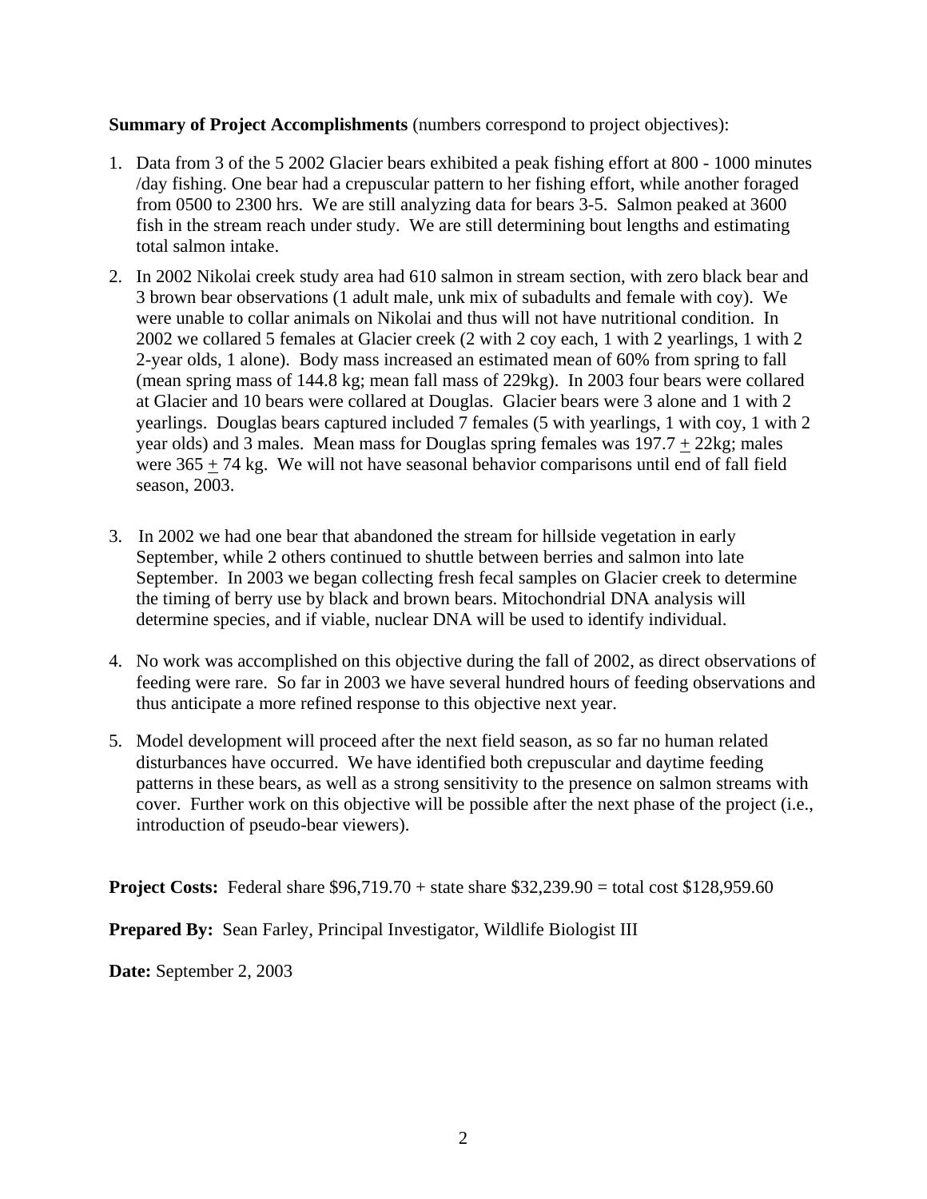**Summary of Project Accomplishments** (numbers correspond to project objectives):

1. Data from 3 of the 5 2002 Glacier bears exhibited a peak fishing effort at 800 - 1000 minutes /day fishing. One bear had a crepuscular pattern to her fishing effort, while another foraged from 0500 to 2300 hrs. We are still analyzing data for bears 3-5. Salmon peaked at 3600 fish in the stream reach under study. We are still determining bout lengths and estimating total salmon intake.

2. In 2002 Nikolai creek study area had 610 salmon in stream section, with zero black bear and 3 brown bear observations (1 adult male, unk mix of subadults and female with coy). We were unable to collar animals on Nikolai and thus will not have nutritional condition. In 2002 we collared 5 females at Glacier creek (2 with 2 coy each, 1 with 2 yearlings, 1 with 2 2-year olds, 1 alone). Body mass increased an estimated mean of 60% from spring to fall (mean spring mass of 144.8 kg; mean fall mass of 229kg). In 2003 four bears were collared at Glacier and 10 bears were collared at Douglas. Glacier bears were 3 alone and 1 with 2 yearlings. Douglas bears captured included 7 females (5 with yearlings, 1 with coy, 1 with 2 year olds) and 3 males. Mean mass for Douglas spring females was 197.7 $\pm$ 22kg; males were 365 $\pm$ 74 kg. We will not have seasonal behavior comparisons until end of fall field season, 2003.

3. In 2002 we had one bear that abandoned the stream for hillside vegetation in early September, while 2 others continued to shuttle between berries and salmon into late September. In 2003 we began collecting fresh fecal samples on Glacier creek to determine the timing of berry use by black and brown bears. Mitochondrial DNA analysis will determine species, and if viable, nuclear DNA will be used to identify individual.

4. No work was accomplished on this objective during the fall of 2002, as direct observations of feeding were rare. So far in 2003 we have several hundred hours of feeding observations and thus anticipate a more refined response to this objective next year.

5. Model development will proceed after the next field season, as so far no human related disturbances have occurred. We have identified both crepuscular and daytime feeding patterns in these bears, as well as a strong sensitivity to the presence on salmon streams with cover. Further work on this objective will be possible after the next phase of the project (i.e., introduction of pseudo-bear viewers).

**Project Costs:** Federal share $96,719.70 + state share $32,239.90 = total cost $128,959.60

**Prepared By:** Sean Farley, Principal Investigator, Wildlife Biologist III

**Date:** September 2, 2003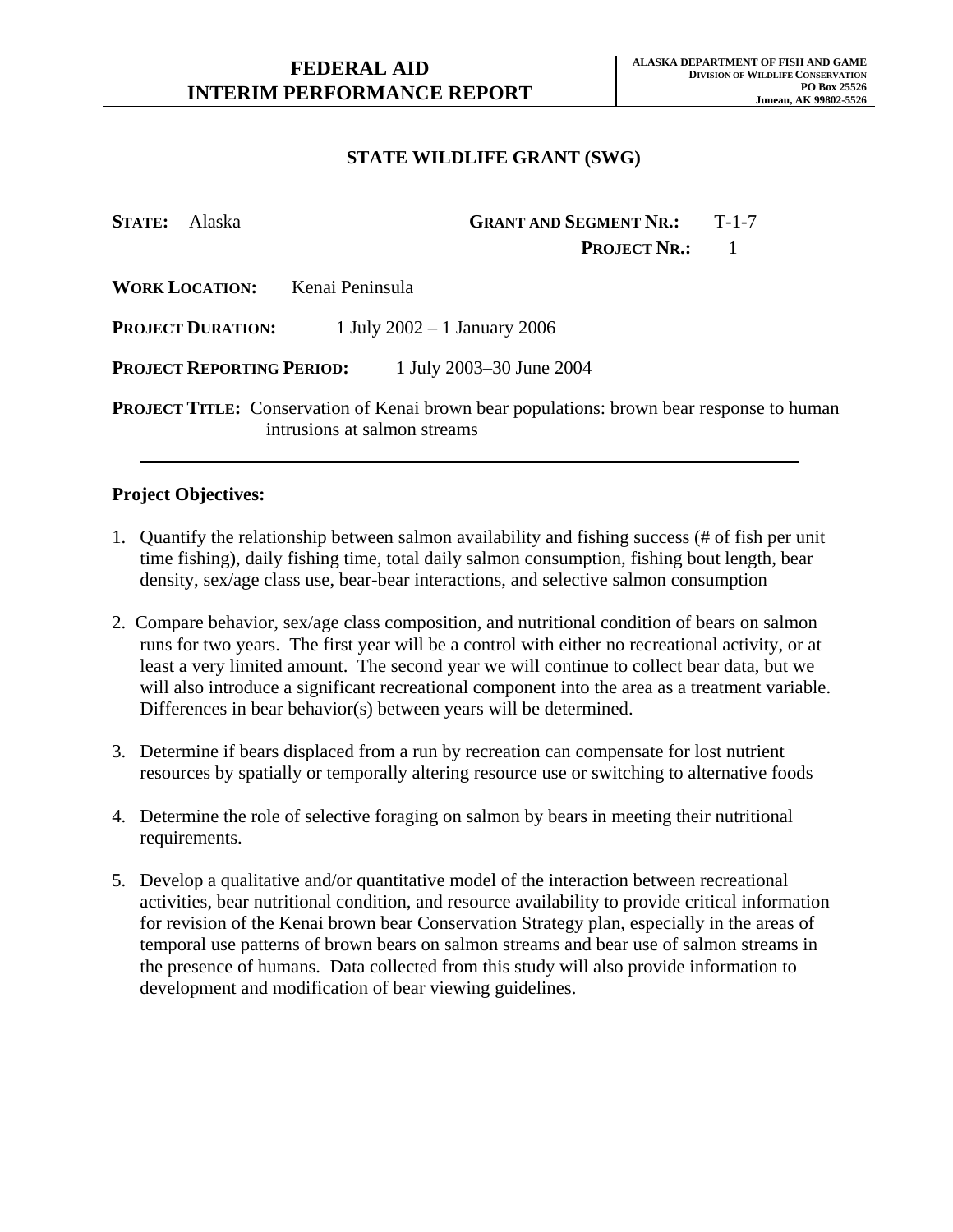# FEDERAL AID INTERIM PERFORMANCE REPORT

ALASKA DEPARTMENT OF FISH AND GAME
DIVISION OF WILDLIFE CONSERVATION
PO Box 25526
Juneau, AK 99802-5526

## STATE WILDLIFE GRANT (SWG)

**STATE:** Alaska  **GRANT AND SEGMENT NR.:** T-1-7

**PROJECT NR.:** 1

**WORK LOCATION:** Kenai Peninsula

**PROJECT DURATION:** 1 July 2002 – 1 January 2006

**PROJECT REPORTING PERIOD:** 1 July 2003–30 June 2004

**PROJECT TITLE:** Conservation of Kenai brown bear populations: brown bear response to human intrusions at salmon streams

---

**Project Objectives:**

1. Quantify the relationship between salmon availability and fishing success (# of fish per unit time fishing), daily fishing time, total daily salmon consumption, fishing bout length, bear density, sex/age class use, bear-bear interactions, and selective salmon consumption

2. Compare behavior, sex/age class composition, and nutritional condition of bears on salmon runs for two years. The first year will be a control with either no recreational activity, or at least a very limited amount. The second year we will continue to collect bear data, but we will also introduce a significant recreational component into the area as a treatment variable. Differences in bear behavior(s) between years will be determined.

3. Determine if bears displaced from a run by recreation can compensate for lost nutrient resources by spatially or temporally altering resource use or switching to alternative foods

4. Determine the role of selective foraging on salmon by bears in meeting their nutritional requirements.

5. Develop a qualitative and/or quantitative model of the interaction between recreational activities, bear nutritional condition, and resource availability to provide critical information for revision of the Kenai brown bear Conservation Strategy plan, especially in the areas of temporal use patterns of brown bears on salmon streams and bear use of salmon streams in the presence of humans. Data collected from this study will also provide information to development and modification of bear viewing guidelines.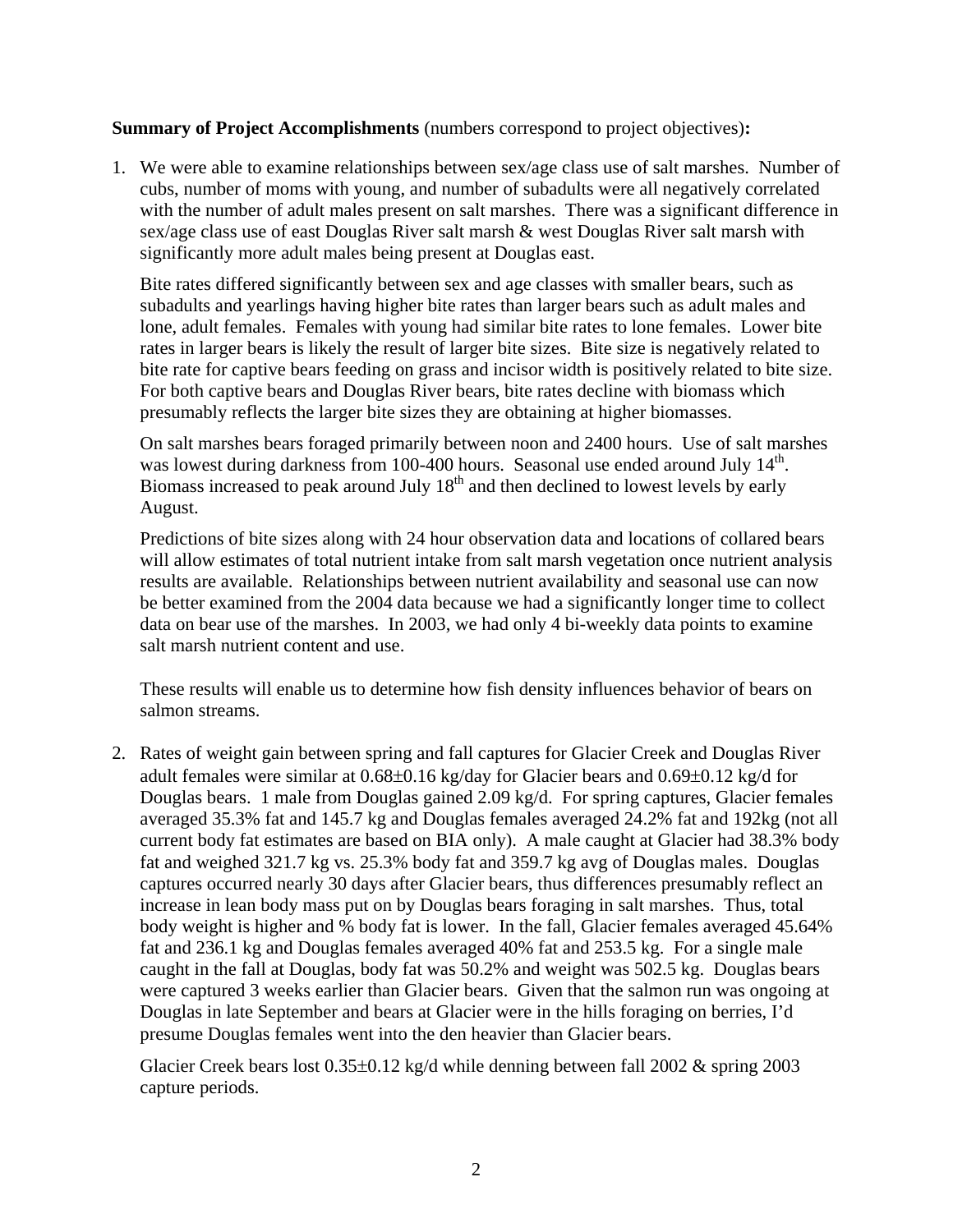**Summary of Project Accomplishments** (numbers correspond to project objectives)**:**

1. We were able to examine relationships between sex/age class use of salt marshes. Number of cubs, number of moms with young, and number of subadults were all negatively correlated with the number of adult males present on salt marshes. There was a significant difference in sex/age class use of east Douglas River salt marsh & west Douglas River salt marsh with significantly more adult males being present at Douglas east.

   Bite rates differed significantly between sex and age classes with smaller bears, such as subadults and yearlings having higher bite rates than larger bears such as adult males and lone, adult females. Females with young had similar bite rates to lone females. Lower bite rates in larger bears is likely the result of larger bite sizes. Bite size is negatively related to bite rate for captive bears feeding on grass and incisor width is positively related to bite size. For both captive bears and Douglas River bears, bite rates decline with biomass which presumably reflects the larger bite sizes they are obtaining at higher biomasses.

   On salt marshes bears foraged primarily between noon and 2400 hours. Use of salt marshes was lowest during darkness from 100-400 hours. Seasonal use ended around July 14th. Biomass increased to peak around July 18th and then declined to lowest levels by early August.

   Predictions of bite sizes along with 24 hour observation data and locations of collared bears will allow estimates of total nutrient intake from salt marsh vegetation once nutrient analysis results are available. Relationships between nutrient availability and seasonal use can now be better examined from the 2004 data because we had a significantly longer time to collect data on bear use of the marshes. In 2003, we had only 4 bi-weekly data points to examine salt marsh nutrient content and use.

   These results will enable us to determine how fish density influences behavior of bears on salmon streams.

2. Rates of weight gain between spring and fall captures for Glacier Creek and Douglas River adult females were similar at $0.68 \pm 0.16$ kg/day for Glacier bears and $0.69 \pm 0.12$ kg/d for Douglas bears. 1 male from Douglas gained 2.09 kg/d. For spring captures, Glacier females averaged 35.3% fat and 145.7 kg and Douglas females averaged 24.2% fat and 192kg (not all current body fat estimates are based on BIA only). A male caught at Glacier had 38.3% body fat and weighed 321.7 kg vs. 25.3% body fat and 359.7 kg avg of Douglas males. Douglas captures occurred nearly 30 days after Glacier bears, thus differences presumably reflect an increase in lean body mass put on by Douglas bears foraging in salt marshes. Thus, total body weight is higher and % body fat is lower. In the fall, Glacier females averaged 45.64% fat and 236.1 kg and Douglas females averaged 40% fat and 253.5 kg. For a single male caught in the fall at Douglas, body fat was 50.2% and weight was 502.5 kg. Douglas bears were captured 3 weeks earlier than Glacier bears. Given that the salmon run was ongoing at Douglas in late September and bears at Glacier were in the hills foraging on berries, I'd presume Douglas females went into the den heavier than Glacier bears.

   Glacier Creek bears lost $0.35 \pm 0.12$ kg/d while denning between fall 2002 & spring 2003 capture periods.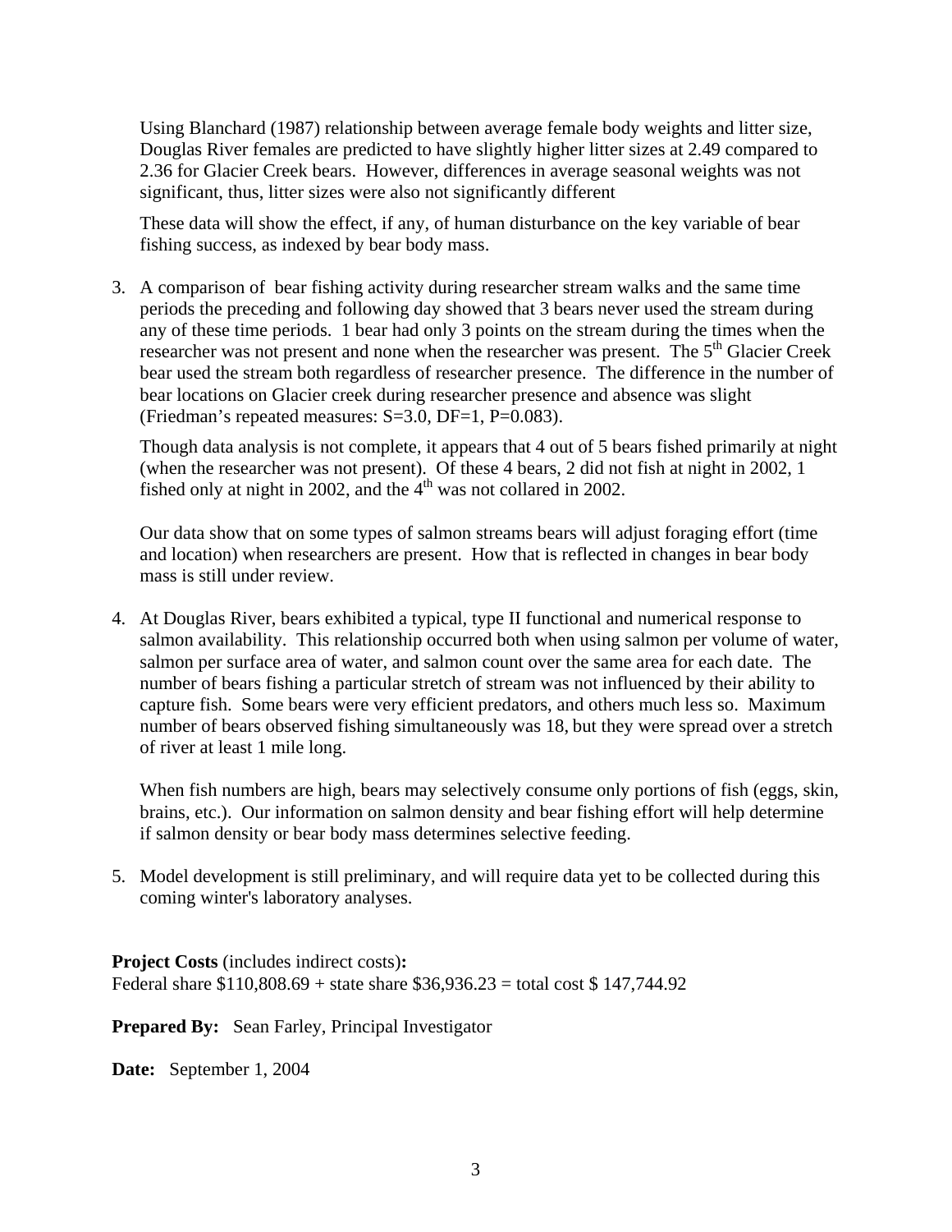Using Blanchard (1987) relationship between average female body weights and litter size, Douglas River females are predicted to have slightly higher litter sizes at 2.49 compared to 2.36 for Glacier Creek bears. However, differences in average seasonal weights was not significant, thus, litter sizes were also not significantly different

These data will show the effect, if any, of human disturbance on the key variable of bear fishing success, as indexed by bear body mass.

3. A comparison of bear fishing activity during researcher stream walks and the same time periods the preceding and following day showed that 3 bears never used the stream during any of these time periods. 1 bear had only 3 points on the stream during the times when the researcher was not present and none when the researcher was present. The 5th Glacier Creek bear used the stream both regardless of researcher presence. The difference in the number of bear locations on Glacier creek during researcher presence and absence was slight (Friedman's repeated measures: $S=3.0$, $DF=1$, $P=0.083$).

   Though data analysis is not complete, it appears that 4 out of 5 bears fished primarily at night (when the researcher was not present). Of these 4 bears, 2 did not fish at night in 2002, 1 fished only at night in 2002, and the 4th was not collared in 2002.

   Our data show that on some types of salmon streams bears will adjust foraging effort (time and location) when researchers are present. How that is reflected in changes in bear body mass is still under review.

4. At Douglas River, bears exhibited a typical, type II functional and numerical response to salmon availability. This relationship occurred both when using salmon per volume of water, salmon per surface area of water, and salmon count over the same area for each date. The number of bears fishing a particular stretch of stream was not influenced by their ability to capture fish. Some bears were very efficient predators, and others much less so. Maximum number of bears observed fishing simultaneously was 18, but they were spread over a stretch of river at least 1 mile long.

   When fish numbers are high, bears may selectively consume only portions of fish (eggs, skin, brains, etc.). Our information on salmon density and bear fishing effort will help determine if salmon density or bear body mass determines selective feeding.

5. Model development is still preliminary, and will require data yet to be collected during this coming winter's laboratory analyses.

**Project Costs** (includes indirect costs)**:**
Federal share $110,808.69 + state share $36,936.23 = total cost $ 147,744.92

**Prepared By:** Sean Farley, Principal Investigator

**Date:** September 1, 2004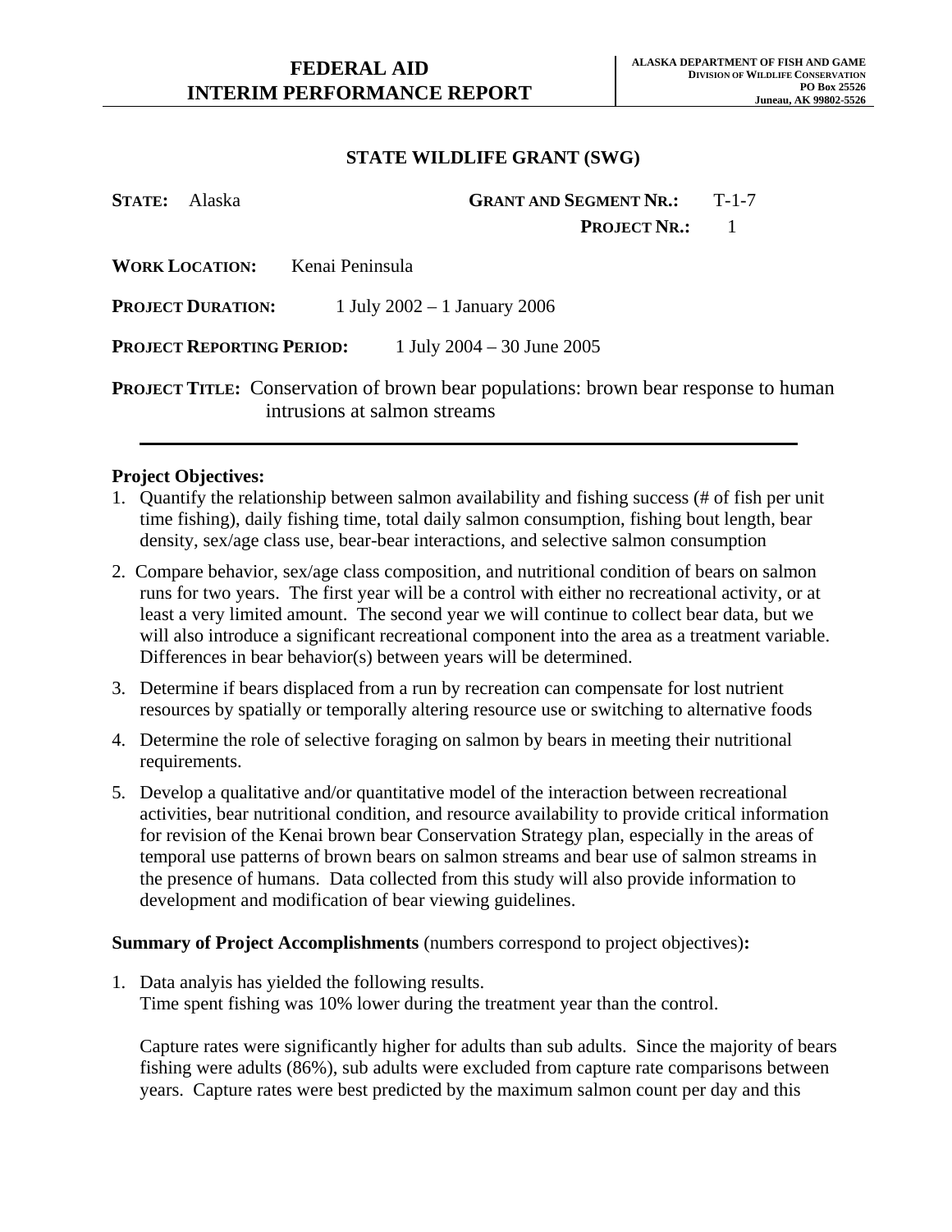# FEDERAL AID
# INTERIM PERFORMANCE REPORT

**ALASKA DEPARTMENT OF FISH AND GAME**
**DIVISION OF WILDLIFE CONSERVATION**
**PO Box 25526**
**Juneau, AK 99802-5526**

## STATE WILDLIFE GRANT (SWG)

**STATE:** Alaska **GRANT AND SEGMENT NR.:** T-1-7
**PROJECT NR.:** 1

**WORK LOCATION:** Kenai Peninsula

**PROJECT DURATION:** 1 July 2002 – 1 January 2006

**PROJECT REPORTING PERIOD:** 1 July 2004 – 30 June 2005

**PROJECT TITLE:** Conservation of brown bear populations: brown bear response to human intrusions at salmon streams

---

**Project Objectives:**

1. Quantify the relationship between salmon availability and fishing success (# of fish per unit time fishing), daily fishing time, total daily salmon consumption, fishing bout length, bear density, sex/age class use, bear-bear interactions, and selective salmon consumption
2. Compare behavior, sex/age class composition, and nutritional condition of bears on salmon runs for two years. The first year will be a control with either no recreational activity, or at least a very limited amount. The second year we will continue to collect bear data, but we will also introduce a significant recreational component into the area as a treatment variable. Differences in bear behavior(s) between years will be determined.
3. Determine if bears displaced from a run by recreation can compensate for lost nutrient resources by spatially or temporally altering resource use or switching to alternative foods
4. Determine the role of selective foraging on salmon by bears in meeting their nutritional requirements.
5. Develop a qualitative and/or quantitative model of the interaction between recreational activities, bear nutritional condition, and resource availability to provide critical information for revision of the Kenai brown bear Conservation Strategy plan, especially in the areas of temporal use patterns of brown bears on salmon streams and bear use of salmon streams in the presence of humans. Data collected from this study will also provide information to development and modification of bear viewing guidelines.

**Summary of Project Accomplishments** (numbers correspond to project objectives)**:**

1. Data analyis has yielded the following results.
   Time spent fishing was 10% lower during the treatment year than the control.

   Capture rates were significantly higher for adults than sub adults. Since the majority of bears fishing were adults (86%), sub adults were excluded from capture rate comparisons between years. Capture rates were best predicted by the maximum salmon count per day and this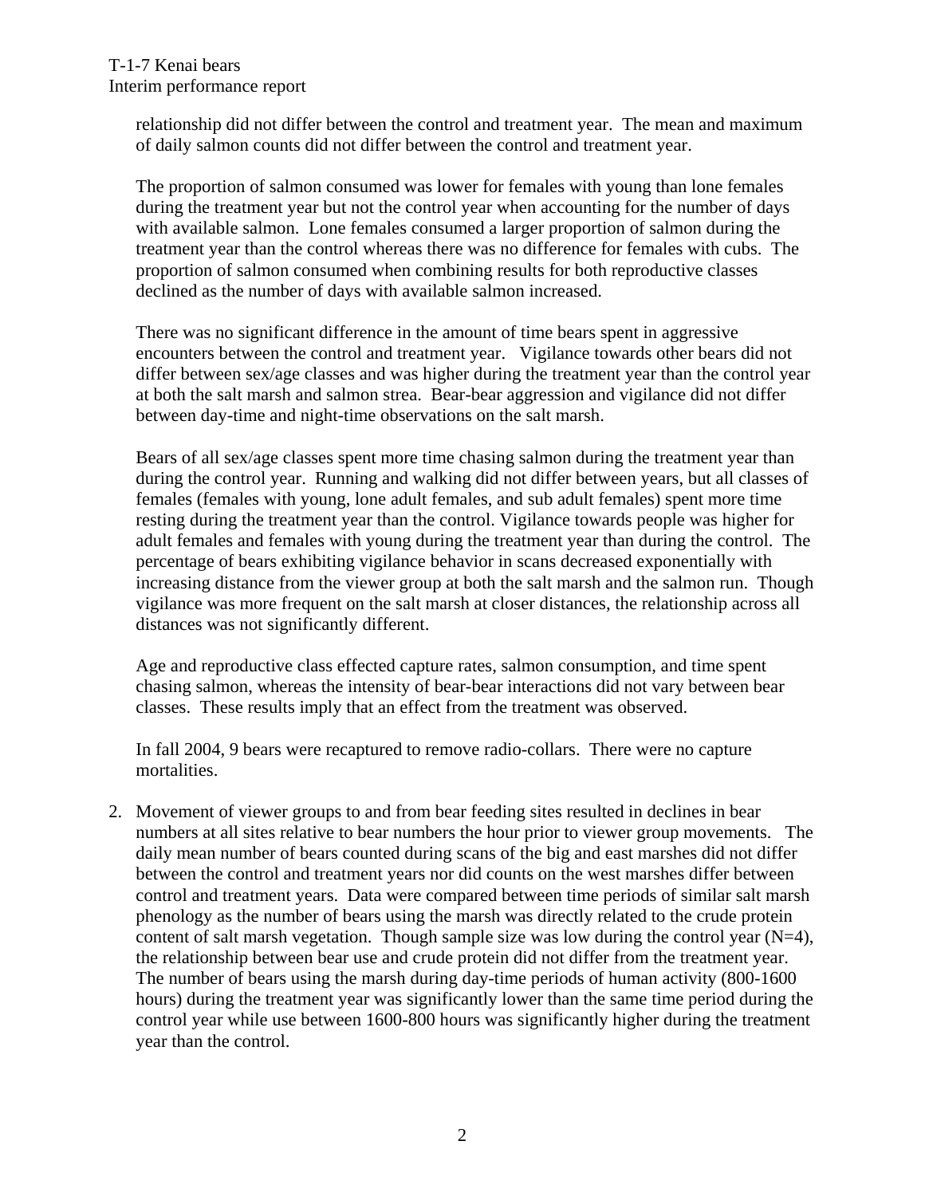relationship did not differ between the control and treatment year. The mean and maximum of daily salmon counts did not differ between the control and treatment year.

The proportion of salmon consumed was lower for females with young than lone females during the treatment year but not the control year when accounting for the number of days with available salmon. Lone females consumed a larger proportion of salmon during the treatment year than the control whereas there was no difference for females with cubs. The proportion of salmon consumed when combining results for both reproductive classes declined as the number of days with available salmon increased.

There was no significant difference in the amount of time bears spent in aggressive encounters between the control and treatment year. Vigilance towards other bears did not differ between sex/age classes and was higher during the treatment year than the control year at both the salt marsh and salmon strea. Bear-bear aggression and vigilance did not differ between day-time and night-time observations on the salt marsh.

Bears of all sex/age classes spent more time chasing salmon during the treatment year than during the control year. Running and walking did not differ between years, but all classes of females (females with young, lone adult females, and sub adult females) spent more time resting during the treatment year than the control. Vigilance towards people was higher for adult females and females with young during the treatment year than during the control. The percentage of bears exhibiting vigilance behavior in scans decreased exponentially with increasing distance from the viewer group at both the salt marsh and the salmon run. Though vigilance was more frequent on the salt marsh at closer distances, the relationship across all distances was not significantly different.

Age and reproductive class effected capture rates, salmon consumption, and time spent chasing salmon, whereas the intensity of bear-bear interactions did not vary between bear classes. These results imply that an effect from the treatment was observed.

In fall 2004, 9 bears were recaptured to remove radio-collars. There were no capture mortalities.

2. Movement of viewer groups to and from bear feeding sites resulted in declines in bear numbers at all sites relative to bear numbers the hour prior to viewer group movements. The daily mean number of bears counted during scans of the big and east marshes did not differ between the control and treatment years nor did counts on the west marshes differ between control and treatment years. Data were compared between time periods of similar salt marsh phenology as the number of bears using the marsh was directly related to the crude protein content of salt marsh vegetation. Though sample size was low during the control year (N=4), the relationship between bear use and crude protein did not differ from the treatment year. The number of bears using the marsh during day-time periods of human activity (800-1600 hours) during the treatment year was significantly lower than the same time period during the control year while use between 1600-800 hours was significantly higher during the treatment year than the control.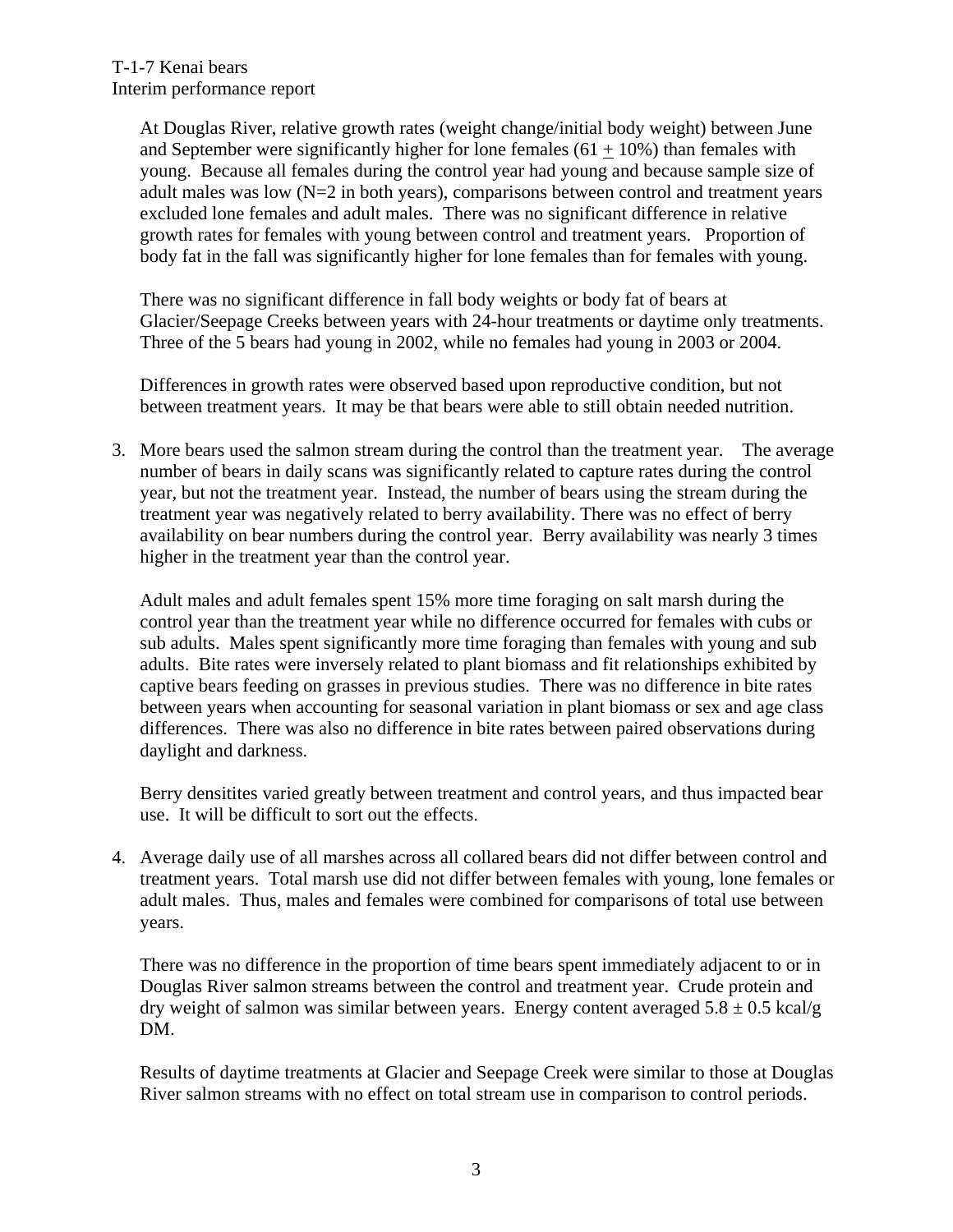At Douglas River, relative growth rates (weight change/initial body weight) between June and September were significantly higher for lone females (61 $\pm$ 10%) than females with young. Because all females during the control year had young and because sample size of adult males was low (N=2 in both years), comparisons between control and treatment years excluded lone females and adult males. There was no significant difference in relative growth rates for females with young between control and treatment years. Proportion of body fat in the fall was significantly higher for lone females than for females with young.

There was no significant difference in fall body weights or body fat of bears at Glacier/Seepage Creeks between years with 24-hour treatments or daytime only treatments. Three of the 5 bears had young in 2002, while no females had young in 2003 or 2004.

Differences in growth rates were observed based upon reproductive condition, but not between treatment years. It may be that bears were able to still obtain needed nutrition.

3. More bears used the salmon stream during the control than the treatment year. The average number of bears in daily scans was significantly related to capture rates during the control year, but not the treatment year. Instead, the number of bears using the stream during the treatment year was negatively related to berry availability. There was no effect of berry availability on bear numbers during the control year. Berry availability was nearly 3 times higher in the treatment year than the control year.

   Adult males and adult females spent 15% more time foraging on salt marsh during the control year than the treatment year while no difference occurred for females with cubs or sub adults. Males spent significantly more time foraging than females with young and sub adults. Bite rates were inversely related to plant biomass and fit relationships exhibited by captive bears feeding on grasses in previous studies. There was no difference in bite rates between years when accounting for seasonal variation in plant biomass or sex and age class differences. There was also no difference in bite rates between paired observations during daylight and darkness.

   Berry densitites varied greatly between treatment and control years, and thus impacted bear use. It will be difficult to sort out the effects.

4. Average daily use of all marshes across all collared bears did not differ between control and treatment years. Total marsh use did not differ between females with young, lone females or adult males. Thus, males and females were combined for comparisons of total use between years.

   There was no difference in the proportion of time bears spent immediately adjacent to or in Douglas River salmon streams between the control and treatment year. Crude protein and dry weight of salmon was similar between years. Energy content averaged $5.8 \pm 0.5$ kcal/g DM.

   Results of daytime treatments at Glacier and Seepage Creek were similar to those at Douglas River salmon streams with no effect on total stream use in comparison to control periods.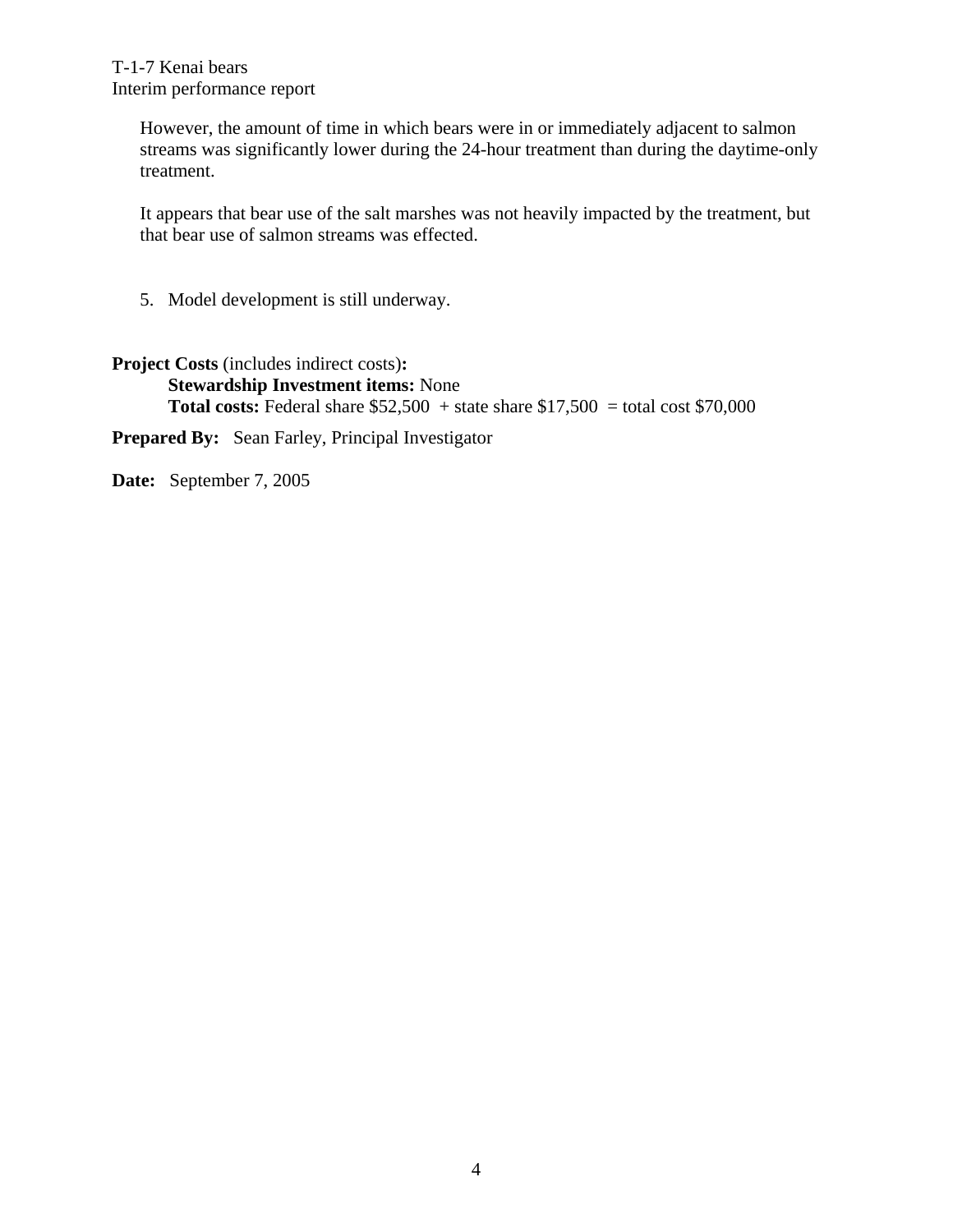However, the amount of time in which bears were in or immediately adjacent to salmon streams was significantly lower during the 24-hour treatment than during the daytime-only treatment.

It appears that bear use of the salt marshes was not heavily impacted by the treatment, but that bear use of salmon streams was effected.

5. Model development is still underway.

**Project Costs** (includes indirect costs)**:**

**Stewardship Investment items:** None

**Total costs:** Federal share $52,500 + state share $17,500 = total cost $70,000

**Prepared By:** Sean Farley, Principal Investigator

**Date:** September 7, 2005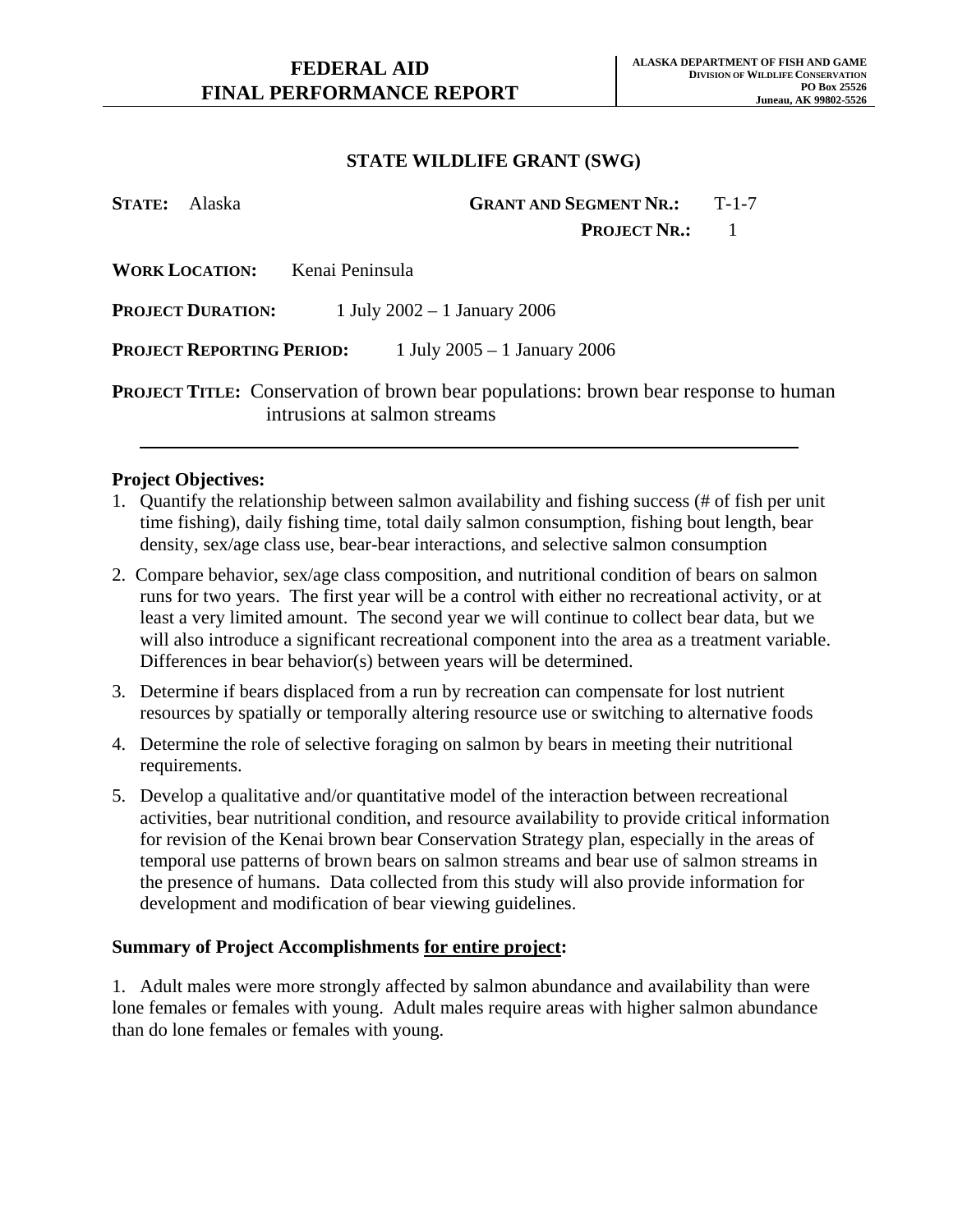# FEDERAL AID FINAL PERFORMANCE REPORT

**ALASKA DEPARTMENT OF FISH AND GAME**
**DIVISION OF WILDLIFE CONSERVATION**
**PO Box 25526**
**Juneau, AK 99802-5526**

## STATE WILDLIFE GRANT (SWG)

**STATE:** Alaska **GRANT AND SEGMENT NR.:** T-1-7
**PROJECT NR.:** 1

**WORK LOCATION:** Kenai Peninsula

**PROJECT DURATION:** 1 July 2002 – 1 January 2006

**PROJECT REPORTING PERIOD:** 1 July 2005 – 1 January 2006

**PROJECT TITLE:** Conservation of brown bear populations: brown bear response to human intrusions at salmon streams

---

**Project Objectives:**

1. Quantify the relationship between salmon availability and fishing success (# of fish per unit time fishing), daily fishing time, total daily salmon consumption, fishing bout length, bear density, sex/age class use, bear-bear interactions, and selective salmon consumption
2. Compare behavior, sex/age class composition, and nutritional condition of bears on salmon runs for two years. The first year will be a control with either no recreational activity, or at least a very limited amount. The second year we will continue to collect bear data, but we will also introduce a significant recreational component into the area as a treatment variable. Differences in bear behavior(s) between years will be determined.
3. Determine if bears displaced from a run by recreation can compensate for lost nutrient resources by spatially or temporally altering resource use or switching to alternative foods
4. Determine the role of selective foraging on salmon by bears in meeting their nutritional requirements.
5. Develop a qualitative and/or quantitative model of the interaction between recreational activities, bear nutritional condition, and resource availability to provide critical information for revision of the Kenai brown bear Conservation Strategy plan, especially in the areas of temporal use patterns of brown bears on salmon streams and bear use of salmon streams in the presence of humans. Data collected from this study will also provide information for development and modification of bear viewing guidelines.

**Summary of Project Accomplishments for entire project:**

1. Adult males were more strongly affected by salmon abundance and availability than were lone females or females with young. Adult males require areas with higher salmon abundance than do lone females or females with young.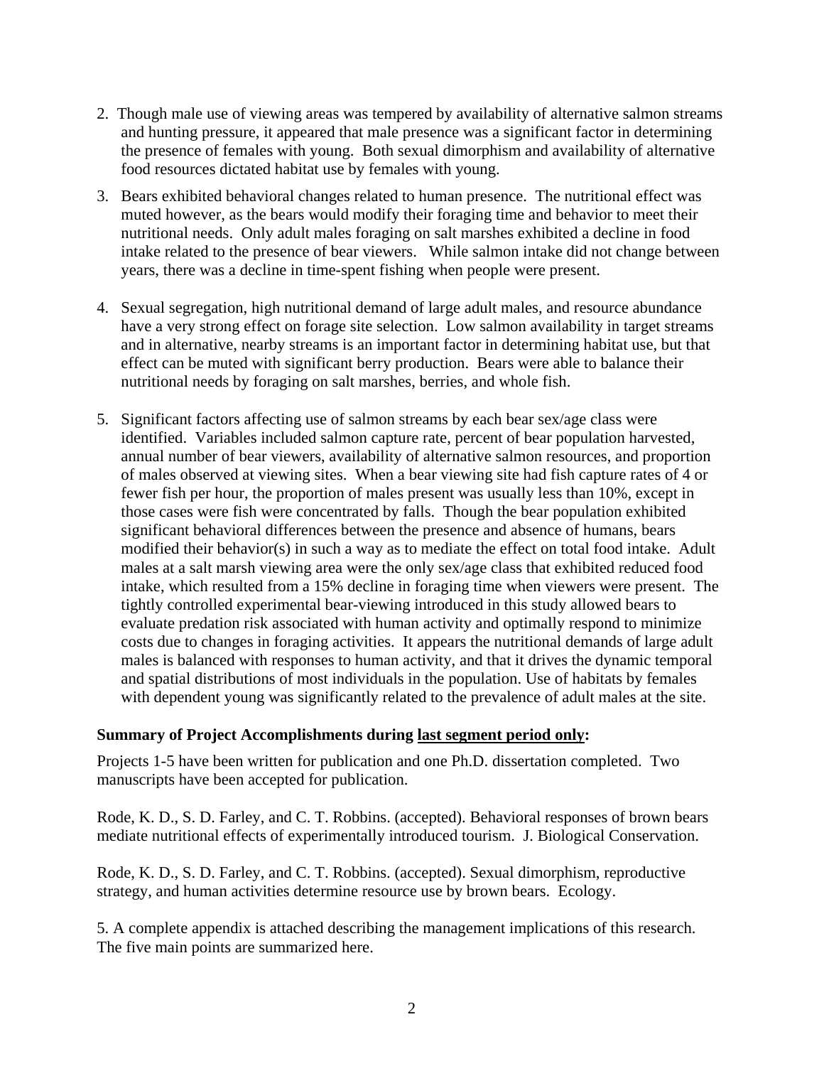2. Though male use of viewing areas was tempered by availability of alternative salmon streams and hunting pressure, it appeared that male presence was a significant factor in determining the presence of females with young. Both sexual dimorphism and availability of alternative food resources dictated habitat use by females with young.

3. Bears exhibited behavioral changes related to human presence. The nutritional effect was muted however, as the bears would modify their foraging time and behavior to meet their nutritional needs. Only adult males foraging on salt marshes exhibited a decline in food intake related to the presence of bear viewers. While salmon intake did not change between years, there was a decline in time-spent fishing when people were present.

4. Sexual segregation, high nutritional demand of large adult males, and resource abundance have a very strong effect on forage site selection. Low salmon availability in target streams and in alternative, nearby streams is an important factor in determining habitat use, but that effect can be muted with significant berry production. Bears were able to balance their nutritional needs by foraging on salt marshes, berries, and whole fish.

5. Significant factors affecting use of salmon streams by each bear sex/age class were identified. Variables included salmon capture rate, percent of bear population harvested, annual number of bear viewers, availability of alternative salmon resources, and proportion of males observed at viewing sites. When a bear viewing site had fish capture rates of 4 or fewer fish per hour, the proportion of males present was usually less than 10%, except in those cases were fish were concentrated by falls. Though the bear population exhibited significant behavioral differences between the presence and absence of humans, bears modified their behavior(s) in such a way as to mediate the effect on total food intake. Adult males at a salt marsh viewing area were the only sex/age class that exhibited reduced food intake, which resulted from a 15% decline in foraging time when viewers were present. The tightly controlled experimental bear-viewing introduced in this study allowed bears to evaluate predation risk associated with human activity and optimally respond to minimize costs due to changes in foraging activities. It appears the nutritional demands of large adult males is balanced with responses to human activity, and that it drives the dynamic temporal and spatial distributions of most individuals in the population. Use of habitats by females with dependent young was significantly related to the prevalence of adult males at the site.

**Summary of Project Accomplishments during last segment period only:**

Projects 1-5 have been written for publication and one Ph.D. dissertation completed. Two manuscripts have been accepted for publication.

Rode, K. D., S. D. Farley, and C. T. Robbins. (accepted). Behavioral responses of brown bears mediate nutritional effects of experimentally introduced tourism. J. Biological Conservation.

Rode, K. D., S. D. Farley, and C. T. Robbins. (accepted). Sexual dimorphism, reproductive strategy, and human activities determine resource use by brown bears. Ecology.

5. A complete appendix is attached describing the management implications of this research. The five main points are summarized here.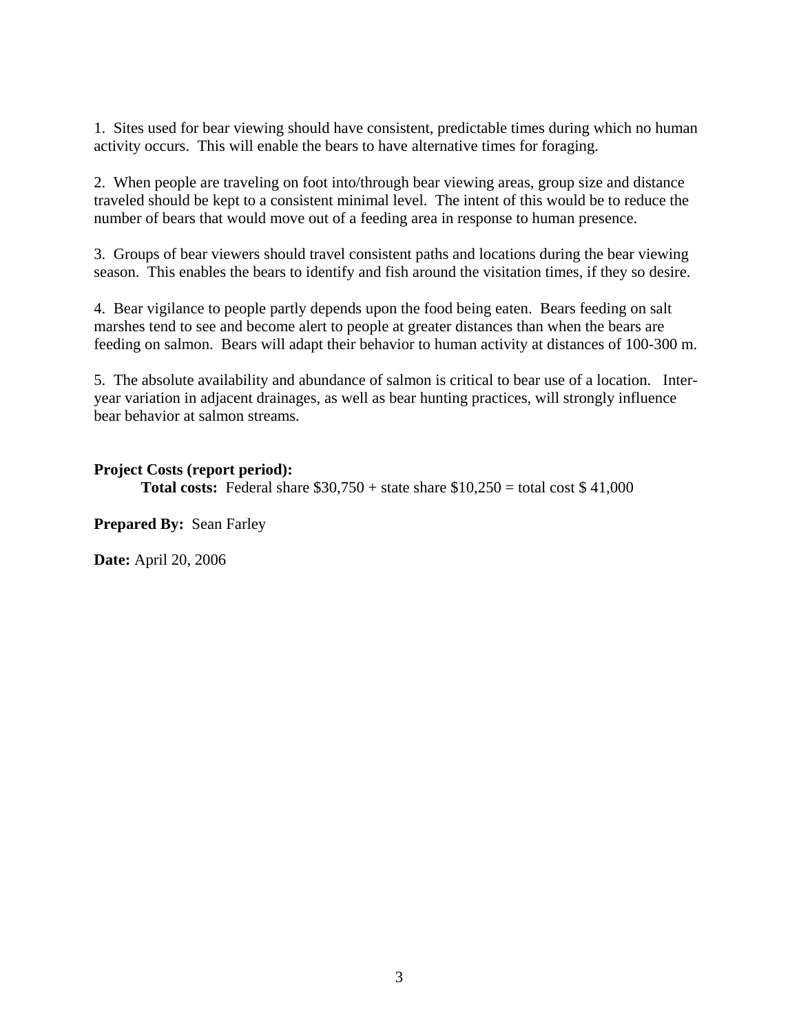1. Sites used for bear viewing should have consistent, predictable times during which no human activity occurs. This will enable the bears to have alternative times for foraging.

2. When people are traveling on foot into/through bear viewing areas, group size and distance traveled should be kept to a consistent minimal level. The intent of this would be to reduce the number of bears that would move out of a feeding area in response to human presence.

3. Groups of bear viewers should travel consistent paths and locations during the bear viewing season. This enables the bears to identify and fish around the visitation times, if they so desire.

4. Bear vigilance to people partly depends upon the food being eaten. Bears feeding on salt marshes tend to see and become alert to people at greater distances than when the bears are feeding on salmon. Bears will adapt their behavior to human activity at distances of 100-300 m.

5. The absolute availability and abundance of salmon is critical to bear use of a location. Inter-year variation in adjacent drainages, as well as bear hunting practices, will strongly influence bear behavior at salmon streams.

**Project Costs (report period):**

**Total costs:** Federal share $30,750 + state share $10,250 = total cost $ 41,000

**Prepared By:** Sean Farley

**Date:** April 20, 2006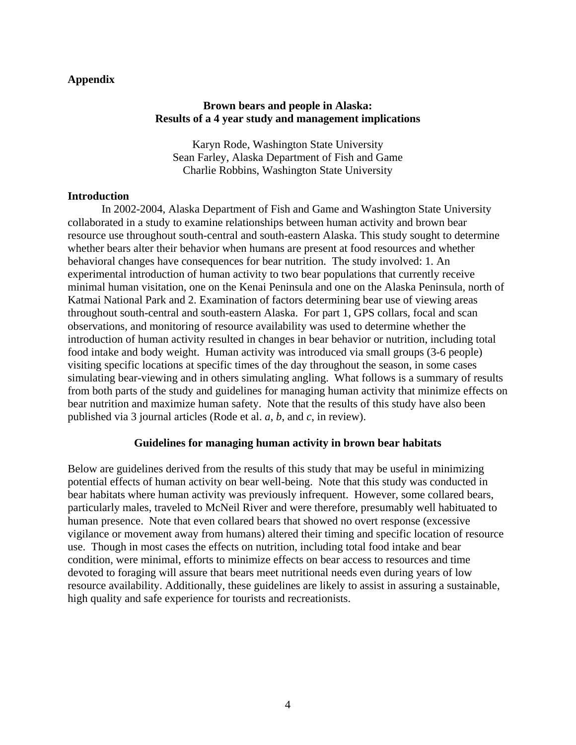**Appendix**

## Brown bears and people in Alaska: Results of a 4 year study and management implications

Karyn Rode, Washington State University
Sean Farley, Alaska Department of Fish and Game
Charlie Robbins, Washington State University

### Introduction

In 2002-2004, Alaska Department of Fish and Game and Washington State University collaborated in a study to examine relationships between human activity and brown bear resource use throughout south-central and south-eastern Alaska. This study sought to determine whether bears alter their behavior when humans are present at food resources and whether behavioral changes have consequences for bear nutrition. The study involved: 1. An experimental introduction of human activity to two bear populations that currently receive minimal human visitation, one on the Kenai Peninsula and one on the Alaska Peninsula, north of Katmai National Park and 2. Examination of factors determining bear use of viewing areas throughout south-central and south-eastern Alaska. For part 1, GPS collars, focal and scan observations, and monitoring of resource availability was used to determine whether the introduction of human activity resulted in changes in bear behavior or nutrition, including total food intake and body weight. Human activity was introduced via small groups (3-6 people) visiting specific locations at specific times of the day throughout the season, in some cases simulating bear-viewing and in others simulating angling. What follows is a summary of results from both parts of the study and guidelines for managing human activity that minimize effects on bear nutrition and maximize human safety. Note that the results of this study have also been published via 3 journal articles (Rode et al. *a*, *b*, and *c*, in review).

### Guidelines for managing human activity in brown bear habitats

Below are guidelines derived from the results of this study that may be useful in minimizing potential effects of human activity on bear well-being. Note that this study was conducted in bear habitats where human activity was previously infrequent. However, some collared bears, particularly males, traveled to McNeil River and were therefore, presumably well habituated to human presence. Note that even collared bears that showed no overt response (excessive vigilance or movement away from humans) altered their timing and specific location of resource use. Though in most cases the effects on nutrition, including total food intake and bear condition, were minimal, efforts to minimize effects on bear access to resources and time devoted to foraging will assure that bears meet nutritional needs even during years of low resource availability. Additionally, these guidelines are likely to assist in assuring a sustainable, high quality and safe experience for tourists and recreationists.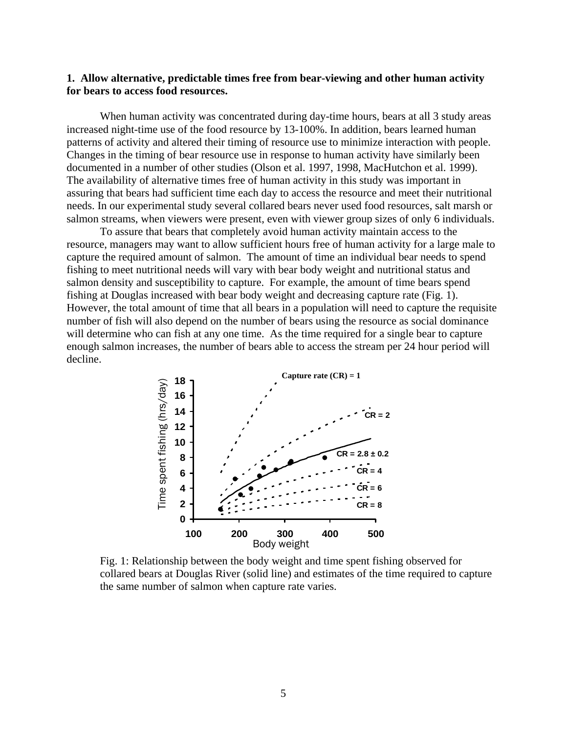**1. Allow alternative, predictable times free from bear-viewing and other human activity for bears to access food resources.**

When human activity was concentrated during day-time hours, bears at all 3 study areas increased night-time use of the food resource by 13-100%. In addition, bears learned human patterns of activity and altered their timing of resource use to minimize interaction with people. Changes in the timing of bear resource use in response to human activity have similarly been documented in a number of other studies (Olson et al. 1997, 1998, MacHutchon et al. 1999). The availability of alternative times free of human activity in this study was important in assuring that bears had sufficient time each day to access the resource and meet their nutritional needs. In our experimental study several collared bears never used food resources, salt marsh or salmon streams, when viewers were present, even with viewer group sizes of only 6 individuals.

To assure that bears that completely avoid human activity maintain access to the resource, managers may want to allow sufficient hours free of human activity for a large male to capture the required amount of salmon. The amount of time an individual bear needs to spend fishing to meet nutritional needs will vary with bear body weight and nutritional status and salmon density and susceptibility to capture. For example, the amount of time bears spend fishing at Douglas increased with bear body weight and decreasing capture rate (Fig. 1). However, the total amount of time that all bears in a population will need to capture the requisite number of fish will also depend on the number of bears using the resource as social dominance will determine who can fish at any one time. As the time required for a single bear to capture enough salmon increases, the number of bears able to access the stream per 24 hour period will decline.

Fig. 1: Relationship between the body weight and time spent fishing observed for collared bears at Douglas River (solid line) and estimates of the time required to capture the same number of salmon when capture rate varies.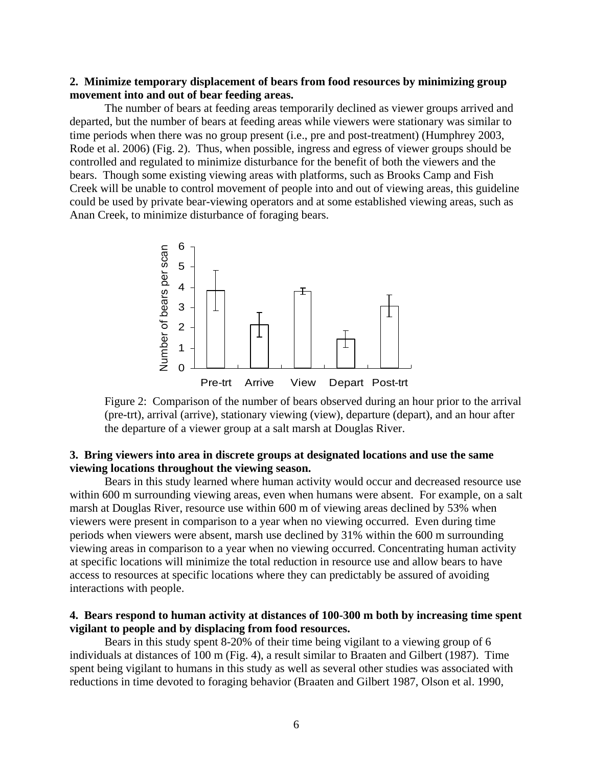**2. Minimize temporary displacement of bears from food resources by minimizing group movement into and out of bear feeding areas.**

The number of bears at feeding areas temporarily declined as viewer groups arrived and departed, but the number of bears at feeding areas while viewers were stationary was similar to time periods when there was no group present (i.e., pre and post-treatment) (Humphrey 2003, Rode et al. 2006) (Fig. 2). Thus, when possible, ingress and egress of viewer groups should be controlled and regulated to minimize disturbance for the benefit of both the viewers and the bears. Though some existing viewing areas with platforms, such as Brooks Camp and Fish Creek will be unable to control movement of people into and out of viewing areas, this guideline could be used by private bear-viewing operators and at some established viewing areas, such as Anan Creek, to minimize disturbance of foraging bears.

Figure 2: Comparison of the number of bears observed during an hour prior to the arrival (pre-trt), arrival (arrive), stationary viewing (view), departure (depart), and an hour after the departure of a viewer group at a salt marsh at Douglas River.

**3. Bring viewers into area in discrete groups at designated locations and use the same viewing locations throughout the viewing season.**

Bears in this study learned where human activity would occur and decreased resource use within 600 m surrounding viewing areas, even when humans were absent. For example, on a salt marsh at Douglas River, resource use within 600 m of viewing areas declined by 53% when viewers were present in comparison to a year when no viewing occurred. Even during time periods when viewers were absent, marsh use declined by 31% within the 600 m surrounding viewing areas in comparison to a year when no viewing occurred. Concentrating human activity at specific locations will minimize the total reduction in resource use and allow bears to have access to resources at specific locations where they can predictably be assured of avoiding interactions with people.

**4. Bears respond to human activity at distances of 100-300 m both by increasing time spent vigilant to people and by displacing from food resources.**

Bears in this study spent 8-20% of their time being vigilant to a viewing group of 6 individuals at distances of 100 m (Fig. 4), a result similar to Braaten and Gilbert (1987). Time spent being vigilant to humans in this study as well as several other studies was associated with reductions in time devoted to foraging behavior (Braaten and Gilbert 1987, Olson et al. 1990,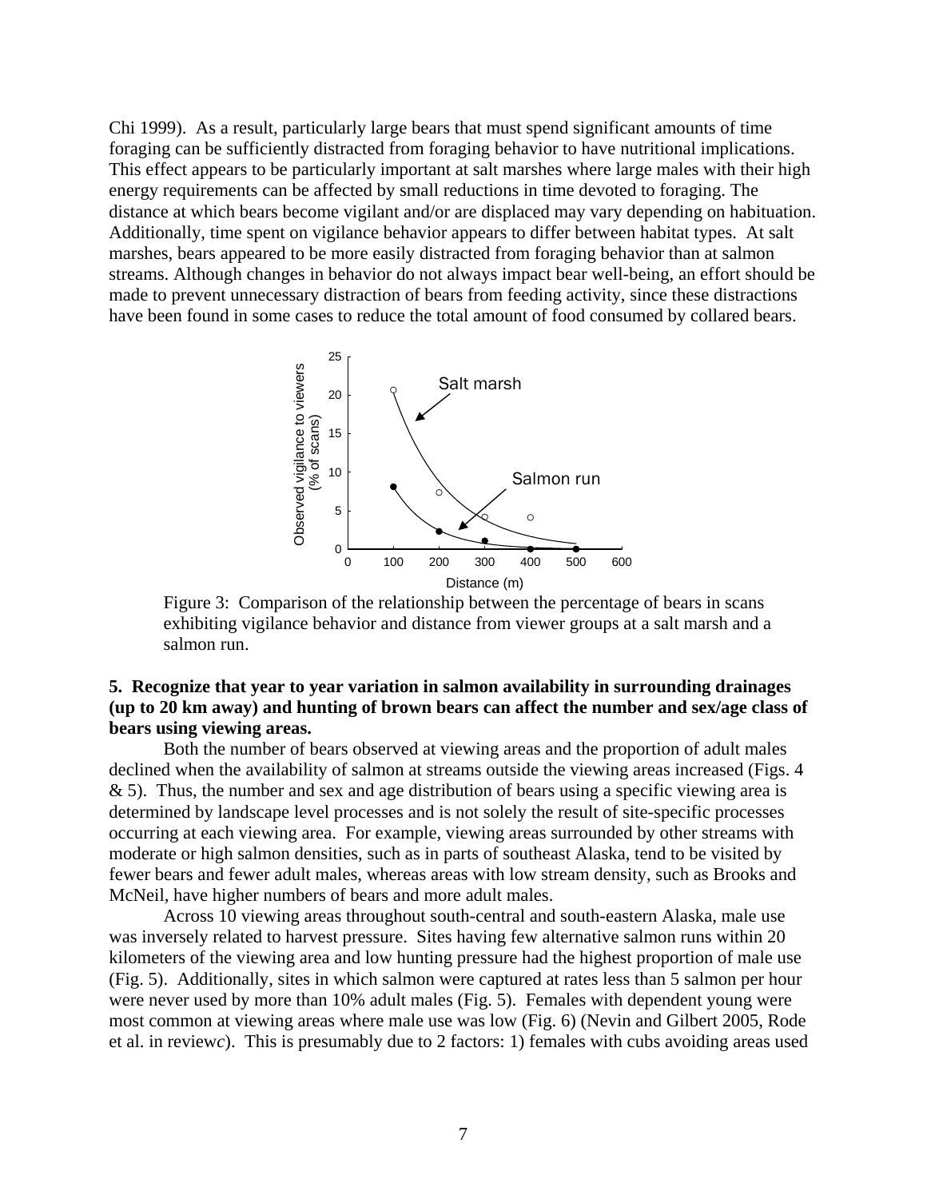Chi 1999). As a result, particularly large bears that must spend significant amounts of time foraging can be sufficiently distracted from foraging behavior to have nutritional implications. This effect appears to be particularly important at salt marshes where large males with their high energy requirements can be affected by small reductions in time devoted to foraging. The distance at which bears become vigilant and/or are displaced may vary depending on habituation. Additionally, time spent on vigilance behavior appears to differ between habitat types. At salt marshes, bears appeared to be more easily distracted from foraging behavior than at salmon streams. Although changes in behavior do not always impact bear well-being, an effort should be made to prevent unnecessary distraction of bears from feeding activity, since these distractions have been found in some cases to reduce the total amount of food consumed by collared bears.

Figure 3: Comparison of the relationship between the percentage of bears in scans exhibiting vigilance behavior and distance from viewer groups at a salt marsh and a salmon run.

**5. Recognize that year to year variation in salmon availability in surrounding drainages (up to 20 km away) and hunting of brown bears can affect the number and sex/age class of bears using viewing areas.**

Both the number of bears observed at viewing areas and the proportion of adult males declined when the availability of salmon at streams outside the viewing areas increased (Figs. 4 & 5). Thus, the number and sex and age distribution of bears using a specific viewing area is determined by landscape level processes and is not solely the result of site-specific processes occurring at each viewing area. For example, viewing areas surrounded by other streams with moderate or high salmon densities, such as in parts of southeast Alaska, tend to be visited by fewer bears and fewer adult males, whereas areas with low stream density, such as Brooks and McNeil, have higher numbers of bears and more adult males.

Across 10 viewing areas throughout south-central and south-eastern Alaska, male use was inversely related to harvest pressure. Sites having few alternative salmon runs within 20 kilometers of the viewing area and low hunting pressure had the highest proportion of male use (Fig. 5). Additionally, sites in which salmon were captured at rates less than 5 salmon per hour were never used by more than 10% adult males (Fig. 5). Females with dependent young were most common at viewing areas where male use was low (Fig. 6) (Nevin and Gilbert 2005, Rode et al. in review*c*). This is presumably due to 2 factors: 1) females with cubs avoiding areas used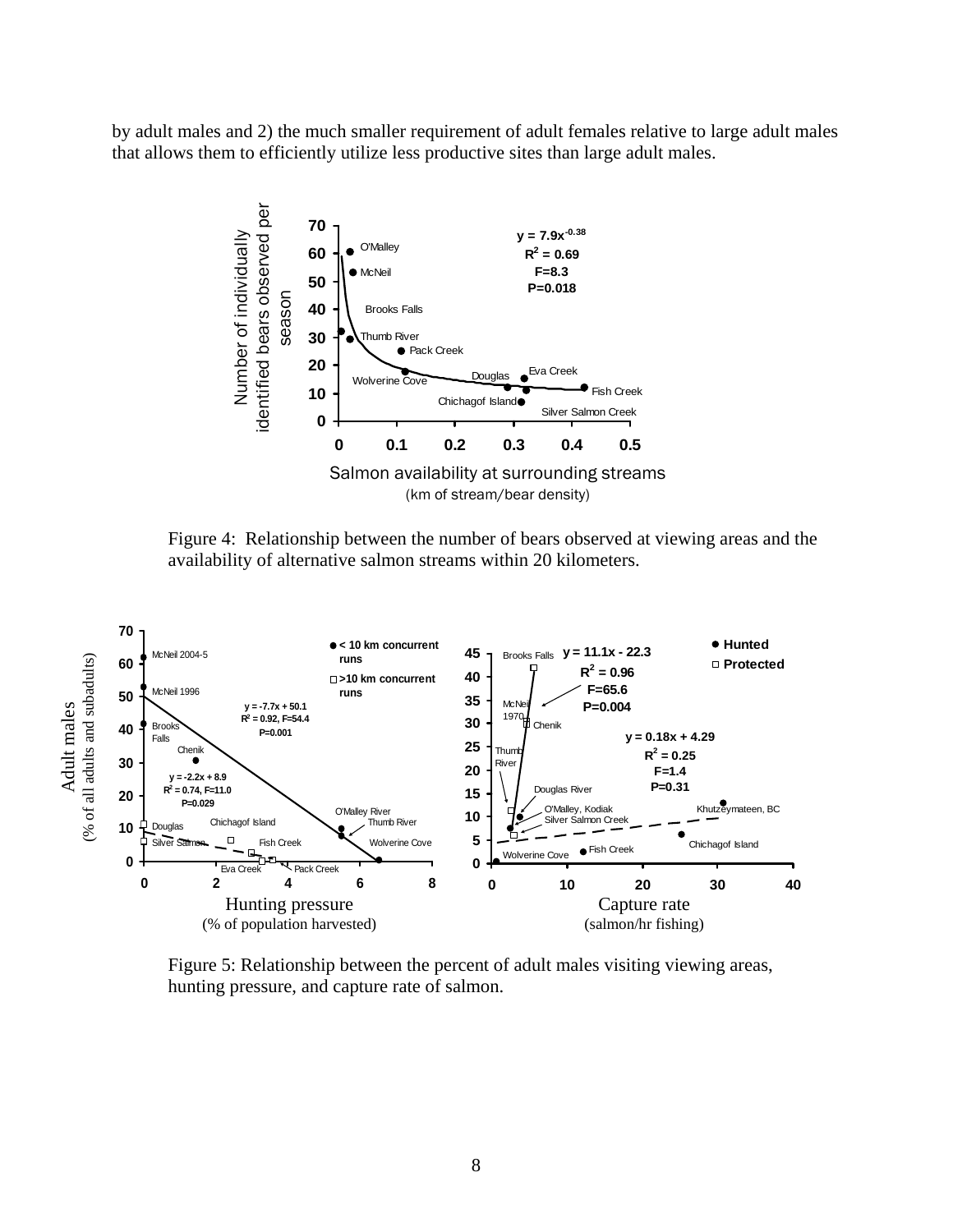by adult males and 2) the much smaller requirement of adult females relative to large adult males that allows them to efficiently utilize less productive sites than large adult males.

Figure 4: Relationship between the number of bears observed at viewing areas and the availability of alternative salmon streams within 20 kilometers.

Figure 5: Relationship between the percent of adult males visiting viewing areas, hunting pressure, and capture rate of salmon.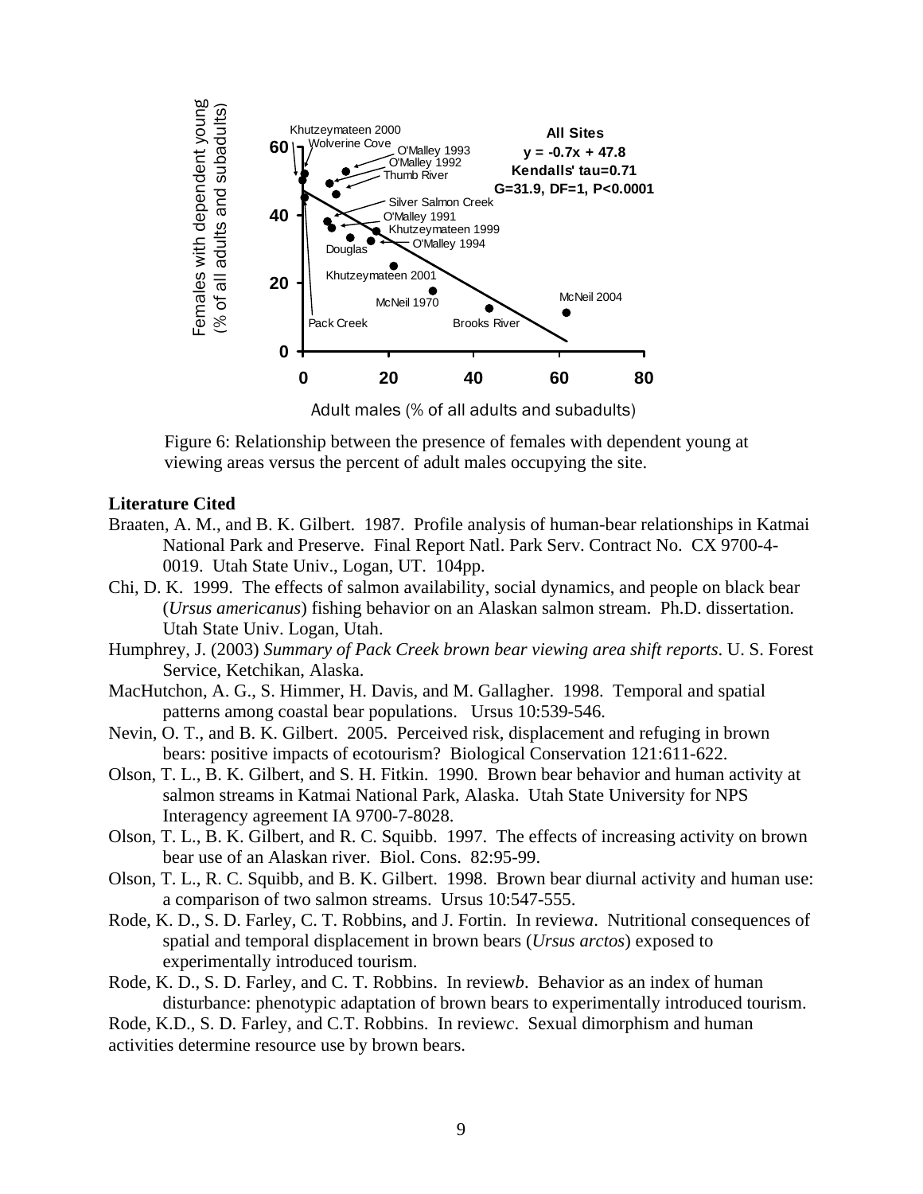Figure 6: Relationship between the presence of females with dependent young at viewing areas versus the percent of adult males occupying the site.

**Literature Cited**

Braaten, A. M., and B. K. Gilbert. 1987. Profile analysis of human-bear relationships in Katmai National Park and Preserve. Final Report Natl. Park Serv. Contract No. CX 9700-4-0019. Utah State Univ., Logan, UT. 104pp.

Chi, D. K. 1999. The effects of salmon availability, social dynamics, and people on black bear (*Ursus americanus*) fishing behavior on an Alaskan salmon stream. Ph.D. dissertation. Utah State Univ. Logan, Utah.

Humphrey, J. (2003) *Summary of Pack Creek brown bear viewing area shift reports*. U. S. Forest Service, Ketchikan, Alaska.

MacHutchon, A. G., S. Himmer, H. Davis, and M. Gallagher. 1998. Temporal and spatial patterns among coastal bear populations. Ursus 10:539-546.

Nevin, O. T., and B. K. Gilbert. 2005. Perceived risk, displacement and refuging in brown bears: positive impacts of ecotourism? Biological Conservation 121:611-622.

Olson, T. L., B. K. Gilbert, and S. H. Fitkin. 1990. Brown bear behavior and human activity at salmon streams in Katmai National Park, Alaska. Utah State University for NPS Interagency agreement IA 9700-7-8028.

Olson, T. L., B. K. Gilbert, and R. C. Squibb. 1997. The effects of increasing activity on brown bear use of an Alaskan river. Biol. Cons. 82:95-99.

Olson, T. L., R. C. Squibb, and B. K. Gilbert. 1998. Brown bear diurnal activity and human use: a comparison of two salmon streams. Ursus 10:547-555.

Rode, K. D., S. D. Farley, C. T. Robbins, and J. Fortin. In review*a*. Nutritional consequences of spatial and temporal displacement in brown bears (*Ursus arctos*) exposed to experimentally introduced tourism.

Rode, K. D., S. D. Farley, and C. T. Robbins. In review*b*. Behavior as an index of human disturbance: phenotypic adaptation of brown bears to experimentally introduced tourism.

Rode, K.D., S. D. Farley, and C.T. Robbins. In review*c*. Sexual dimorphism and human activities determine resource use by brown bears.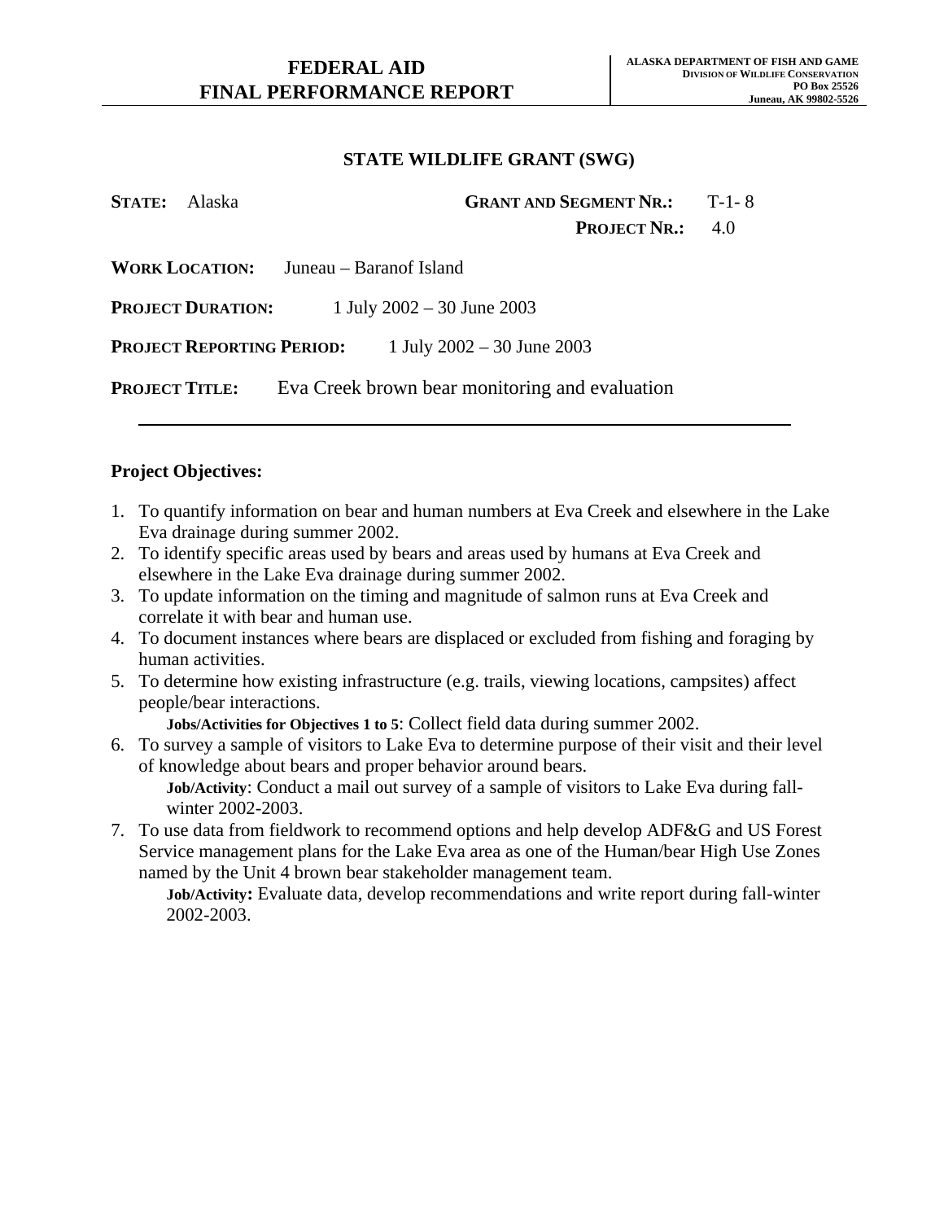# FEDERAL AID
# FINAL PERFORMANCE REPORT

**ALASKA DEPARTMENT OF FISH AND GAME**
**DIVISION OF WILDLIFE CONSERVATION**
**PO Box 25526**
**Juneau, AK 99802-5526**

## STATE WILDLIFE GRANT (SWG)

**STATE:** Alaska **GRANT AND SEGMENT NR.:** T-1- 8

**PROJECT NR.:** 4.0

**WORK LOCATION:** Juneau – Baranof Island

**PROJECT DURATION:** 1 July 2002 – 30 June 2003

**PROJECT REPORTING PERIOD:** 1 July 2002 – 30 June 2003

**PROJECT TITLE:** Eva Creek brown bear monitoring and evaluation

---

### Project Objectives:

1. To quantify information on bear and human numbers at Eva Creek and elsewhere in the Lake Eva drainage during summer 2002.
2. To identify specific areas used by bears and areas used by humans at Eva Creek and elsewhere in the Lake Eva drainage during summer 2002.
3. To update information on the timing and magnitude of salmon runs at Eva Creek and correlate it with bear and human use.
4. To document instances where bears are displaced or excluded from fishing and foraging by human activities.
5. To determine how existing infrastructure (e.g. trails, viewing locations, campsites) affect people/bear interactions.

   **Jobs/Activities for Objectives 1 to 5**: Collect field data during summer 2002.
6. To survey a sample of visitors to Lake Eva to determine purpose of their visit and their level of knowledge about bears and proper behavior around bears.

   **Job/Activity**: Conduct a mail out survey of a sample of visitors to Lake Eva during fall-winter 2002-2003.
7. To use data from fieldwork to recommend options and help develop ADF&G and US Forest Service management plans for the Lake Eva area as one of the Human/bear High Use Zones named by the Unit 4 brown bear stakeholder management team.

   **Job/Activity:** Evaluate data, develop recommendations and write report during fall-winter 2002-2003.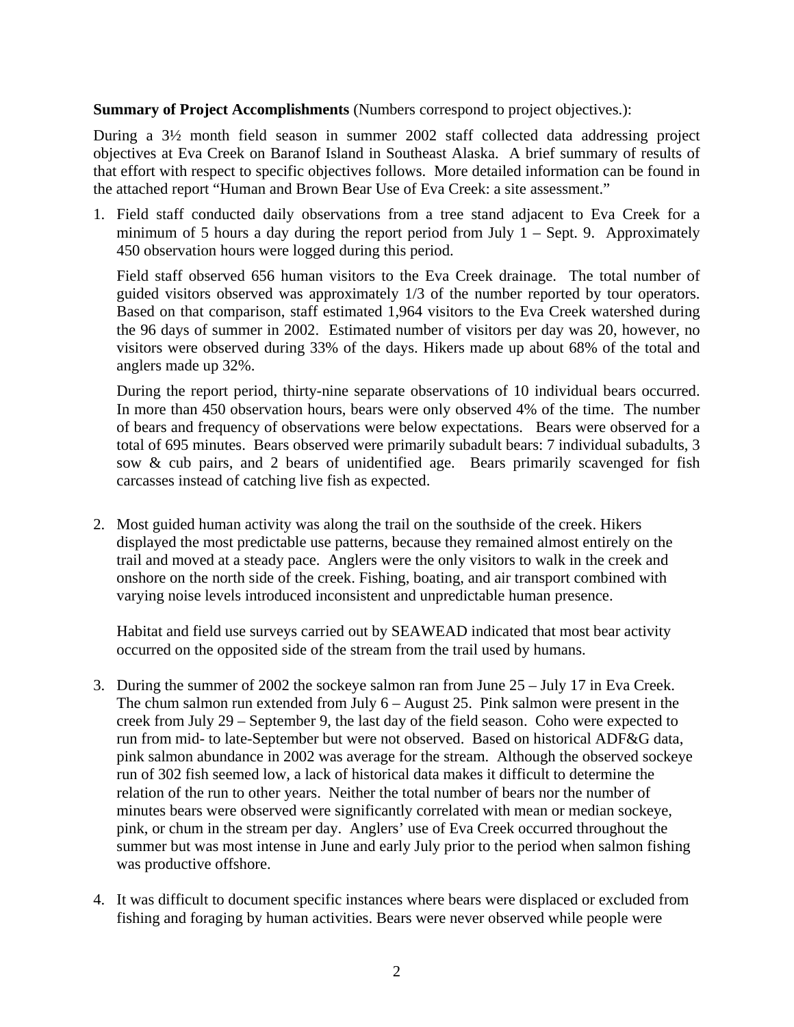**Summary of Project Accomplishments** (Numbers correspond to project objectives.):

During a 3½ month field season in summer 2002 staff collected data addressing project objectives at Eva Creek on Baranof Island in Southeast Alaska. A brief summary of results of that effort with respect to specific objectives follows. More detailed information can be found in the attached report "Human and Brown Bear Use of Eva Creek: a site assessment."

1. Field staff conducted daily observations from a tree stand adjacent to Eva Creek for a minimum of 5 hours a day during the report period from July 1 – Sept. 9. Approximately 450 observation hours were logged during this period.

   Field staff observed 656 human visitors to the Eva Creek drainage. The total number of guided visitors observed was approximately 1/3 of the number reported by tour operators. Based on that comparison, staff estimated 1,964 visitors to the Eva Creek watershed during the 96 days of summer in 2002. Estimated number of visitors per day was 20, however, no visitors were observed during 33% of the days. Hikers made up about 68% of the total and anglers made up 32%.

   During the report period, thirty-nine separate observations of 10 individual bears occurred. In more than 450 observation hours, bears were only observed 4% of the time. The number of bears and frequency of observations were below expectations. Bears were observed for a total of 695 minutes. Bears observed were primarily subadult bears: 7 individual subadults, 3 sow & cub pairs, and 2 bears of unidentified age. Bears primarily scavenged for fish carcasses instead of catching live fish as expected.

2. Most guided human activity was along the trail on the southside of the creek. Hikers displayed the most predictable use patterns, because they remained almost entirely on the trail and moved at a steady pace. Anglers were the only visitors to walk in the creek and onshore on the north side of the creek. Fishing, boating, and air transport combined with varying noise levels introduced inconsistent and unpredictable human presence.

   Habitat and field use surveys carried out by SEAWEAD indicated that most bear activity occurred on the opposited side of the stream from the trail used by humans.

3. During the summer of 2002 the sockeye salmon ran from June 25 – July 17 in Eva Creek. The chum salmon run extended from July 6 – August 25. Pink salmon were present in the creek from July 29 – September 9, the last day of the field season. Coho were expected to run from mid- to late-September but were not observed. Based on historical ADF&G data, pink salmon abundance in 2002 was average for the stream. Although the observed sockeye run of 302 fish seemed low, a lack of historical data makes it difficult to determine the relation of the run to other years. Neither the total number of bears nor the number of minutes bears were observed were significantly correlated with mean or median sockeye, pink, or chum in the stream per day. Anglers' use of Eva Creek occurred throughout the summer but was most intense in June and early July prior to the period when salmon fishing was productive offshore.

4. It was difficult to document specific instances where bears were displaced or excluded from fishing and foraging by human activities. Bears were never observed while people were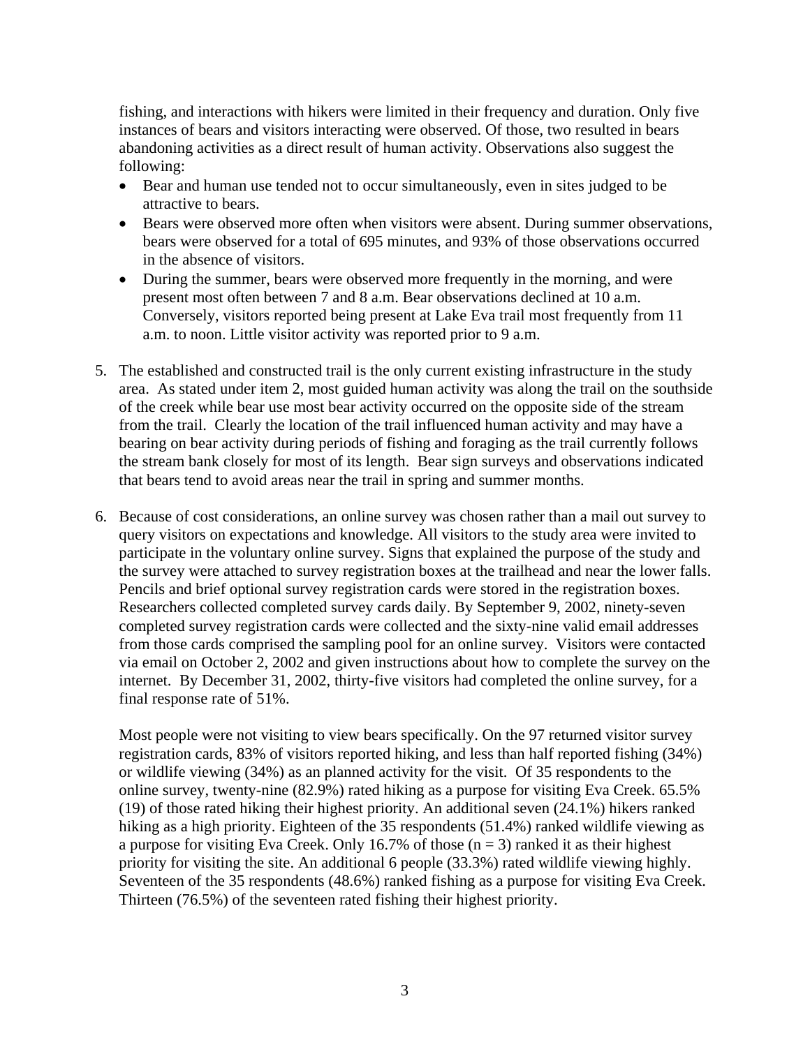fishing, and interactions with hikers were limited in their frequency and duration. Only five instances of bears and visitors interacting were observed. Of those, two resulted in bears abandoning activities as a direct result of human activity. Observations also suggest the following:

- Bear and human use tended not to occur simultaneously, even in sites judged to be attractive to bears.
- Bears were observed more often when visitors were absent. During summer observations, bears were observed for a total of 695 minutes, and 93% of those observations occurred in the absence of visitors.
- During the summer, bears were observed more frequently in the morning, and were present most often between 7 and 8 a.m. Bear observations declined at 10 a.m. Conversely, visitors reported being present at Lake Eva trail most frequently from 11 a.m. to noon. Little visitor activity was reported prior to 9 a.m.

5. The established and constructed trail is the only current existing infrastructure in the study area. As stated under item 2, most guided human activity was along the trail on the southside of the creek while bear use most bear activity occurred on the opposite side of the stream from the trail. Clearly the location of the trail influenced human activity and may have a bearing on bear activity during periods of fishing and foraging as the trail currently follows the stream bank closely for most of its length. Bear sign surveys and observations indicated that bears tend to avoid areas near the trail in spring and summer months.

6. Because of cost considerations, an online survey was chosen rather than a mail out survey to query visitors on expectations and knowledge. All visitors to the study area were invited to participate in the voluntary online survey. Signs that explained the purpose of the study and the survey were attached to survey registration boxes at the trailhead and near the lower falls. Pencils and brief optional survey registration cards were stored in the registration boxes. Researchers collected completed survey cards daily. By September 9, 2002, ninety-seven completed survey registration cards were collected and the sixty-nine valid email addresses from those cards comprised the sampling pool for an online survey. Visitors were contacted via email on October 2, 2002 and given instructions about how to complete the survey on the internet. By December 31, 2002, thirty-five visitors had completed the online survey, for a final response rate of 51%.

   Most people were not visiting to view bears specifically. On the 97 returned visitor survey registration cards, 83% of visitors reported hiking, and less than half reported fishing (34%) or wildlife viewing (34%) as an planned activity for the visit. Of 35 respondents to the online survey, twenty-nine (82.9%) rated hiking as a purpose for visiting Eva Creek. 65.5% (19) of those rated hiking their highest priority. An additional seven (24.1%) hikers ranked hiking as a high priority. Eighteen of the 35 respondents (51.4%) ranked wildlife viewing as a purpose for visiting Eva Creek. Only 16.7% of those ($n = 3$) ranked it as their highest priority for visiting the site. An additional 6 people (33.3%) rated wildlife viewing highly. Seventeen of the 35 respondents (48.6%) ranked fishing as a purpose for visiting Eva Creek. Thirteen (76.5%) of the seventeen rated fishing their highest priority.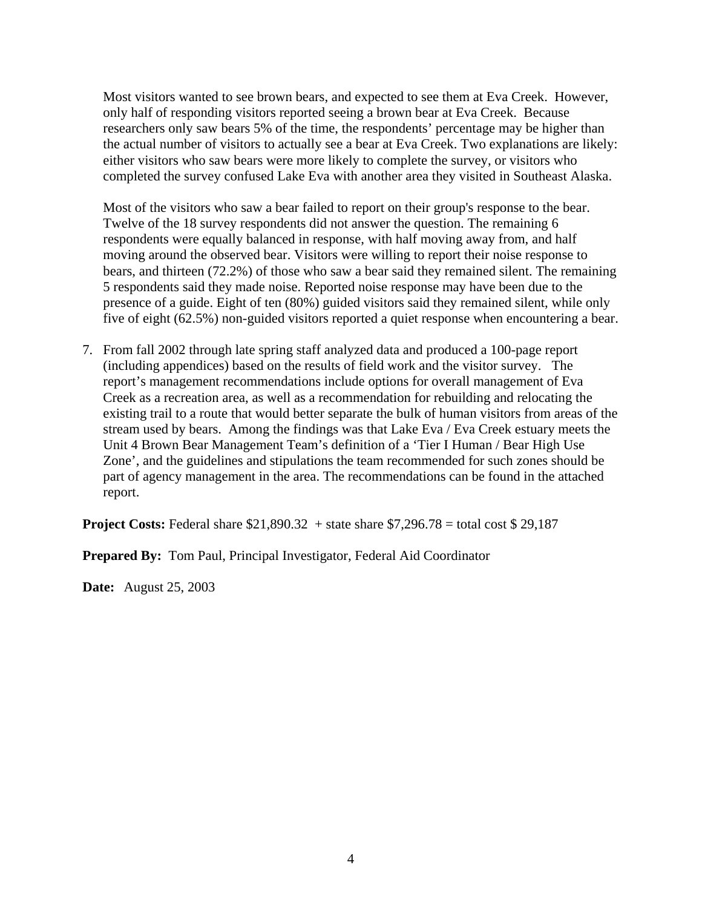Most visitors wanted to see brown bears, and expected to see them at Eva Creek. However, only half of responding visitors reported seeing a brown bear at Eva Creek. Because researchers only saw bears 5% of the time, the respondents' percentage may be higher than the actual number of visitors to actually see a bear at Eva Creek. Two explanations are likely: either visitors who saw bears were more likely to complete the survey, or visitors who completed the survey confused Lake Eva with another area they visited in Southeast Alaska.

Most of the visitors who saw a bear failed to report on their group's response to the bear. Twelve of the 18 survey respondents did not answer the question. The remaining 6 respondents were equally balanced in response, with half moving away from, and half moving around the observed bear. Visitors were willing to report their noise response to bears, and thirteen (72.2%) of those who saw a bear said they remained silent. The remaining 5 respondents said they made noise. Reported noise response may have been due to the presence of a guide. Eight of ten (80%) guided visitors said they remained silent, while only five of eight (62.5%) non-guided visitors reported a quiet response when encountering a bear.

7. From fall 2002 through late spring staff analyzed data and produced a 100-page report (including appendices) based on the results of field work and the visitor survey. The report's management recommendations include options for overall management of Eva Creek as a recreation area, as well as a recommendation for rebuilding and relocating the existing trail to a route that would better separate the bulk of human visitors from areas of the stream used by bears. Among the findings was that Lake Eva / Eva Creek estuary meets the Unit 4 Brown Bear Management Team's definition of a 'Tier I Human / Bear High Use Zone', and the guidelines and stipulations the team recommended for such zones should be part of agency management in the area. The recommendations can be found in the attached report.

**Project Costs:** Federal share $21,890.32 + state share $7,296.78 = total cost $ 29,187

**Prepared By:** Tom Paul, Principal Investigator, Federal Aid Coordinator

**Date:** August 25, 2003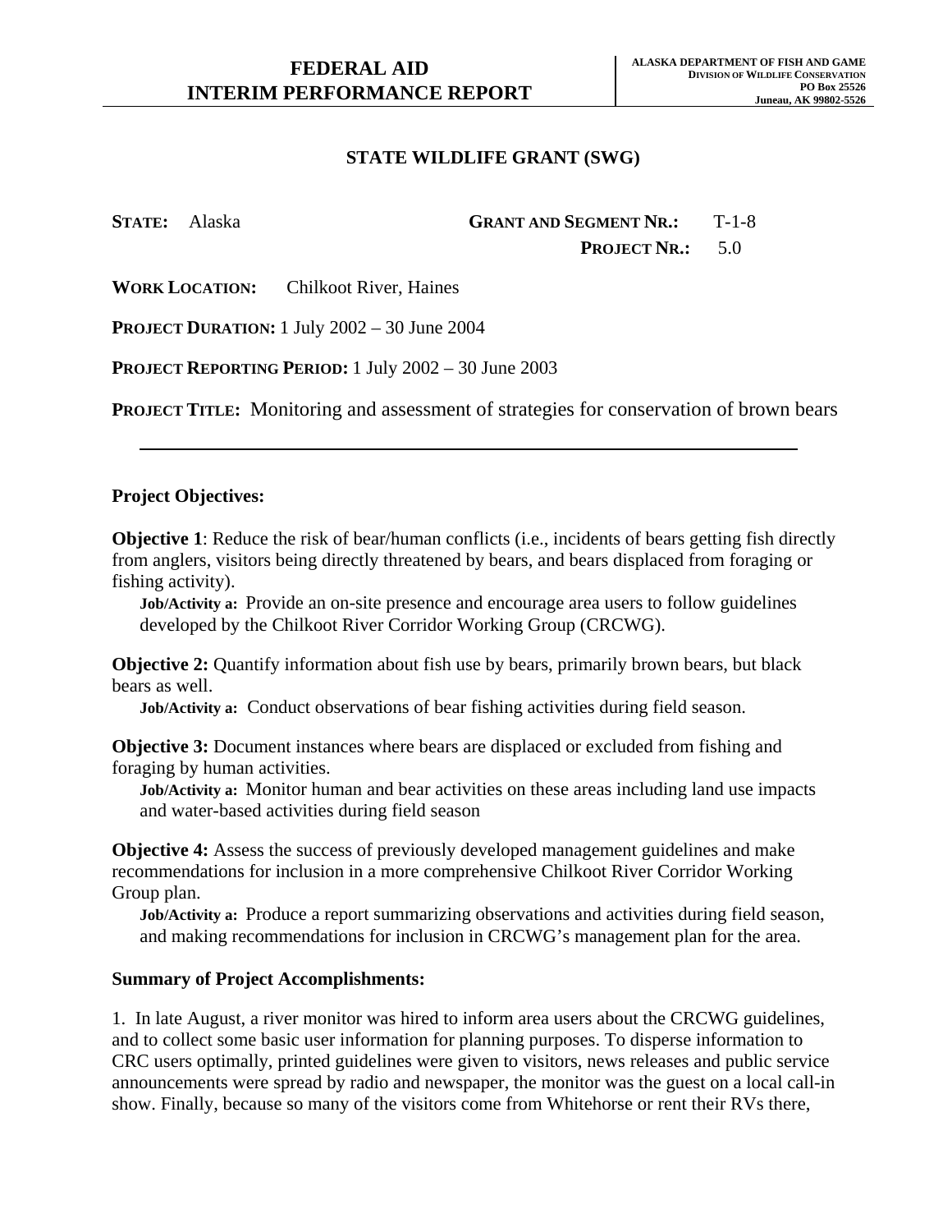**FEDERAL AID**
**INTERIM PERFORMANCE REPORT**

**ALASKA DEPARTMENT OF FISH AND GAME**
**DIVISION OF WILDLIFE CONSERVATION**
**PO Box 25526**
**Juneau, AK 99802-5526**

## STATE WILDLIFE GRANT (SWG)

**STATE:** Alaska **GRANT AND SEGMENT NR.:** T-1-8
**PROJECT NR.:** 5.0

**WORK LOCATION:** Chilkoot River, Haines

**PROJECT DURATION:** 1 July 2002 – 30 June 2004

**PROJECT REPORTING PERIOD:** 1 July 2002 – 30 June 2003

**PROJECT TITLE:** Monitoring and assessment of strategies for conservation of brown bears

---

### Project Objectives:

**Objective 1**: Reduce the risk of bear/human conflicts (i.e., incidents of bears getting fish directly from anglers, visitors being directly threatened by bears, and bears displaced from foraging or fishing activity).

**Job/Activity a:** Provide an on-site presence and encourage area users to follow guidelines developed by the Chilkoot River Corridor Working Group (CRCWG).

**Objective 2:** Quantify information about fish use by bears, primarily brown bears, but black bears as well.

**Job/Activity a:** Conduct observations of bear fishing activities during field season.

**Objective 3:** Document instances where bears are displaced or excluded from fishing and foraging by human activities.

**Job/Activity a:** Monitor human and bear activities on these areas including land use impacts and water-based activities during field season

**Objective 4:** Assess the success of previously developed management guidelines and make recommendations for inclusion in a more comprehensive Chilkoot River Corridor Working Group plan.

**Job/Activity a:** Produce a report summarizing observations and activities during field season, and making recommendations for inclusion in CRCWG's management plan for the area.

### Summary of Project Accomplishments:

1. In late August, a river monitor was hired to inform area users about the CRCWG guidelines, and to collect some basic user information for planning purposes. To disperse information to CRC users optimally, printed guidelines were given to visitors, news releases and public service announcements were spread by radio and newspaper, the monitor was the guest on a local call-in show. Finally, because so many of the visitors come from Whitehorse or rent their RVs there,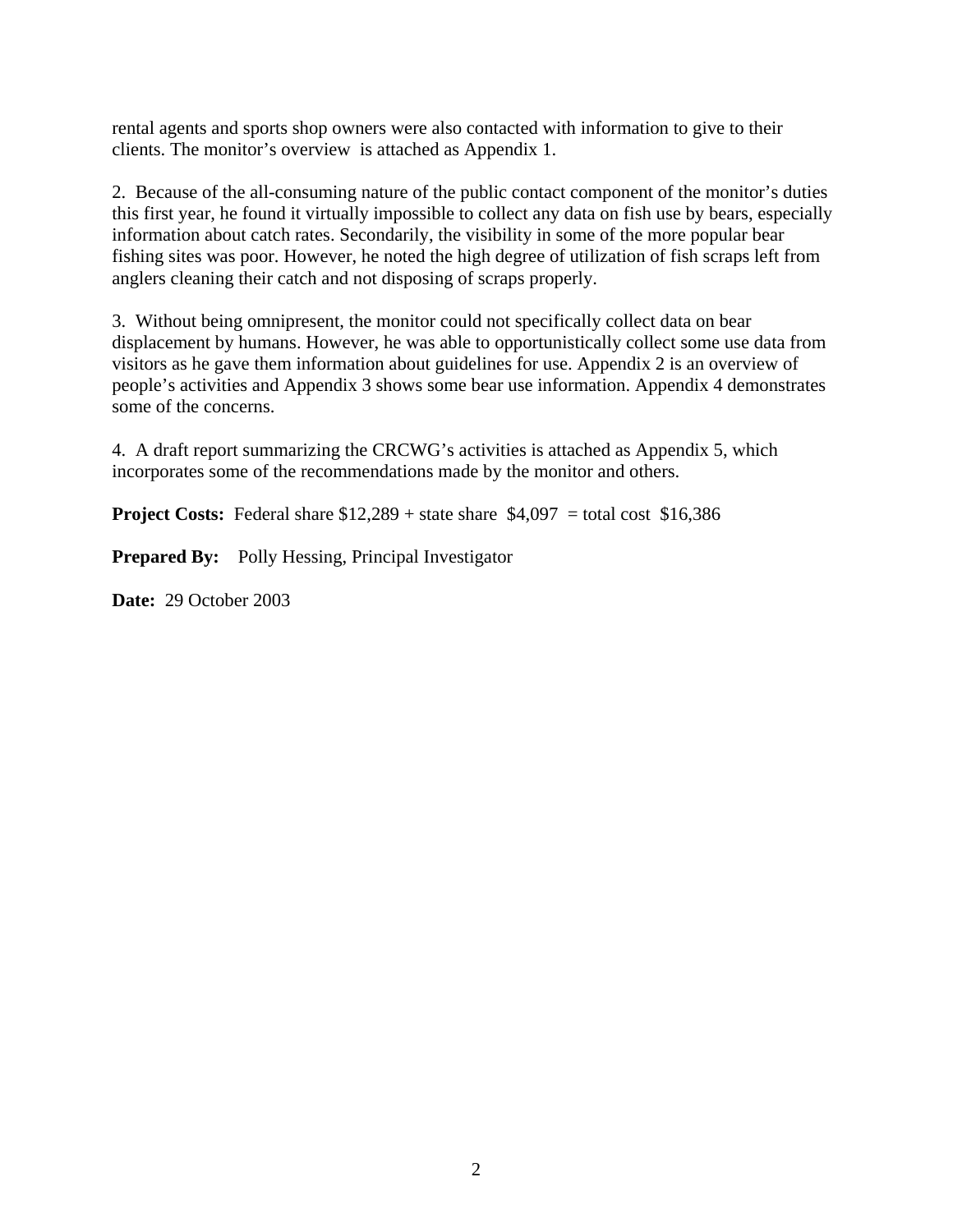rental agents and sports shop owners were also contacted with information to give to their clients. The monitor's overview is attached as Appendix 1.

2. Because of the all-consuming nature of the public contact component of the monitor's duties this first year, he found it virtually impossible to collect any data on fish use by bears, especially information about catch rates. Secondarily, the visibility in some of the more popular bear fishing sites was poor. However, he noted the high degree of utilization of fish scraps left from anglers cleaning their catch and not disposing of scraps properly.

3. Without being omnipresent, the monitor could not specifically collect data on bear displacement by humans. However, he was able to opportunistically collect some use data from visitors as he gave them information about guidelines for use. Appendix 2 is an overview of people's activities and Appendix 3 shows some bear use information. Appendix 4 demonstrates some of the concerns.

4. A draft report summarizing the CRCWG's activities is attached as Appendix 5, which incorporates some of the recommendations made by the monitor and others.

**Project Costs:** Federal share $12,289 + state share $4,097 = total cost $16,386

**Prepared By:** Polly Hessing, Principal Investigator

**Date:** 29 October 2003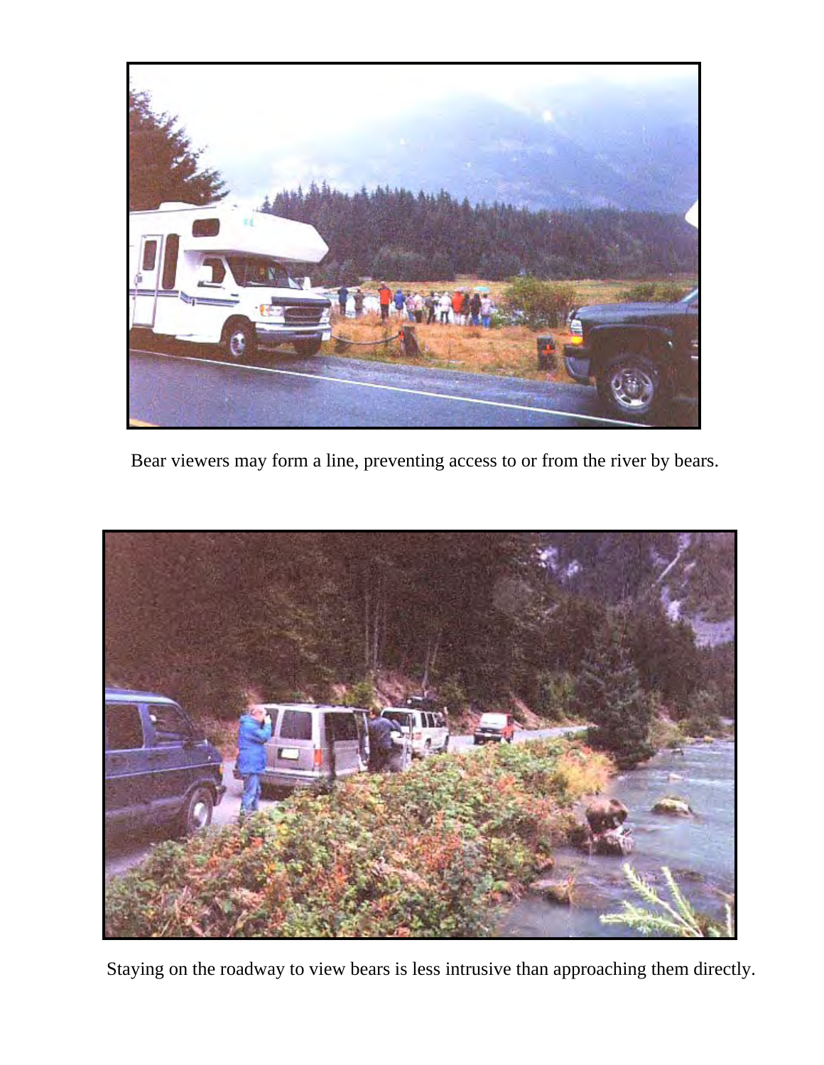Bear viewers may form a line, preventing access to or from the river by bears.

Staying on the roadway to view bears is less intrusive than approaching them directly.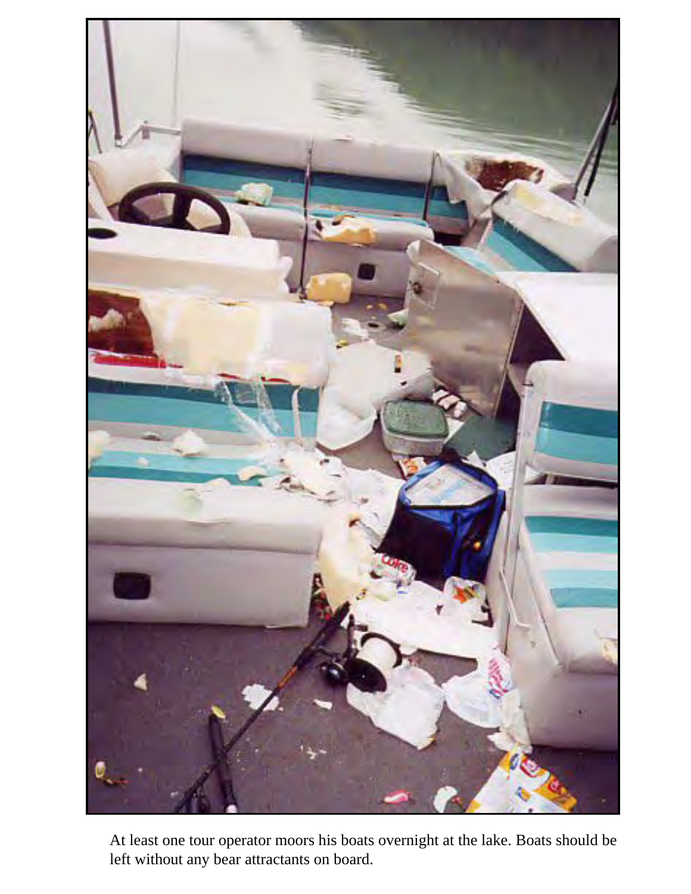At least one tour operator moors his boats overnight at the lake. Boats should be left without any bear attractants on board.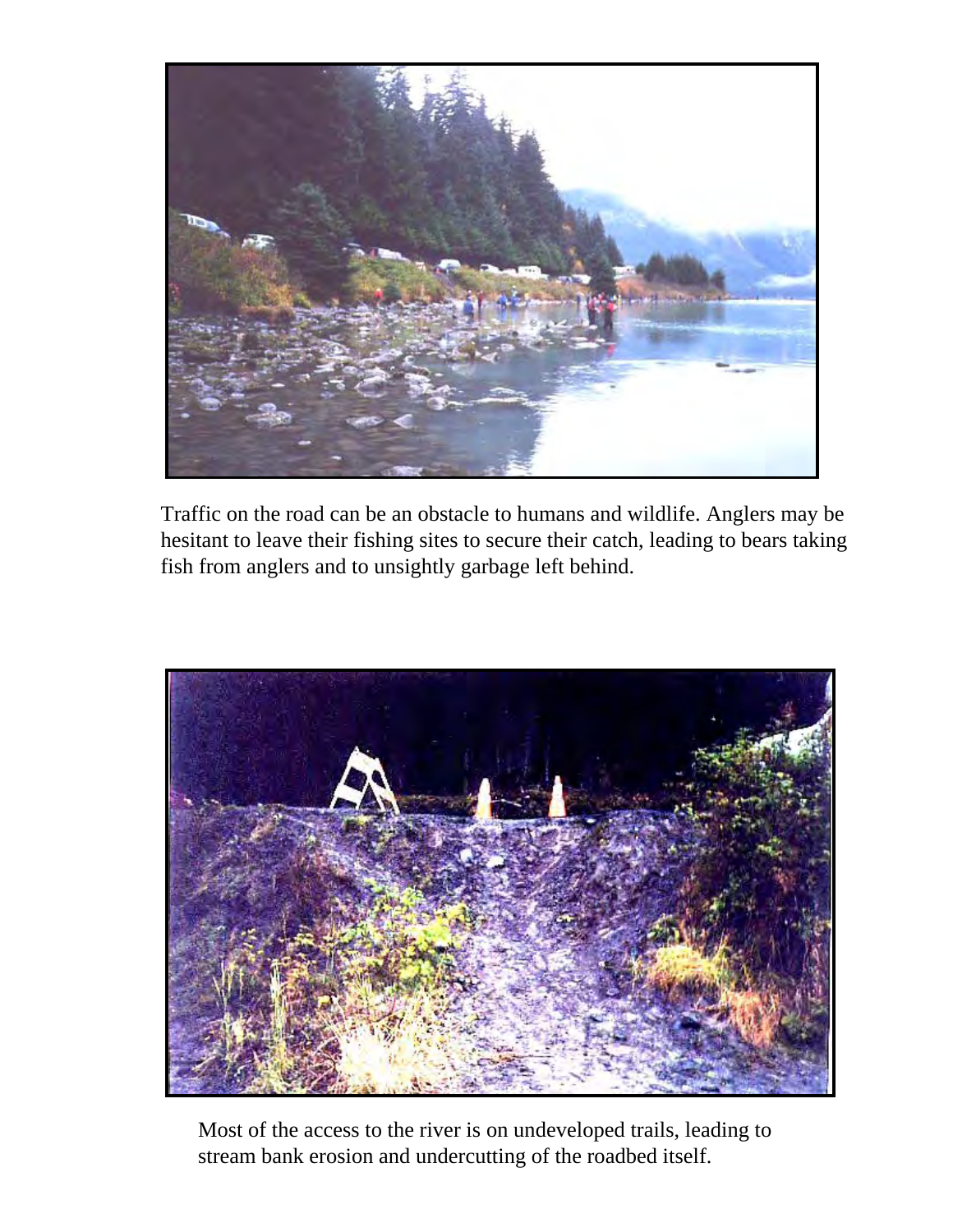Traffic on the road can be an obstacle to humans and wildlife. Anglers may be hesitant to leave their fishing sites to secure their catch, leading to bears taking fish from anglers and to unsightly garbage left behind.

Most of the access to the river is on undeveloped trails, leading to stream bank erosion and undercutting of the roadbed itself.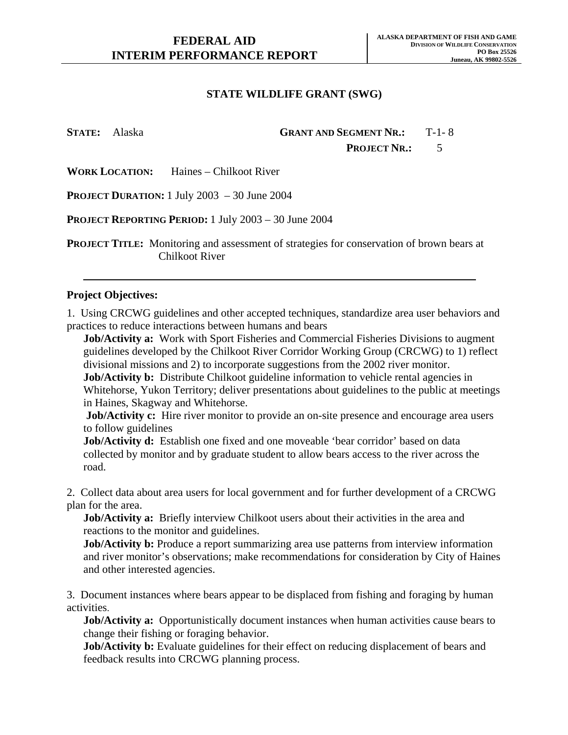# FEDERAL AID INTERIM PERFORMANCE REPORT

**ALASKA DEPARTMENT OF FISH AND GAME**
**DIVISION OF WILDLIFE CONSERVATION**
**PO Box 25526**
**Juneau, AK 99802-5526**

## STATE WILDLIFE GRANT (SWG)

**STATE:** Alaska **GRANT AND SEGMENT NR.:** T-1- 8

**PROJECT NR.:** 5

**WORK LOCATION:** Haines – Chilkoot River

**PROJECT DURATION:** 1 July 2003 – 30 June 2004

**PROJECT REPORTING PERIOD:** 1 July 2003 – 30 June 2004

**PROJECT TITLE:** Monitoring and assessment of strategies for conservation of brown bears at Chilkoot River

---

**Project Objectives:**

1. Using CRCWG guidelines and other accepted techniques, standardize area user behaviors and practices to reduce interactions between humans and bears

   **Job/Activity a:** Work with Sport Fisheries and Commercial Fisheries Divisions to augment guidelines developed by the Chilkoot River Corridor Working Group (CRCWG) to 1) reflect divisional missions and 2) to incorporate suggestions from the 2002 river monitor.
   **Job/Activity b:** Distribute Chilkoot guideline information to vehicle rental agencies in Whitehorse, Yukon Territory; deliver presentations about guidelines to the public at meetings in Haines, Skagway and Whitehorse.
   **Job/Activity c:** Hire river monitor to provide an on-site presence and encourage area users to follow guidelines
   **Job/Activity d:** Establish one fixed and one moveable 'bear corridor' based on data collected by monitor and by graduate student to allow bears access to the river across the road.

2. Collect data about area users for local government and for further development of a CRCWG plan for the area.

   **Job/Activity a:** Briefly interview Chilkoot users about their activities in the area and reactions to the monitor and guidelines.
   **Job/Activity b:** Produce a report summarizing area use patterns from interview information and river monitor's observations; make recommendations for consideration by City of Haines and other interested agencies.

3. Document instances where bears appear to be displaced from fishing and foraging by human activities.

   **Job/Activity a:** Opportunistically document instances when human activities cause bears to change their fishing or foraging behavior.
   **Job/Activity b:** Evaluate guidelines for their effect on reducing displacement of bears and feedback results into CRCWG planning process.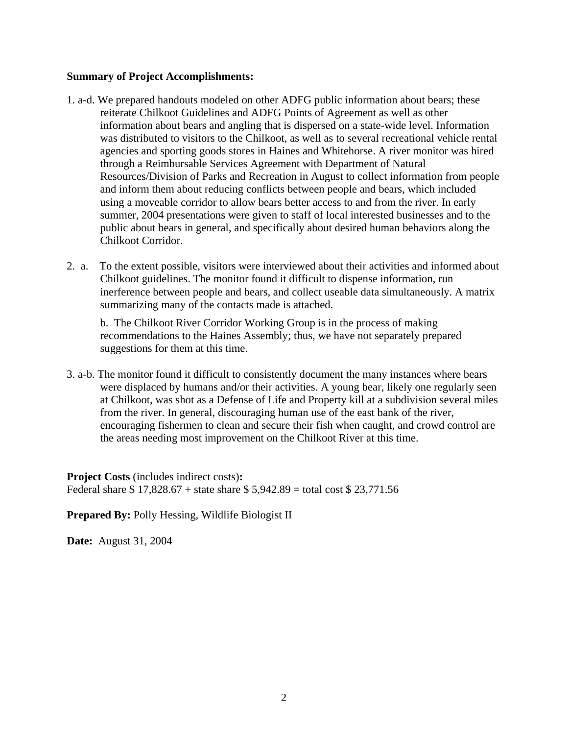**Summary of Project Accomplishments:**

1. a-d. We prepared handouts modeled on other ADFG public information about bears; these reiterate Chilkoot Guidelines and ADFG Points of Agreement as well as other information about bears and angling that is dispersed on a state-wide level. Information was distributed to visitors to the Chilkoot, as well as to several recreational vehicle rental agencies and sporting goods stores in Haines and Whitehorse. A river monitor was hired through a Reimbursable Services Agreement with Department of Natural Resources/Division of Parks and Recreation in August to collect information from people and inform them about reducing conflicts between people and bears, which included using a moveable corridor to allow bears better access to and from the river. In early summer, 2004 presentations were given to staff of local interested businesses and to the public about bears in general, and specifically about desired human behaviors along the Chilkoot Corridor.

2. a. To the extent possible, visitors were interviewed about their activities and informed about Chilkoot guidelines. The monitor found it difficult to dispense information, run inerference between people and bears, and collect useable data simultaneously. A matrix summarizing many of the contacts made is attached.

   b. The Chilkoot River Corridor Working Group is in the process of making recommendations to the Haines Assembly; thus, we have not separately prepared suggestions for them at this time.

3. a-b. The monitor found it difficult to consistently document the many instances where bears were displaced by humans and/or their activities. A young bear, likely one regularly seen at Chilkoot, was shot as a Defense of Life and Property kill at a subdivision several miles from the river. In general, discouraging human use of the east bank of the river, encouraging fishermen to clean and secure their fish when caught, and crowd control are the areas needing most improvement on the Chilkoot River at this time.

**Project Costs** (includes indirect costs)**:**
Federal share $ 17,828.67 + state share $ 5,942.89 = total cost $ 23,771.56

**Prepared By:** Polly Hessing, Wildlife Biologist II

**Date:** August 31, 2004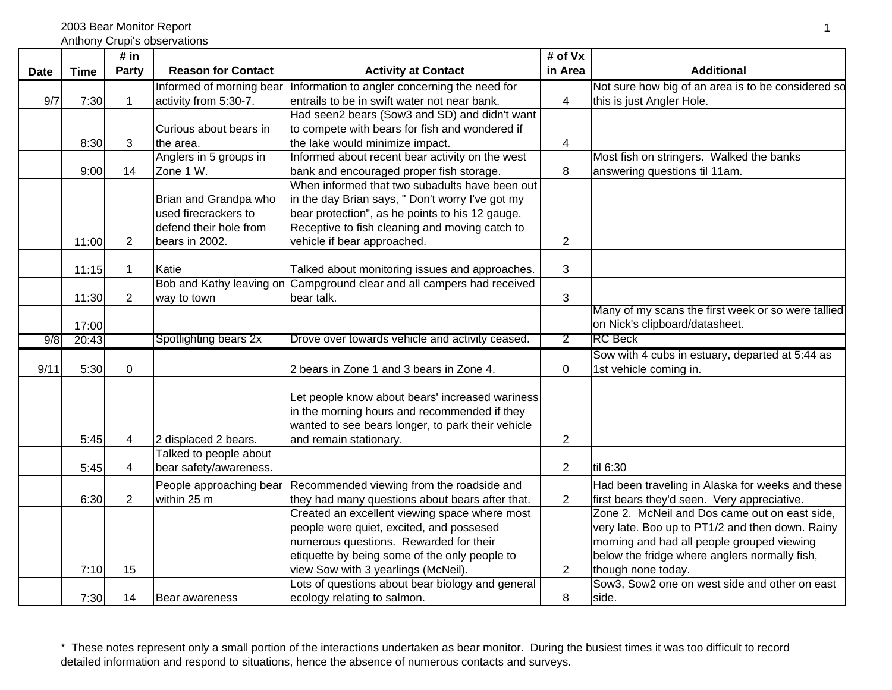2003 Bear Monitor Report
Anthony Crupi's observations

| Date | Time | # in Party | Reason for Contact | Activity at Contact | # of Vx in Area | Additional |
|---|---|---|---|---|---|---|
| 9/7 | 7:30 | 1 | Informed of morning bear activity from 5:30-7. | Information to angler concerning the need for entrails to be in swift water not near bank. | 4 | Not sure how big of an area is to be considered so this is just Angler Hole. |
| | 8:30 | 3 | Curious about bears in the area. | Had seen2 bears (Sow3 and SD) and didn't want to compete with bears for fish and wondered if the lake would minimize impact. | 4 | |
| | 9:00 | 14 | Anglers in 5 groups in Zone 1 W. | Informed about recent bear activity on the west bank and encouraged proper fish storage. | 8 | Most fish on stringers. Walked the banks answering questions til 11am. |
| | 11:00 | 2 | Brian and Grandpa who used firecrackers to defend their hole from bears in 2002. | When informed that two subadults have been out in the day Brian says, " Don't worry I've got my bear protection", as he points to his 12 gauge. Receptive to fish cleaning and moving catch to vehicle if bear approached. | 2 | |
| | 11:15 | 1 | Katie | Talked about monitoring issues and approaches. | 3 | |
| | 11:30 | 2 | Bob and Kathy leaving on way to town | Campground clear and all campers had received bear talk. | 3 | |
| | 17:00 | | | | | Many of my scans the first week or so were tallied on Nick's clipboard/datasheet. |
| 9/8 | 20:43 | | Spotlighting bears 2x | Drove over towards vehicle and activity ceased. | 2 | RC Beck |
| 9/11 | 5:30 | 0 | | 2 bears in Zone 1 and 3 bears in Zone 4. | 0 | Sow with 4 cubs in estuary, departed at 5:44 as 1st vehicle coming in. |
| | 5:45 | 4 | 2 displaced 2 bears. | Let people know about bears' increased wariness in the morning hours and recommended if they wanted to see bears longer, to park their vehicle and remain stationary. | 2 | |
| | 5:45 | 4 | Talked to people about bear safety/awareness. | | 2 | til 6:30 |
| | 6:30 | 2 | People approaching bear within 25 m | Recommended viewing from the roadside and they had many questions about bears after that. | 2 | Had been traveling in Alaska for weeks and these first bears they'd seen. Very appreciative. |
| | 7:10 | 15 | | Created an excellent viewing space where most people were quiet, excited, and possesed numerous questions. Rewarded for their etiquette by being some of the only people to view Sow with 3 yearlings (McNeil). | 2 | Zone 2. McNeil and Dos came out on east side, very late. Boo up to PT1/2 and then down. Rainy morning and had all people grouped viewing below the fridge where anglers normally fish, though none today. |
| | 7:30 | 14 | Bear awareness | Lots of questions about bear biology and general ecology relating to salmon. | 8 | Sow3, Sow2 one on west side and other on east side. |

* These notes represent only a small portion of the interactions undertaken as bear monitor. During the busiest times it was too difficult to record detailed information and respond to situations, hence the absence of numerous contacts and surveys.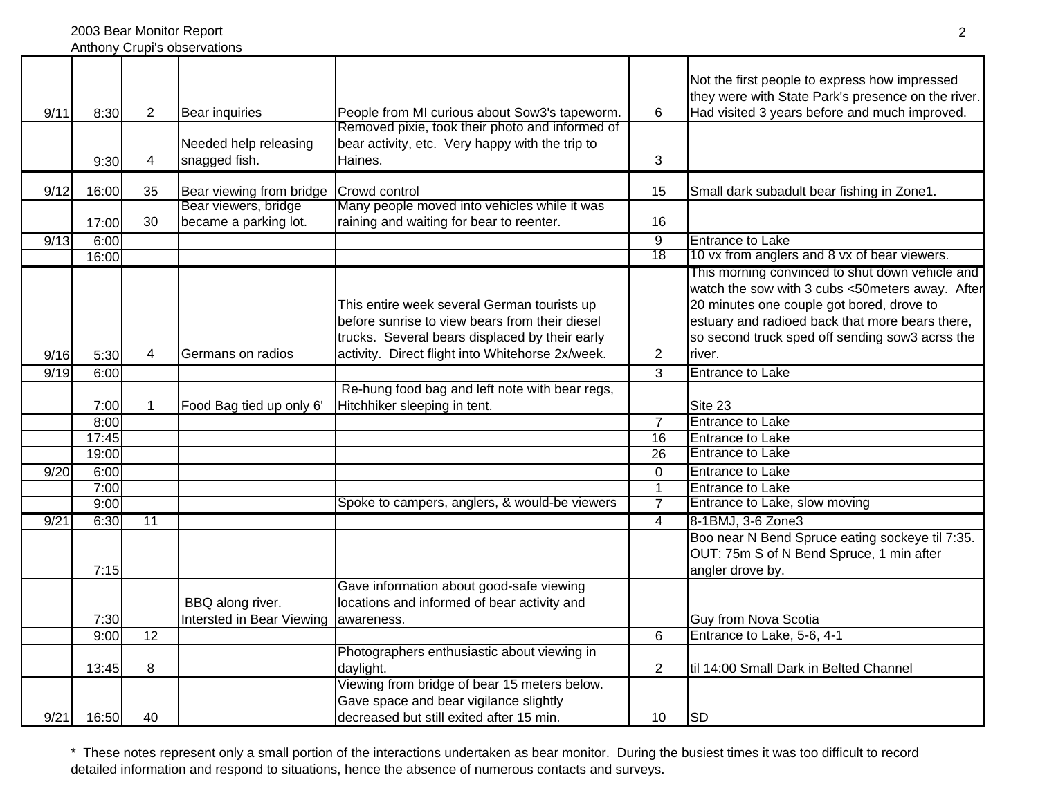2003 Bear Monitor Report
Anthony Crupi's observations

| | | | | | | |
|---|---|---|---|---|---|---|
| 9/11 | 8:30 | 2 | Bear inquiries | People from MI curious about Sow3's tapeworm. | 6 | Not the first people to express how impressed they were with State Park's presence on the river. Had visited 3 years before and much improved. |
| | 9:30 | 4 | Needed help releasing snagged fish. | Removed pixie, took their photo and informed of bear activity, etc. Very happy with the trip to Haines. | 3 | |
| 9/12 | 16:00 | 35 | Bear viewing from bridge | Crowd control | 15 | Small dark subadult bear fishing in Zone1. |
| | 17:00 | 30 | Bear viewers, bridge became a parking lot. | Many people moved into vehicles while it was raining and waiting for bear to reenter. | 16 | |
| 9/13 | 6:00 | | | | 9 | Entrance to Lake |
| | 16:00 | | | | 18 | 10 vx from anglers and 8 vx of bear viewers. |
| 9/16 | 5:30 | 4 | Germans on radios | This entire week several German tourists up before sunrise to view bears from their diesel trucks. Several bears displaced by their early activity. Direct flight into Whitehorse 2x/week. | 2 | This morning convinced to shut down vehicle and watch the sow with 3 cubs <50meters away. After 20 minutes one couple got bored, drove to estuary and radioed back that more bears there, so second truck sped off sending sow3 acrss the river. |
| 9/19 | 6:00 | | | | 3 | Entrance to Lake |
| | 7:00 | 1 | Food Bag tied up only 6' | Re-hung food bag and left note with bear regs, Hitchhiker sleeping in tent. | | Site 23 |
| | 8:00 | | | | 7 | Entrance to Lake |
| | 17:45 | | | | 16 | Entrance to Lake |
| | 19:00 | | | | 26 | Entrance to Lake |
| 9/20 | 6:00 | | | | 0 | Entrance to Lake |
| | 7:00 | | | | 1 | Entrance to Lake |
| | 9:00 | | | Spoke to campers, anglers, & would-be viewers | 7 | Entrance to Lake, slow moving |
| 9/21 | 6:30 | 11 | | | 4 | 8-1BMJ, 3-6 Zone3 |
| | 7:15 | | | | | Boo near N Bend Spruce eating sockeye til 7:35. OUT: 75m S of N Bend Spruce, 1 min after angler drove by. |
| | 7:30 | | BBQ along river. Intersted in Bear Viewing | Gave information about good-safe viewing locations and informed of bear activity and awareness. | | Guy from Nova Scotia |
| | 9:00 | 12 | | | 6 | Entrance to Lake, 5-6, 4-1 |
| | 13:45 | 8 | | Photographers enthusiastic about viewing in daylight. | 2 | til 14:00 Small Dark in Belted Channel |
| 9/21 | 16:50 | 40 | | Viewing from bridge of bear 15 meters below. Gave space and bear vigilance slightly decreased but still exited after 15 min. | 10 | SD |

* These notes represent only a small portion of the interactions undertaken as bear monitor. During the busiest times it was too difficult to record detailed information and respond to situations, hence the absence of numerous contacts and surveys.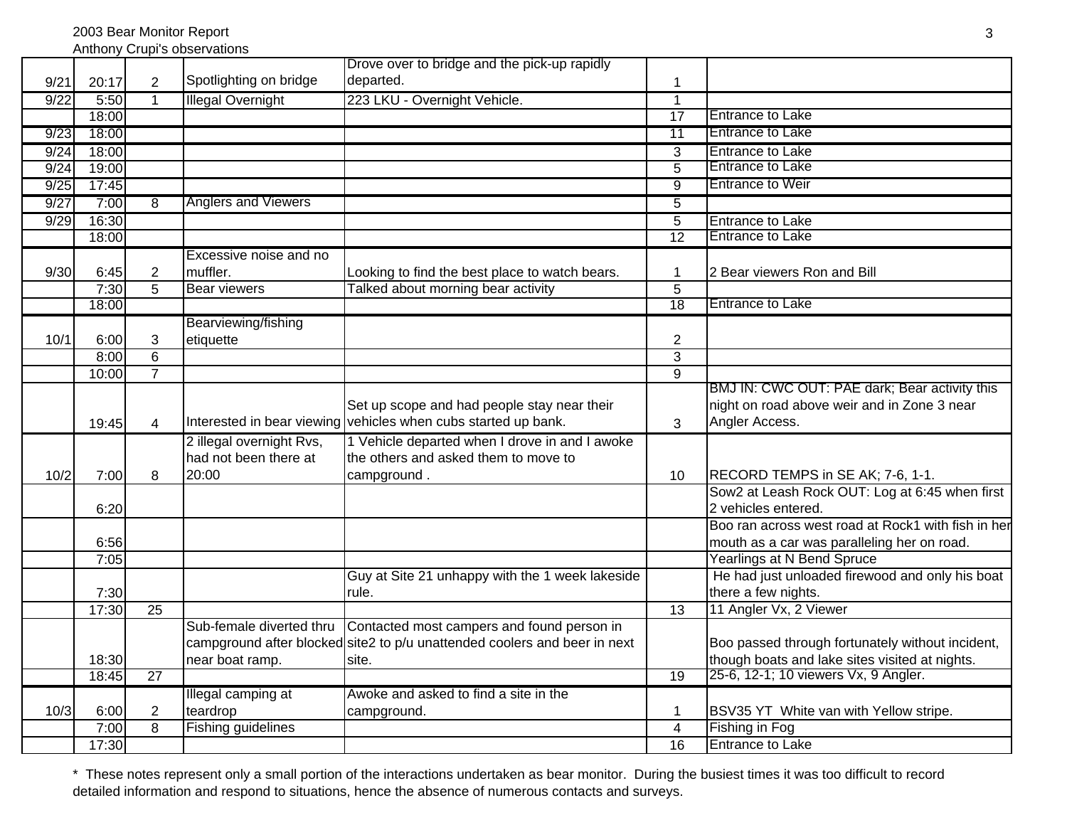2003 Bear Monitor Report
Anthony Crupi's observations

| | | | | | | |
|---|---|---|---|---|---|---|
| 9/21 | 20:17 | 2 | Spotlighting on bridge | Drove over to bridge and the pick-up rapidly departed. | 1 | |
| 9/22 | 5:50 | 1 | Illegal Overnight | 223 LKU - Overnight Vehicle. | 1 | |
| | 18:00 | | | | 17 | Entrance to Lake |
| 9/23 | 18:00 | | | | 11 | Entrance to Lake |
| 9/24 | 18:00 | | | | 3 | Entrance to Lake |
| 9/24 | 19:00 | | | | 5 | Entrance to Lake |
| 9/25 | 17:45 | | | | 9 | Entrance to Weir |
| 9/27 | 7:00 | 8 | Anglers and Viewers | | 5 | |
| 9/29 | 16:30 | | | | 5 | Entrance to Lake |
| | 18:00 | | | | 12 | Entrance to Lake |
| 9/30 | 6:45 | 2 | Excessive noise and no muffler. | Looking to find the best place to watch bears. | 1 | 2 Bear viewers Ron and Bill |
| | 7:30 | 5 | Bear viewers | Talked about morning bear activity | 5 | |
| | 18:00 | | | | 18 | Entrance to Lake |
| 10/1 | 6:00 | 3 | Bearviewing/fishing etiquette | | 2 | |
| | 8:00 | 6 | | | 3 | |
| | 10:00 | 7 | | | 9 | |
| | 19:45 | 4 | Interested in bear viewing | Set up scope and had people stay near their vehicles when cubs started up bank. | 3 | BMJ IN: CWC OUT: PAE dark; Bear activity this night on road above weir and in Zone 3 near Angler Access. |
| 10/2 | 7:00 | 8 | 2 illegal overnight Rvs, had not been there at 20:00 | 1 Vehicle departed when I drove in and I awoke the others and asked them to move to campground . | 10 | RECORD TEMPS in SE AK; 7-6, 1-1. |
| | 6:20 | | | | | Sow2 at Leash Rock OUT: Log at 6:45 when first 2 vehicles entered. |
| | 6:56 | | | | | Boo ran across west road at Rock1 with fish in her mouth as a car was paralleling her on road. |
| | 7:05 | | | | | Yearlings at N Bend Spruce |
| | 7:30 | | | Guy at Site 21 unhappy with the 1 week lakeside rule. | | He had just unloaded firewood and only his boat there a few nights. |
| | 17:30 | 25 | | | 13 | 11 Angler Vx, 2 Viewer |
| | 18:30 | | Sub-female diverted thru campground after blocked near boat ramp. | Contacted most campers and found person in site2 to p/u unattended coolers and beer in next site. | | Boo passed through fortunately without incident, though boats and lake sites visited at nights. |
| | 18:45 | 27 | | | 19 | 25-6, 12-1; 10 viewers Vx, 9 Angler. |
| 10/3 | 6:00 | 2 | Illegal camping at teardrop | Awoke and asked to find a site in the campground. | 1 | BSV35 YT White van with Yellow stripe. |
| | 7:00 | 8 | Fishing guidelines | | 4 | Fishing in Fog |
| | 17:30 | | | | 16 | Entrance to Lake |

* These notes represent only a small portion of the interactions undertaken as bear monitor. During the busiest times it was too difficult to record detailed information and respond to situations, hence the absence of numerous contacts and surveys.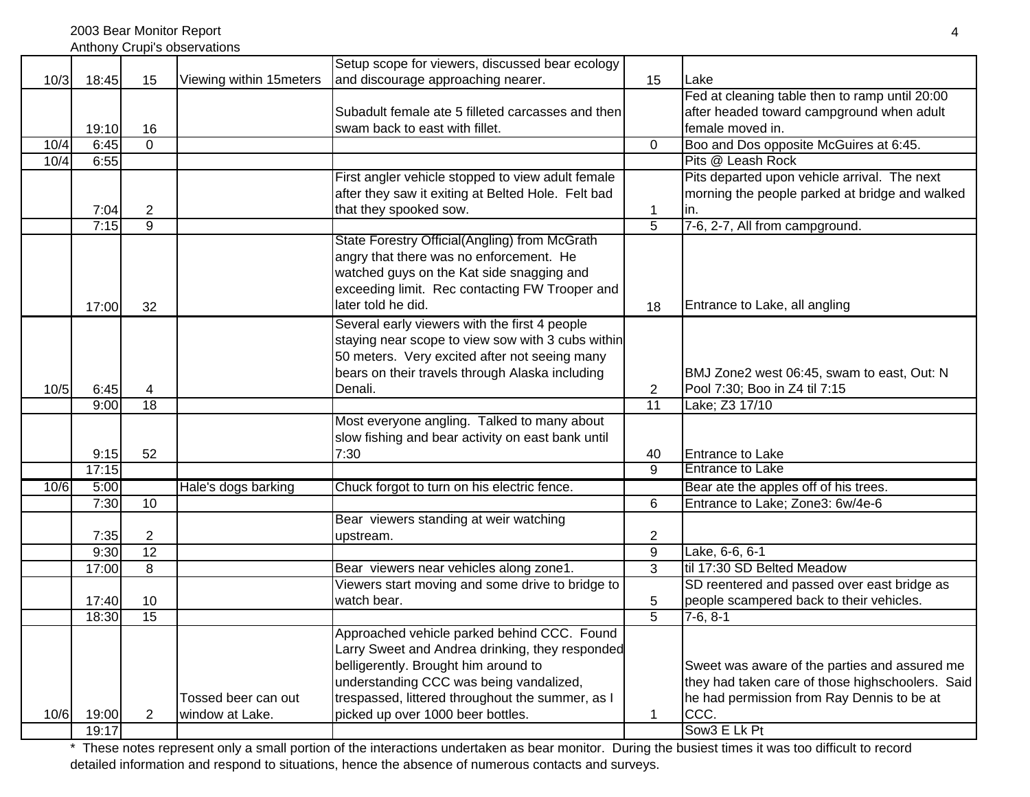2003 Bear Monitor Report
Anthony Crupi's observations

| Date | Time | # | Issue | Notes | # | Location/Comments |
|---|---|---|---|---|---|---|
| 10/3 | 18:45 | 15 | Viewing within 15meters | Setup scope for viewers, discussed bear ecology and discourage approaching nearer. | 15 | Lake |
| | 19:10 | 16 | | Subadult female ate 5 filleted carcasses and then swam back to east with fillet. | | Fed at cleaning table then to ramp until 20:00 after headed toward campground when adult female moved in. |
| 10/4 | 6:45 | 0 | | | 0 | Boo and Dos opposite McGuires at 6:45. |
| 10/4 | 6:55 | | | | | Pits @ Leash Rock |
| | 7:04 | 2 | | First angler vehicle stopped to view adult female after they saw it exiting at Belted Hole. Felt bad that they spooked sow. | 1 | Pits departed upon vehicle arrival. The next morning the people parked at bridge and walked in. |
| | 7:15 | 9 | | | 5 | 7-6, 2-7, All from campground. |
| | 17:00 | 32 | | State Forestry Official(Angling) from McGrath angry that there was no enforcement. He watched guys on the Kat side snagging and exceeding limit. Rec contacting FW Trooper and later told he did. | 18 | Entrance to Lake, all angling |
| 10/5 | 6:45 | 4 | | Several early viewers with the first 4 people staying near scope to view sow with 3 cubs within 50 meters. Very excited after not seeing many bears on their travels through Alaska including Denali. | 2 | BMJ Zone2 west 06:45, swam to east, Out: N Pool 7:30; Boo in Z4 til 7:15 |
| | 9:00 | 18 | | | 11 | Lake; Z3 17/10 |
| | 9:15 | 52 | | Most everyone angling. Talked to many about slow fishing and bear activity on east bank until 7:30 | 40 | Entrance to Lake |
| | 17:15 | | | | 9 | Entrance to Lake |
| 10/6 | 5:00 | | Hale's dogs barking | Chuck forgot to turn on his electric fence. | | Bear ate the apples off of his trees. |
| | 7:30 | 10 | | | 6 | Entrance to Lake; Zone3: 6w/4e-6 |
| | 7:35 | 2 | | Bear viewers standing at weir watching upstream. | 2 | |
| | 9:30 | 12 | | | 9 | Lake, 6-6, 6-1 |
| | 17:00 | 8 | | Bear viewers near vehicles along zone1. | 3 | til 17:30 SD Belted Meadow |
| | 17:40 | 10 | | Viewers start moving and some drive to bridge to watch bear. | 5 | SD reentered and passed over east bridge as people scampered back to their vehicles. |
| | 18:30 | 15 | | | 5 | 7-6, 8-1 |
| 10/6 | 19:00 | 2 | Tossed beer can out window at Lake. | Approached vehicle parked behind CCC. Found Larry Sweet and Andrea drinking, they responded belligerently. Brought him around to understanding CCC was being vandalized, trespassed, littered throughout the summer, as I picked up over 1000 beer bottles. | 1 | Sweet was aware of the parties and assured me they had taken care of those highschoolers. Said he had permission from Ray Dennis to be at CCC. |
| | 19:17 | | | | | Sow3 E Lk Pt |

* These notes represent only a small portion of the interactions undertaken as bear monitor. During the busiest times it was too difficult to record detailed information and respond to situations, hence the absence of numerous contacts and surveys.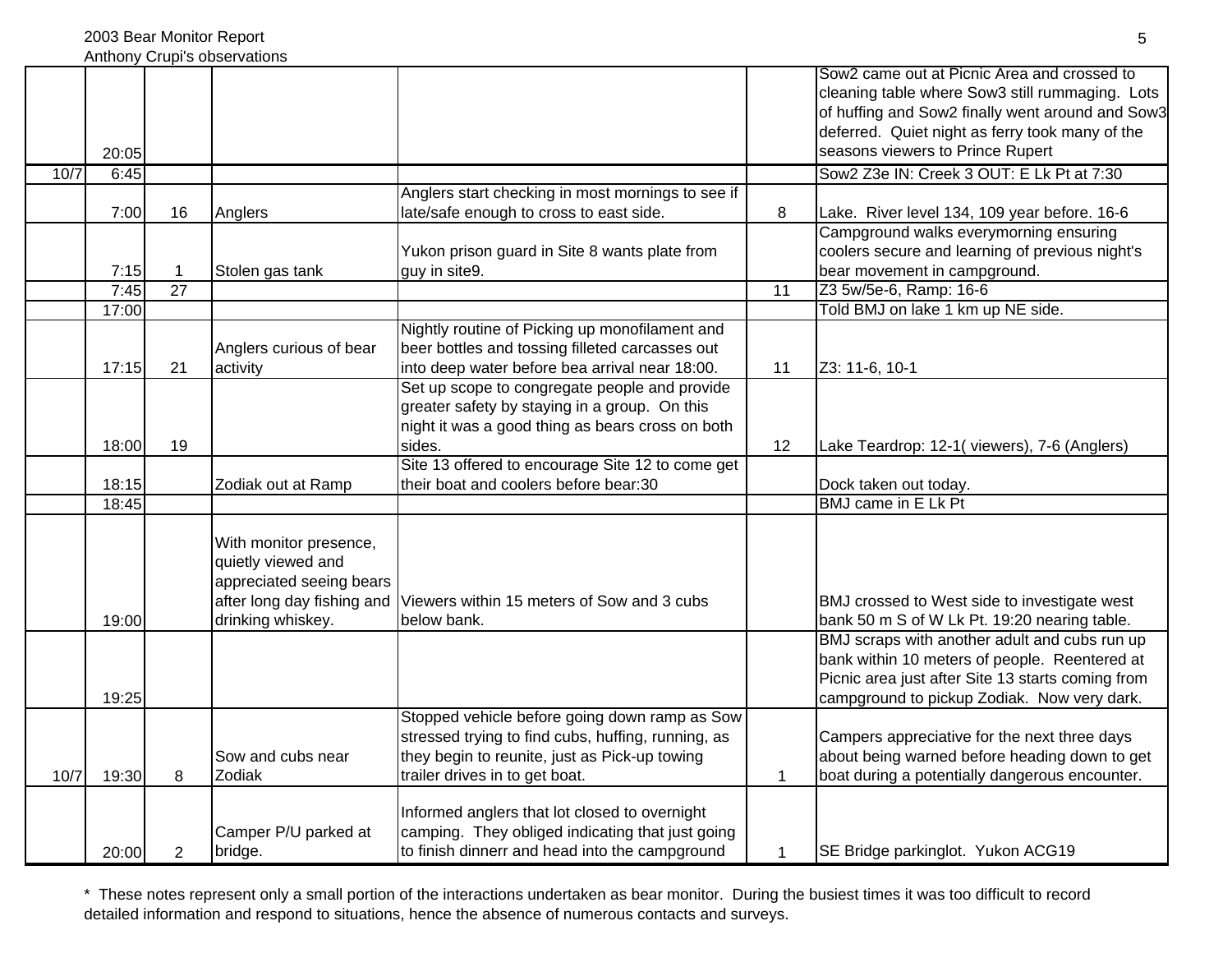| | | | | | | |
|---|---|---|---|---|---|---|
| | 20:05 | | | | | Sow2 came out at Picnic Area and crossed to cleaning table where Sow3 still rummaging. Lots of huffing and Sow2 finally went around and Sow3 deferred. Quiet night as ferry took many of the seasons viewers to Prince Rupert |
| 10/7 | 6:45 | | | | | Sow2 Z3e IN: Creek 3 OUT: E Lk Pt at 7:30 |
| | 7:00 | 16 | Anglers | Anglers start checking in most mornings to see if late/safe enough to cross to east side. | 8 | Lake. River level 134, 109 year before. 16-6 |
| | 7:15 | 1 | Stolen gas tank | Yukon prison guard in Site 8 wants plate from guy in site9. | | Campground walks everymorning ensuring coolers secure and learning of previous night's bear movement in campground. |
| | 7:45 | 27 | | | 11 | Z3 5w/5e-6, Ramp: 16-6 |
| | 17:00 | | | | | Told BMJ on lake 1 km up NE side. |
| | 17:15 | 21 | Anglers curious of bear activity | Nightly routine of Picking up monofilament and beer bottles and tossing filleted carcasses out into deep water before bea arrival near 18:00. | 11 | Z3: 11-6, 10-1 |
| | 18:00 | 19 | | Set up scope to congregate people and provide greater safety by staying in a group. On this night it was a good thing as bears cross on both sides. | 12 | Lake Teardrop: 12-1( viewers), 7-6 (Anglers) |
| | 18:15 | | Zodiak out at Ramp | Site 13 offered to encourage Site 12 to come get their boat and coolers before bear:30 | | Dock taken out today. |
| | 18:45 | | | | | BMJ came in E Lk Pt |
| | 19:00 | | With monitor presence, quietly viewed and appreciated seeing bears after long day fishing and drinking whiskey. | Viewers within 15 meters of Sow and 3 cubs below bank. | | BMJ crossed to West side to investigate west bank 50 m S of W Lk Pt. 19:20 nearing table. |
| | 19:25 | | | | | BMJ scraps with another adult and cubs run up bank within 10 meters of people. Reentered at Picnic area just after Site 13 starts coming from campground to pickup Zodiak. Now very dark. |
| 10/7 | 19:30 | 8 | Sow and cubs near Zodiak | Stopped vehicle before going down ramp as Sow stressed trying to find cubs, huffing, running, as they begin to reunite, just as Pick-up towing trailer drives in to get boat. | 1 | Campers appreciative for the next three days about being warned before heading down to get boat during a potentially dangerous encounter. |
| | 20:00 | 2 | Camper P/U parked at bridge. | Informed anglers that lot closed to overnight camping. They obliged indicating that just going to finish dinnerr and head into the campground | 1 | SE Bridge parkinglot. Yukon ACG19 |

* These notes represent only a small portion of the interactions undertaken as bear monitor. During the busiest times it was too difficult to record detailed information and respond to situations, hence the absence of numerous contacts and surveys.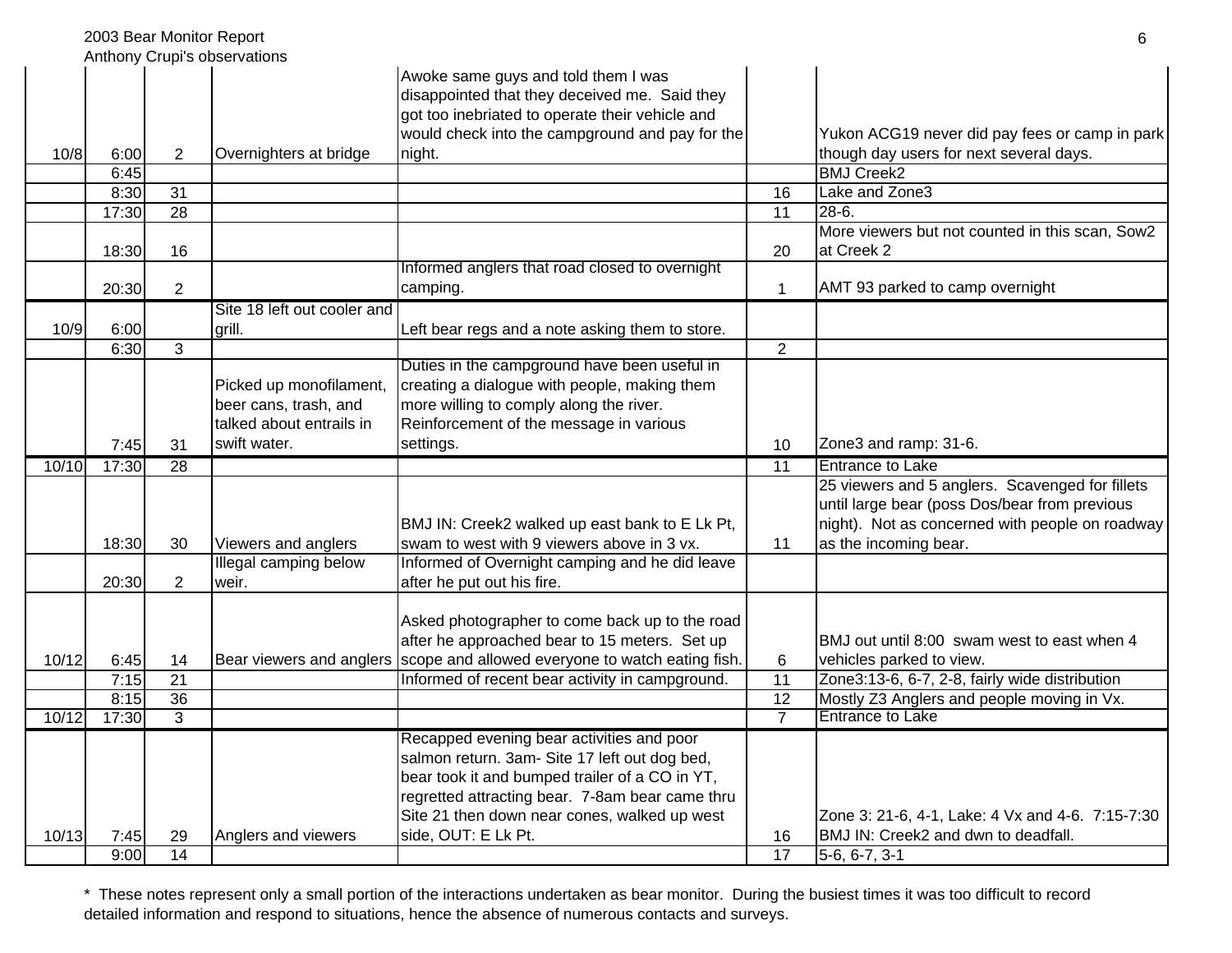| | | | | | | |
|---|---|---|---|---|---|---|
| 10/8 | 6:00 | 2 | Overnighters at bridge | Awoke same guys and told them I was disappointed that they deceived me. Said they got too inebriated to operate their vehicle and would check into the campground and pay for the night. | | Yukon ACG19 never did pay fees or camp in park though day users for next several days. |
| | 6:45 | | | | | BMJ Creek2 |
| | 8:30 | 31 | | | 16 | Lake and Zone3 |
| | 17:30 | 28 | | | 11 | 28-6. |
| | 18:30 | 16 | | | 20 | More viewers but not counted in this scan, Sow2 at Creek 2 |
| | 20:30 | 2 | | Informed anglers that road closed to overnight camping. | 1 | AMT 93 parked to camp overnight |
| 10/9 | 6:00 | | Site 18 left out cooler and grill. | Left bear regs and a note asking them to store. | | |
| | 6:30 | 3 | | | 2 | |
| | 7:45 | 31 | Picked up monofilament, beer cans, trash, and talked about entrails in swift water. | Duties in the campground have been useful in creating a dialogue with people, making them more willing to comply along the river. Reinforcement of the message in various settings. | 10 | Zone3 and ramp: 31-6. |
| 10/10 | 17:30 | 28 | | | 11 | Entrance to Lake |
| | 18:30 | 30 | Viewers and anglers | BMJ IN: Creek2 walked up east bank to E Lk Pt, swam to west with 9 viewers above in 3 vx. | 11 | 25 viewers and 5 anglers. Scavenged for fillets until large bear (poss Dos/bear from previous night). Not as concerned with people on roadway as the incoming bear. |
| | 20:30 | 2 | Illegal camping below weir. | Informed of Overnight camping and he did leave after he put out his fire. | | |
| 10/12 | 6:45 | 14 | Bear viewers and anglers | Asked photographer to come back up to the road after he approached bear to 15 meters. Set up scope and allowed everyone to watch eating fish. | 6 | BMJ out until 8:00 swam west to east when 4 vehicles parked to view. |
| | 7:15 | 21 | | Informed of recent bear activity in campground. | 11 | Zone3:13-6, 6-7, 2-8, fairly wide distribution |
| | 8:15 | 36 | | | 12 | Mostly Z3 Anglers and people moving in Vx. |
| 10/12 | 17:30 | 3 | | | 7 | Entrance to Lake |
| 10/13 | 7:45 | 29 | Anglers and viewers | Recapped evening bear activities and poor salmon return. 3am- Site 17 left out dog bed, bear took it and bumped trailer of a CO in YT, regretted attracting bear. 7-8am bear came thru Site 21 then down near cones, walked up west side, OUT: E Lk Pt. | 16 | Zone 3: 21-6, 4-1, Lake: 4 Vx and 4-6. 7:15-7:30 BMJ IN: Creek2 and dwn to deadfall. |
| | 9:00 | 14 | | | 17 | 5-6, 6-7, 3-1 |

* These notes represent only a small portion of the interactions undertaken as bear monitor. During the busiest times it was too difficult to record detailed information and respond to situations, hence the absence of numerous contacts and surveys.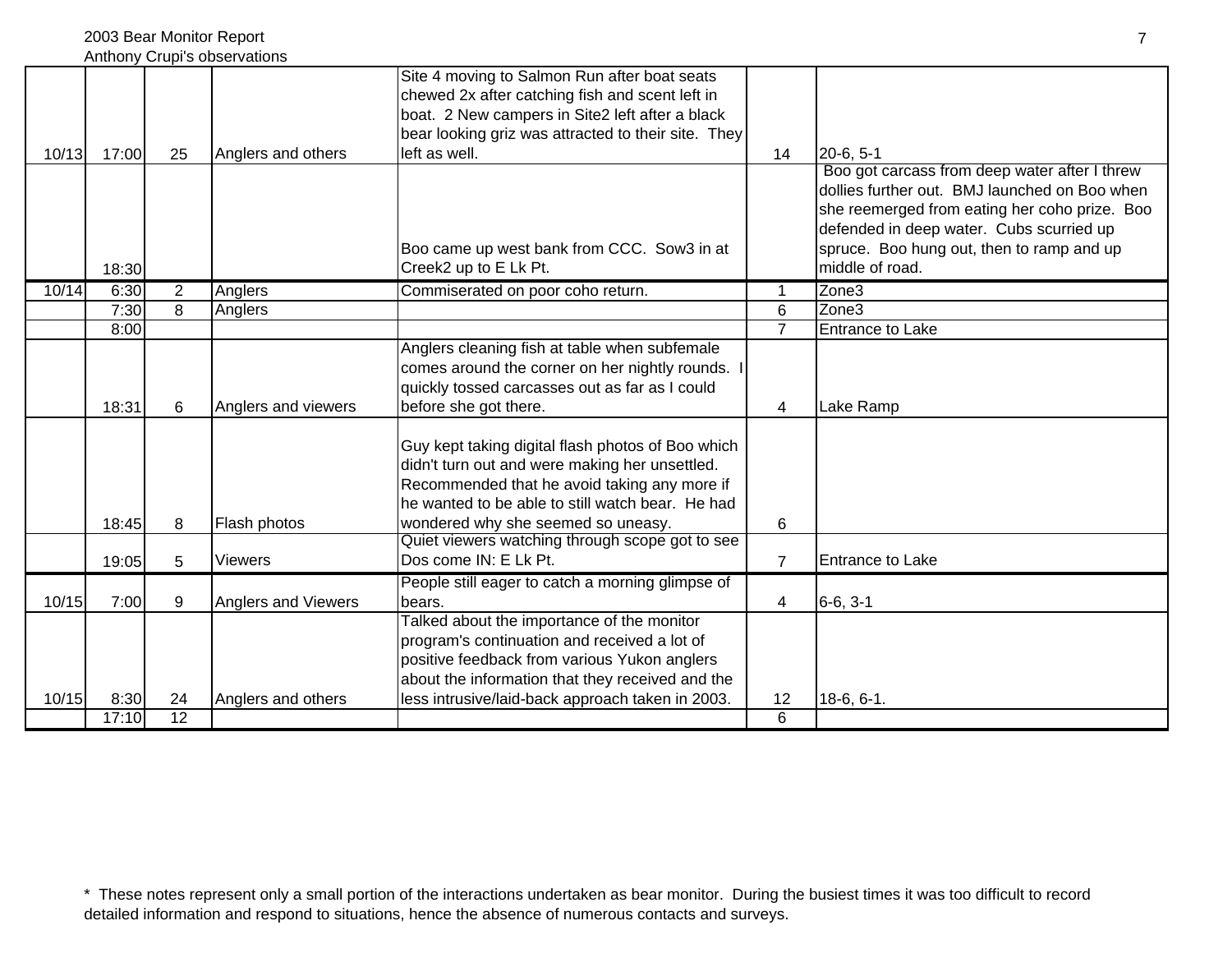2003 Bear Monitor Report
Anthony Crupi's observations

| | | | | | | |
|---|---|---|---|---|---|---|
| 10/13 | 17:00 | 25 | Anglers and others | Site 4 moving to Salmon Run after boat seats chewed 2x after catching fish and scent left in boat. 2 New campers in Site2 left after a black bear looking griz was attracted to their site. They left as well. | 14 | 20-6, 5-1 |
| | 18:30 | | | Boo came up west bank from CCC. Sow3 in at Creek2 up to E Lk Pt. | | Boo got carcass from deep water after I threw dollies further out. BMJ launched on Boo when she reemerged from eating her coho prize. Boo defended in deep water. Cubs scurried up spruce. Boo hung out, then to ramp and up middle of road. |
| 10/14 | 6:30 | 2 | Anglers | Commiserated on poor coho return. | 1 | Zone3 |
| | 7:30 | 8 | Anglers | | 6 | Zone3 |
| | 8:00 | | | | 7 | Entrance to Lake |
| | 18:31 | 6 | Anglers and viewers | Anglers cleaning fish at table when subfemale comes around the corner on her nightly rounds. I quickly tossed carcasses out as far as I could before she got there. | 4 | Lake Ramp |
| | 18:45 | 8 | Flash photos | Guy kept taking digital flash photos of Boo which didn't turn out and were making her unsettled. Recommended that he avoid taking any more if he wanted to be able to still watch bear. He had wondered why she seemed so uneasy. | 6 | |
| | 19:05 | 5 | Viewers | Quiet viewers watching through scope got to see Dos come IN: E Lk Pt. | 7 | Entrance to Lake |
| 10/15 | 7:00 | 9 | Anglers and Viewers | People still eager to catch a morning glimpse of bears. | 4 | 6-6, 3-1 |
| 10/15 | 8:30 | 24 | Anglers and others | Talked about the importance of the monitor program's continuation and received a lot of positive feedback from various Yukon anglers about the information that they received and the less intrusive/laid-back approach taken in 2003. | 12 | 18-6, 6-1. |
| | 17:10 | 12 | | | 6 | |

* These notes represent only a small portion of the interactions undertaken as bear monitor. During the busiest times it was too difficult to record detailed information and respond to situations, hence the absence of numerous contacts and surveys.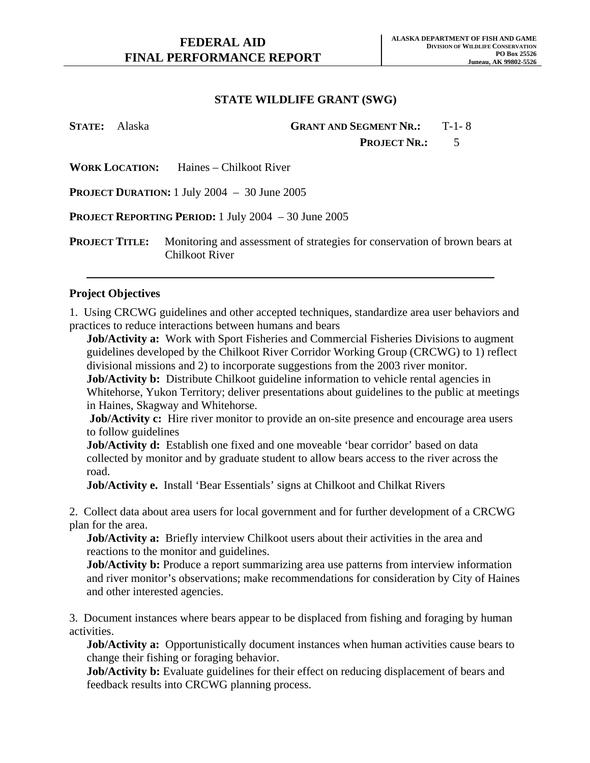# FEDERAL AID FINAL PERFORMANCE REPORT

**ALASKA DEPARTMENT OF FISH AND GAME**
**DIVISION OF WILDLIFE CONSERVATION**
**PO Box 25526**
**Juneau, AK 99802-5526**

## STATE WILDLIFE GRANT (SWG)

**STATE:** Alaska **GRANT AND SEGMENT NR.:** T-1- 8
**PROJECT NR.:** 5

**WORK LOCATION:** Haines – Chilkoot River

**PROJECT DURATION:** 1 July 2004 – 30 June 2005

**PROJECT REPORTING PERIOD:** 1 July 2004 – 30 June 2005

**PROJECT TITLE:** Monitoring and assessment of strategies for conservation of brown bears at Chilkoot River

---

### Project Objectives

1. Using CRCWG guidelines and other accepted techniques, standardize area user behaviors and practices to reduce interactions between humans and bears

   **Job/Activity a:** Work with Sport Fisheries and Commercial Fisheries Divisions to augment guidelines developed by the Chilkoot River Corridor Working Group (CRCWG) to 1) reflect divisional missions and 2) to incorporate suggestions from the 2003 river monitor.
   **Job/Activity b:** Distribute Chilkoot guideline information to vehicle rental agencies in Whitehorse, Yukon Territory; deliver presentations about guidelines to the public at meetings in Haines, Skagway and Whitehorse.
   **Job/Activity c:** Hire river monitor to provide an on-site presence and encourage area users to follow guidelines
   **Job/Activity d:** Establish one fixed and one moveable 'bear corridor' based on data collected by monitor and by graduate student to allow bears access to the river across the road.
   **Job/Activity e.** Install 'Bear Essentials' signs at Chilkoot and Chilkat Rivers

2. Collect data about area users for local government and for further development of a CRCWG plan for the area.

   **Job/Activity a:** Briefly interview Chilkoot users about their activities in the area and reactions to the monitor and guidelines.
   **Job/Activity b:** Produce a report summarizing area use patterns from interview information and river monitor's observations; make recommendations for consideration by City of Haines and other interested agencies.

3. Document instances where bears appear to be displaced from fishing and foraging by human activities.

   **Job/Activity a:** Opportunistically document instances when human activities cause bears to change their fishing or foraging behavior.
   **Job/Activity b:** Evaluate guidelines for their effect on reducing displacement of bears and feedback results into CRCWG planning process.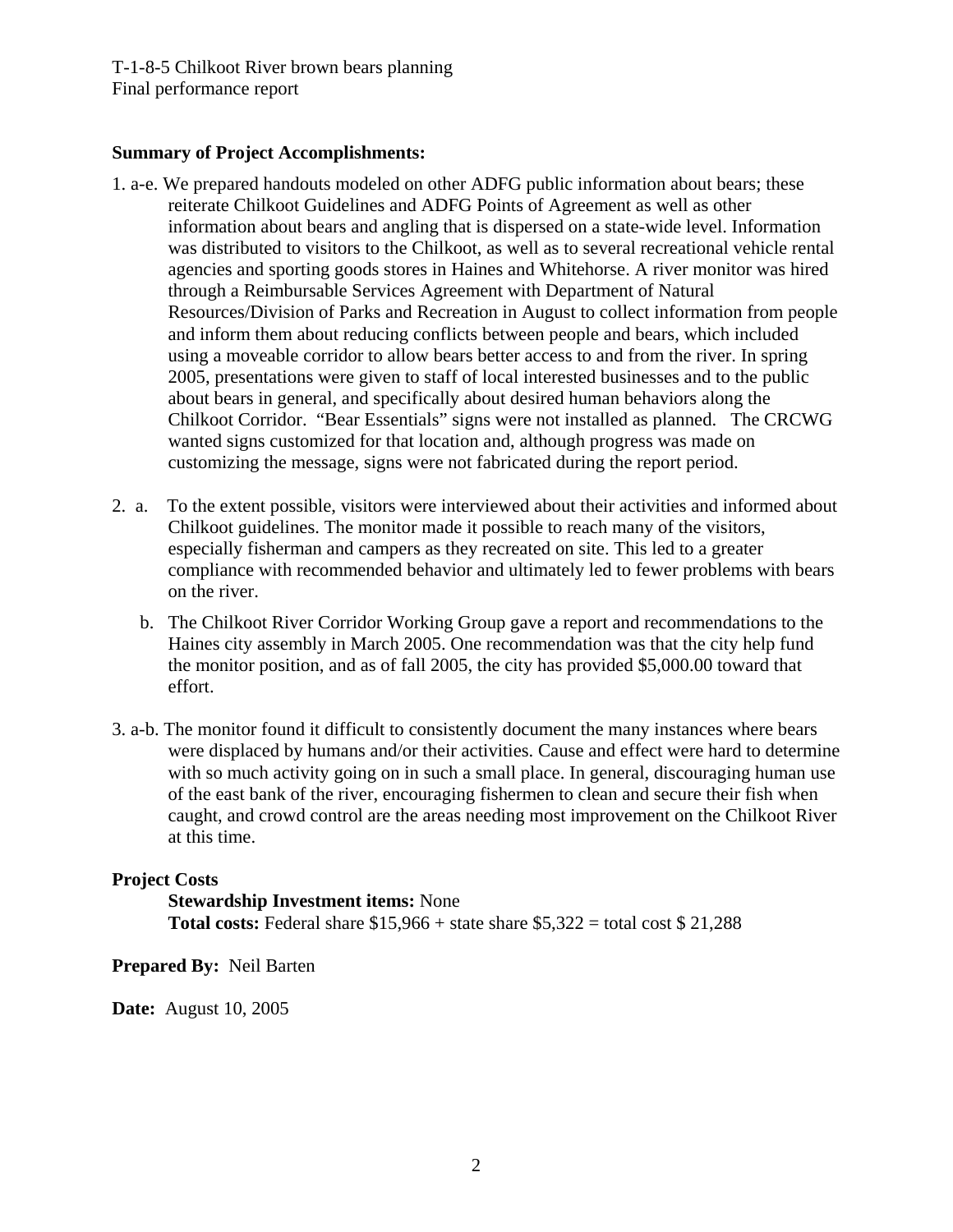T-1-8-5 Chilkoot River brown bears planning
Final performance report

**Summary of Project Accomplishments:**

1. a-e. We prepared handouts modeled on other ADFG public information about bears; these reiterate Chilkoot Guidelines and ADFG Points of Agreement as well as other information about bears and angling that is dispersed on a state-wide level. Information was distributed to visitors to the Chilkoot, as well as to several recreational vehicle rental agencies and sporting goods stores in Haines and Whitehorse. A river monitor was hired through a Reimbursable Services Agreement with Department of Natural Resources/Division of Parks and Recreation in August to collect information from people and inform them about reducing conflicts between people and bears, which included using a moveable corridor to allow bears better access to and from the river. In spring 2005, presentations were given to staff of local interested businesses and to the public about bears in general, and specifically about desired human behaviors along the Chilkoot Corridor. "Bear Essentials" signs were not installed as planned. The CRCWG wanted signs customized for that location and, although progress was made on customizing the message, signs were not fabricated during the report period.

2. a. To the extent possible, visitors were interviewed about their activities and informed about Chilkoot guidelines. The monitor made it possible to reach many of the visitors, especially fisherman and campers as they recreated on site. This led to a greater compliance with recommended behavior and ultimately led to fewer problems with bears on the river.

   b. The Chilkoot River Corridor Working Group gave a report and recommendations to the Haines city assembly in March 2005. One recommendation was that the city help fund the monitor position, and as of fall 2005, the city has provided $5,000.00 toward that effort.

3. a-b. The monitor found it difficult to consistently document the many instances where bears were displaced by humans and/or their activities. Cause and effect were hard to determine with so much activity going on in such a small place. In general, discouraging human use of the east bank of the river, encouraging fishermen to clean and secure their fish when caught, and crowd control are the areas needing most improvement on the Chilkoot River at this time.

**Project Costs**

**Stewardship Investment items:** None
**Total costs:** Federal share $15,966 + state share $5,322 = total cost $ 21,288

**Prepared By:** Neil Barten

**Date:** August 10, 2005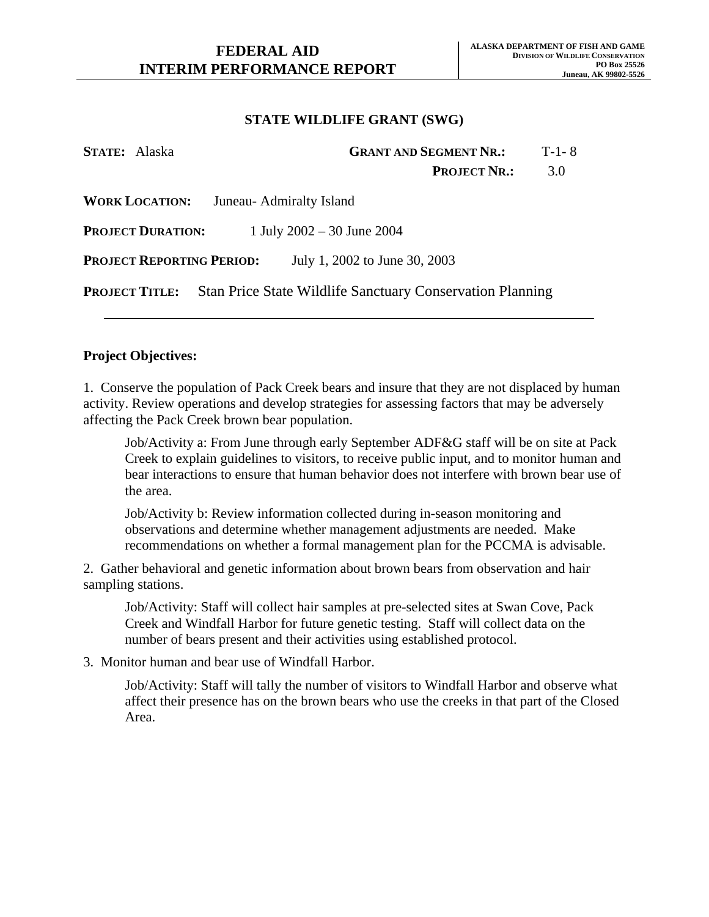# FEDERAL AID
# INTERIM PERFORMANCE REPORT

**ALASKA DEPARTMENT OF FISH AND GAME**
**DIVISION OF WILDLIFE CONSERVATION**
**PO Box 25526**
**Juneau, AK 99802-5526**

## STATE WILDLIFE GRANT (SWG)

**STATE:** Alaska

**GRANT AND SEGMENT NR.:** T-1- 8

**PROJECT NR.:** 3.0

**WORK LOCATION:** Juneau- Admiralty Island

**PROJECT DURATION:** 1 July 2002 – 30 June 2004

**PROJECT REPORTING PERIOD:** July 1, 2002 to June 30, 2003

**PROJECT TITLE:** Stan Price State Wildlife Sanctuary Conservation Planning

---

**Project Objectives:**

1. Conserve the population of Pack Creek bears and insure that they are not displaced by human activity. Review operations and develop strategies for assessing factors that may be adversely affecting the Pack Creek brown bear population.

   Job/Activity a: From June through early September ADF&G staff will be on site at Pack Creek to explain guidelines to visitors, to receive public input, and to monitor human and bear interactions to ensure that human behavior does not interfere with brown bear use of the area.

   Job/Activity b: Review information collected during in-season monitoring and observations and determine whether management adjustments are needed. Make recommendations on whether a formal management plan for the PCCMA is advisable.

2. Gather behavioral and genetic information about brown bears from observation and hair sampling stations.

   Job/Activity: Staff will collect hair samples at pre-selected sites at Swan Cove, Pack Creek and Windfall Harbor for future genetic testing. Staff will collect data on the number of bears present and their activities using established protocol.

3. Monitor human and bear use of Windfall Harbor.

   Job/Activity: Staff will tally the number of visitors to Windfall Harbor and observe what affect their presence has on the brown bears who use the creeks in that part of the Closed Area.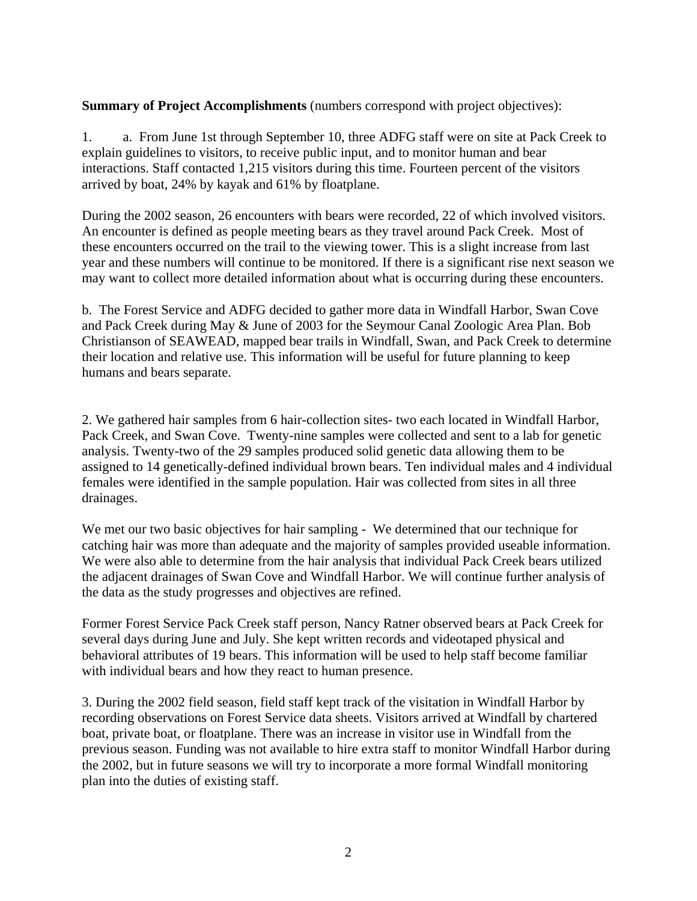**Summary of Project Accomplishments** (numbers correspond with project objectives):

1. a. From June 1st through September 10, three ADFG staff were on site at Pack Creek to explain guidelines to visitors, to receive public input, and to monitor human and bear interactions. Staff contacted 1,215 visitors during this time. Fourteen percent of the visitors arrived by boat, 24% by kayak and 61% by floatplane.

During the 2002 season, 26 encounters with bears were recorded, 22 of which involved visitors. An encounter is defined as people meeting bears as they travel around Pack Creek. Most of these encounters occurred on the trail to the viewing tower. This is a slight increase from last year and these numbers will continue to be monitored. If there is a significant rise next season we may want to collect more detailed information about what is occurring during these encounters.

b. The Forest Service and ADFG decided to gather more data in Windfall Harbor, Swan Cove and Pack Creek during May & June of 2003 for the Seymour Canal Zoologic Area Plan. Bob Christianson of SEAWEAD, mapped bear trails in Windfall, Swan, and Pack Creek to determine their location and relative use. This information will be useful for future planning to keep humans and bears separate.

2. We gathered hair samples from 6 hair-collection sites- two each located in Windfall Harbor, Pack Creek, and Swan Cove. Twenty-nine samples were collected and sent to a lab for genetic analysis. Twenty-two of the 29 samples produced solid genetic data allowing them to be assigned to 14 genetically-defined individual brown bears. Ten individual males and 4 individual females were identified in the sample population. Hair was collected from sites in all three drainages.

We met our two basic objectives for hair sampling - We determined that our technique for catching hair was more than adequate and the majority of samples provided useable information. We were also able to determine from the hair analysis that individual Pack Creek bears utilized the adjacent drainages of Swan Cove and Windfall Harbor. We will continue further analysis of the data as the study progresses and objectives are refined.

Former Forest Service Pack Creek staff person, Nancy Ratner observed bears at Pack Creek for several days during June and July. She kept written records and videotaped physical and behavioral attributes of 19 bears. This information will be used to help staff become familiar with individual bears and how they react to human presence.

3. During the 2002 field season, field staff kept track of the visitation in Windfall Harbor by recording observations on Forest Service data sheets. Visitors arrived at Windfall by chartered boat, private boat, or floatplane. There was an increase in visitor use in Windfall from the previous season. Funding was not available to hire extra staff to monitor Windfall Harbor during the 2002, but in future seasons we will try to incorporate a more formal Windfall monitoring plan into the duties of existing staff.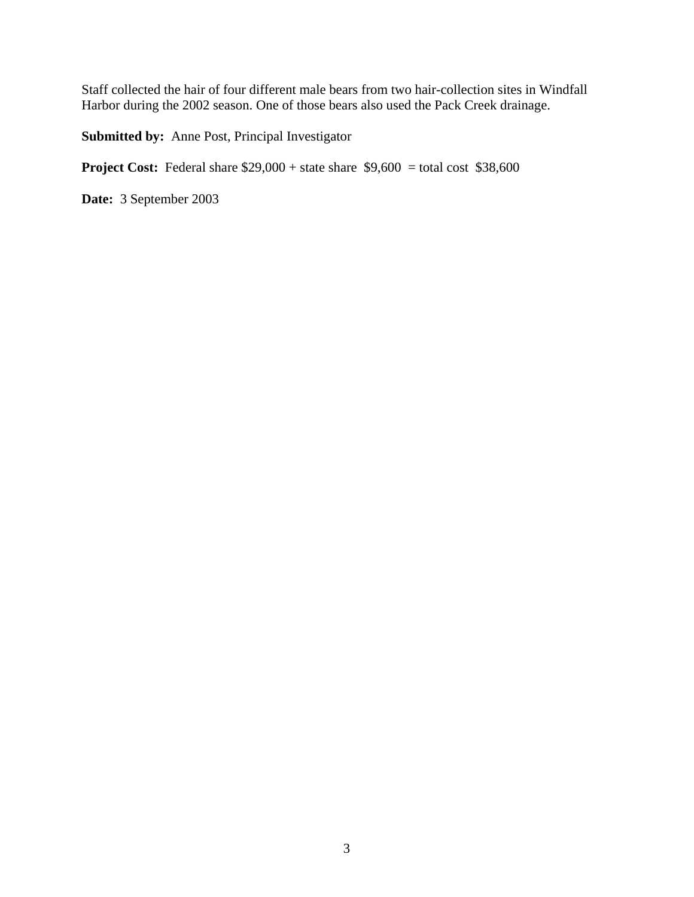Staff collected the hair of four different male bears from two hair-collection sites in Windfall Harbor during the 2002 season. One of those bears also used the Pack Creek drainage.

**Submitted by:** Anne Post, Principal Investigator

**Project Cost:** Federal share $29,000 + state share $9,600 = total cost $38,600

**Date:** 3 September 2003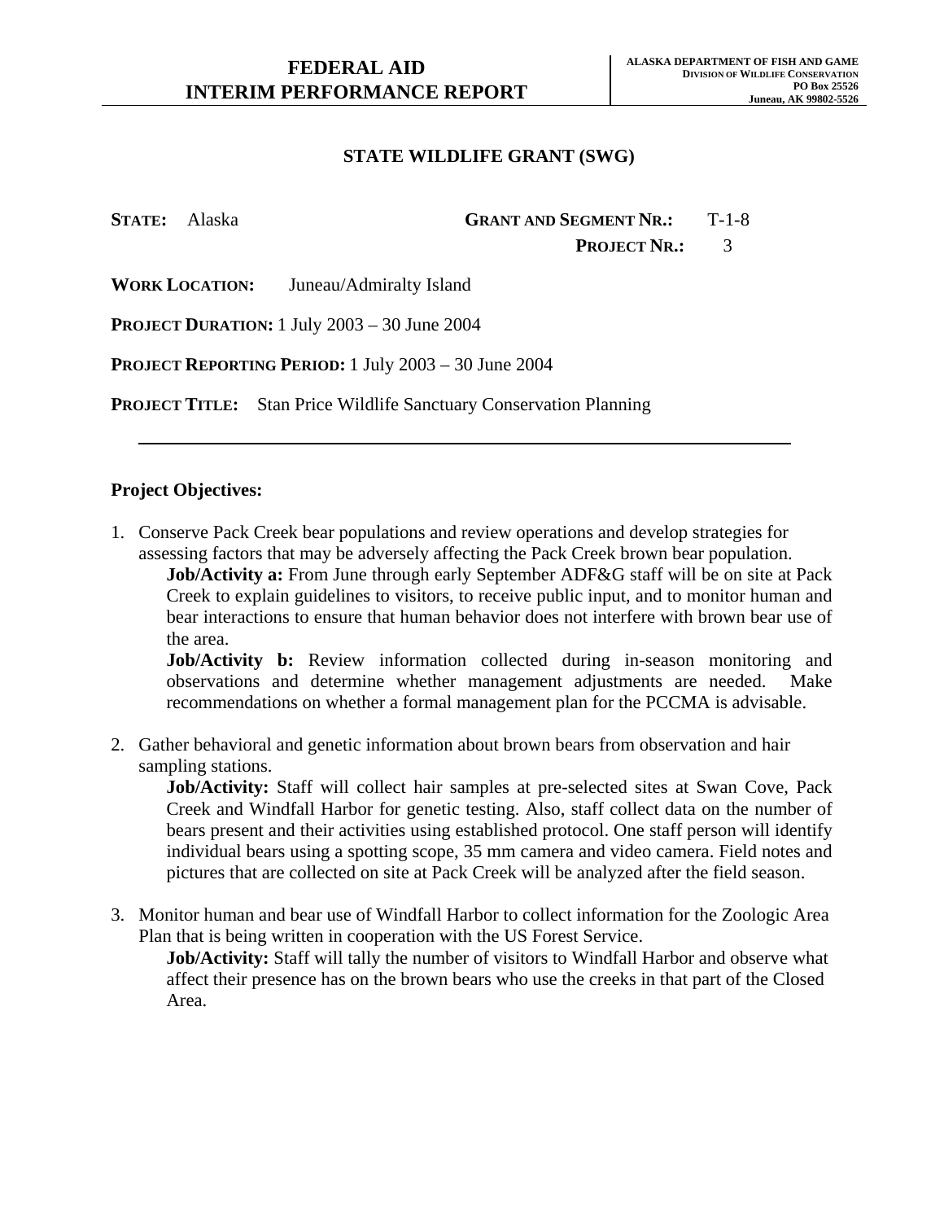# FEDERAL AID
# INTERIM PERFORMANCE REPORT

**ALASKA DEPARTMENT OF FISH AND GAME**
**DIVISION OF WILDLIFE CONSERVATION**
**PO Box 25526**
**Juneau, AK 99802-5526**

## STATE WILDLIFE GRANT (SWG)

**STATE:** Alaska **GRANT AND SEGMENT NR.:** T-1-8
**PROJECT NR.:** 3

**WORK LOCATION:** Juneau/Admiralty Island

**PROJECT DURATION:** 1 July 2003 – 30 June 2004

**PROJECT REPORTING PERIOD:** 1 July 2003 – 30 June 2004

**PROJECT TITLE:** Stan Price Wildlife Sanctuary Conservation Planning

---

**Project Objectives:**

1. Conserve Pack Creek bear populations and review operations and develop strategies for assessing factors that may be adversely affecting the Pack Creek brown bear population.
   **Job/Activity a:** From June through early September ADF&G staff will be on site at Pack Creek to explain guidelines to visitors, to receive public input, and to monitor human and bear interactions to ensure that human behavior does not interfere with brown bear use of the area.
   **Job/Activity b:** Review information collected during in-season monitoring and observations and determine whether management adjustments are needed. Make recommendations on whether a formal management plan for the PCCMA is advisable.

2. Gather behavioral and genetic information about brown bears from observation and hair sampling stations.
   **Job/Activity:** Staff will collect hair samples at pre-selected sites at Swan Cove, Pack Creek and Windfall Harbor for genetic testing. Also, staff collect data on the number of bears present and their activities using established protocol. One staff person will identify individual bears using a spotting scope, 35 mm camera and video camera. Field notes and pictures that are collected on site at Pack Creek will be analyzed after the field season.

3. Monitor human and bear use of Windfall Harbor to collect information for the Zoologic Area Plan that is being written in cooperation with the US Forest Service.
   **Job/Activity:** Staff will tally the number of visitors to Windfall Harbor and observe what affect their presence has on the brown bears who use the creeks in that part of the Closed Area.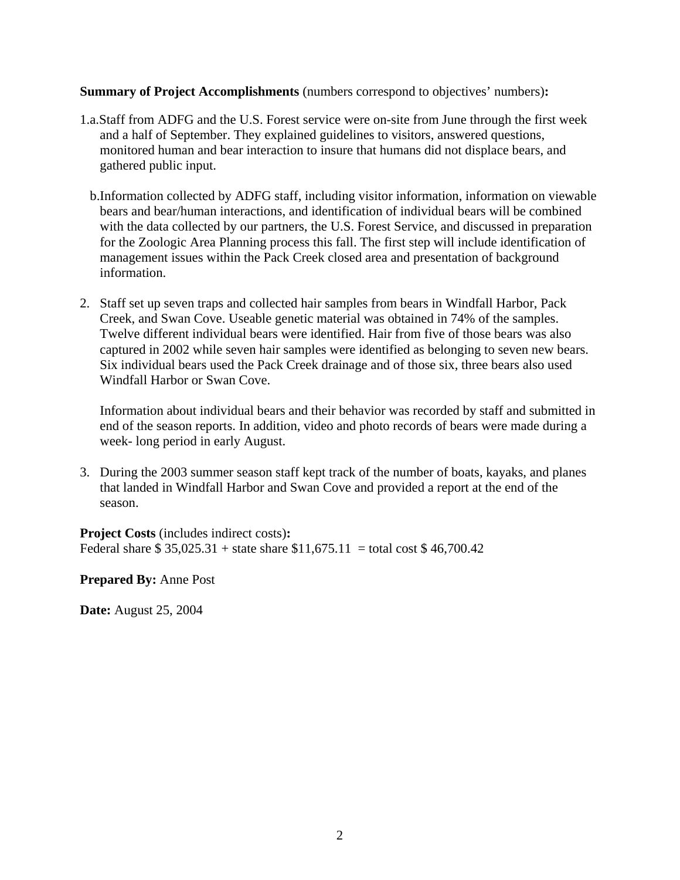**Summary of Project Accomplishments** (numbers correspond to objectives' numbers)**:**

1.a. Staff from ADFG and the U.S. Forest service were on-site from June through the first week and a half of September. They explained guidelines to visitors, answered questions, monitored human and bear interaction to insure that humans did not displace bears, and gathered public input.

b. Information collected by ADFG staff, including visitor information, information on viewable bears and bear/human interactions, and identification of individual bears will be combined with the data collected by our partners, the U.S. Forest Service, and discussed in preparation for the Zoologic Area Planning process this fall. The first step will include identification of management issues within the Pack Creek closed area and presentation of background information.

2. Staff set up seven traps and collected hair samples from bears in Windfall Harbor, Pack Creek, and Swan Cove. Useable genetic material was obtained in 74% of the samples. Twelve different individual bears were identified. Hair from five of those bears was also captured in 2002 while seven hair samples were identified as belonging to seven new bears. Six individual bears used the Pack Creek drainage and of those six, three bears also used Windfall Harbor or Swan Cove.

   Information about individual bears and their behavior was recorded by staff and submitted in end of the season reports. In addition, video and photo records of bears were made during a week- long period in early August.

3. During the 2003 summer season staff kept track of the number of boats, kayaks, and planes that landed in Windfall Harbor and Swan Cove and provided a report at the end of the season.

**Project Costs** (includes indirect costs)**:**
Federal share $ 35,025.31 + state share $11,675.11 = total cost $ 46,700.42

**Prepared By:** Anne Post

**Date:** August 25, 2004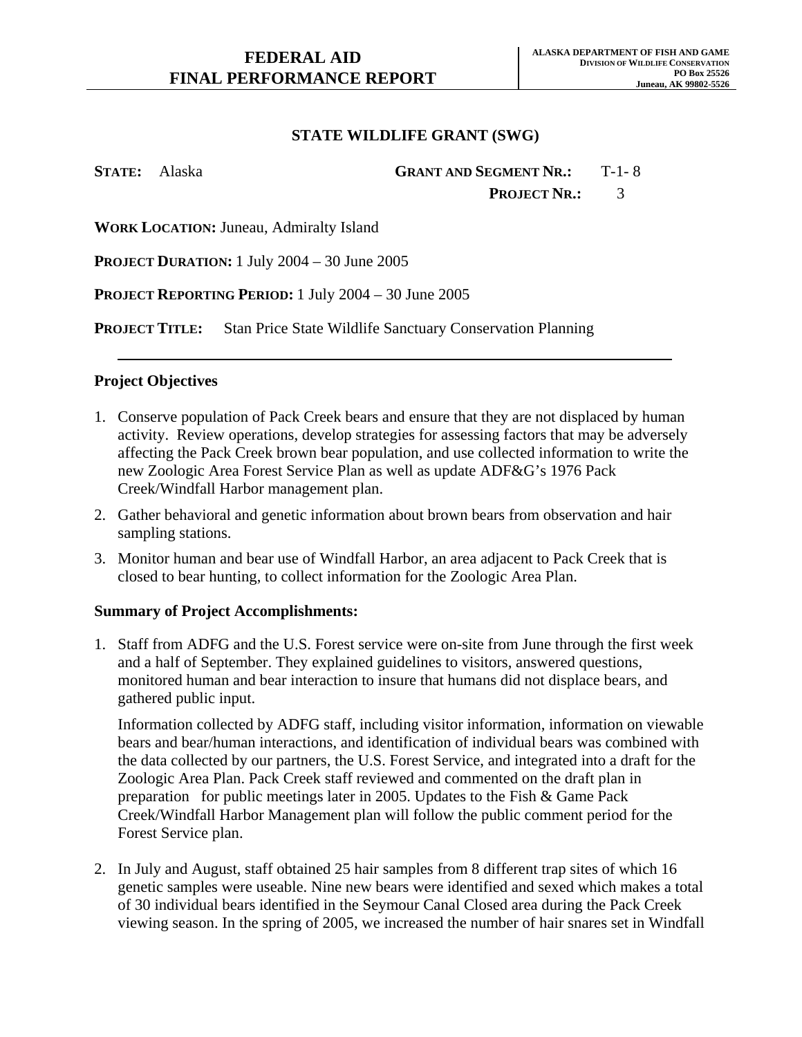# FEDERAL AID
# FINAL PERFORMANCE REPORT

**ALASKA DEPARTMENT OF FISH AND GAME**
**DIVISION OF WILDLIFE CONSERVATION**
**PO Box 25526**
**Juneau, AK 99802-5526**

## STATE WILDLIFE GRANT (SWG)

**STATE:** Alaska **GRANT AND SEGMENT NR.:** T-1- 8

**PROJECT NR.:** 3

**WORK LOCATION:** Juneau, Admiralty Island

**PROJECT DURATION:** 1 July 2004 – 30 June 2005

**PROJECT REPORTING PERIOD:** 1 July 2004 – 30 June 2005

**PROJECT TITLE:** Stan Price State Wildlife Sanctuary Conservation Planning

---

### Project Objectives

1. Conserve population of Pack Creek bears and ensure that they are not displaced by human activity. Review operations, develop strategies for assessing factors that may be adversely affecting the Pack Creek brown bear population, and use collected information to write the new Zoologic Area Forest Service Plan as well as update ADF&G's 1976 Pack Creek/Windfall Harbor management plan.
2. Gather behavioral and genetic information about brown bears from observation and hair sampling stations.
3. Monitor human and bear use of Windfall Harbor, an area adjacent to Pack Creek that is closed to bear hunting, to collect information for the Zoologic Area Plan.

### Summary of Project Accomplishments:

1. Staff from ADFG and the U.S. Forest service were on-site from June through the first week and a half of September. They explained guidelines to visitors, answered questions, monitored human and bear interaction to insure that humans did not displace bears, and gathered public input.

   Information collected by ADFG staff, including visitor information, information on viewable bears and bear/human interactions, and identification of individual bears was combined with the data collected by our partners, the U.S. Forest Service, and integrated into a draft for the Zoologic Area Plan. Pack Creek staff reviewed and commented on the draft plan in preparation for public meetings later in 2005. Updates to the Fish & Game Pack Creek/Windfall Harbor Management plan will follow the public comment period for the Forest Service plan.

2. In July and August, staff obtained 25 hair samples from 8 different trap sites of which 16 genetic samples were useable. Nine new bears were identified and sexed which makes a total of 30 individual bears identified in the Seymour Canal Closed area during the Pack Creek viewing season. In the spring of 2005, we increased the number of hair snares set in Windfall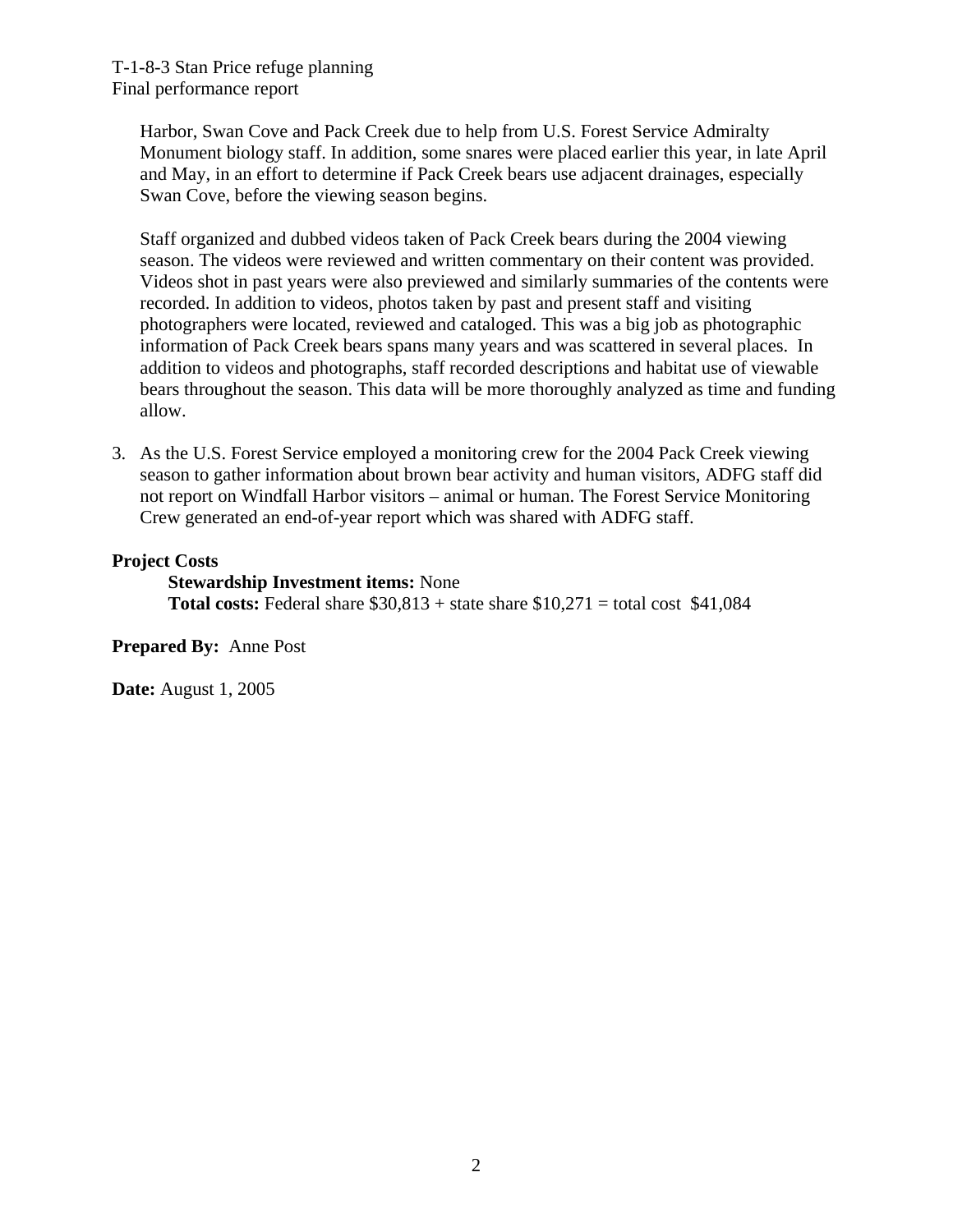Harbor, Swan Cove and Pack Creek due to help from U.S. Forest Service Admiralty Monument biology staff. In addition, some snares were placed earlier this year, in late April and May, in an effort to determine if Pack Creek bears use adjacent drainages, especially Swan Cove, before the viewing season begins.

Staff organized and dubbed videos taken of Pack Creek bears during the 2004 viewing season. The videos were reviewed and written commentary on their content was provided. Videos shot in past years were also previewed and similarly summaries of the contents were recorded. In addition to videos, photos taken by past and present staff and visiting photographers were located, reviewed and cataloged. This was a big job as photographic information of Pack Creek bears spans many years and was scattered in several places. In addition to videos and photographs, staff recorded descriptions and habitat use of viewable bears throughout the season. This data will be more thoroughly analyzed as time and funding allow.

3. As the U.S. Forest Service employed a monitoring crew for the 2004 Pack Creek viewing season to gather information about brown bear activity and human visitors, ADFG staff did not report on Windfall Harbor visitors – animal or human. The Forest Service Monitoring Crew generated an end-of-year report which was shared with ADFG staff.

**Project Costs**

**Stewardship Investment items:** None
**Total costs:** Federal share $30,813 + state share $10,271 = total cost $41,084

**Prepared By:** Anne Post

**Date:** August 1, 2005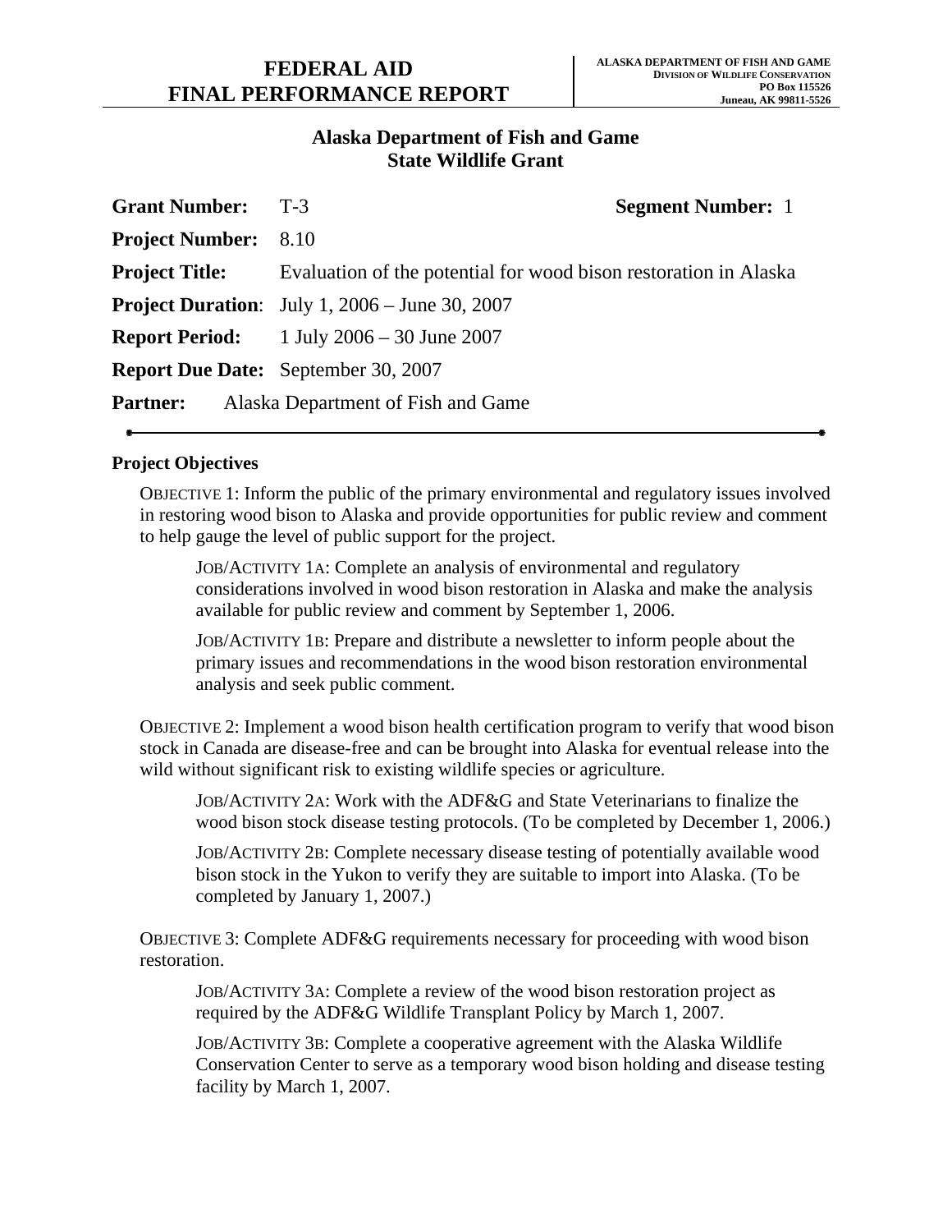# FEDERAL AID FINAL PERFORMANCE REPORT

**ALASKA DEPARTMENT OF FISH AND GAME**
**DIVISION OF WILDLIFE CONSERVATION**
**PO Box 115526**
**Juneau, AK 99811-5526**

## Alaska Department of Fish and Game State Wildlife Grant

**Grant Number:** T-3 **Segment Number:** 1

**Project Number:** 8.10

**Project Title:** Evaluation of the potential for wood bison restoration in Alaska

**Project Duration**: July 1, 2006 – June 30, 2007

**Report Period:** 1 July 2006 – 30 June 2007

**Report Due Date:** September 30, 2007

**Partner:** Alaska Department of Fish and Game

---

**Project Objectives**

OBJECTIVE 1: Inform the public of the primary environmental and regulatory issues involved in restoring wood bison to Alaska and provide opportunities for public review and comment to help gauge the level of public support for the project.

JOB/ACTIVITY 1A: Complete an analysis of environmental and regulatory considerations involved in wood bison restoration in Alaska and make the analysis available for public review and comment by September 1, 2006.

JOB/ACTIVITY 1B: Prepare and distribute a newsletter to inform people about the primary issues and recommendations in the wood bison restoration environmental analysis and seek public comment.

OBJECTIVE 2: Implement a wood bison health certification program to verify that wood bison stock in Canada are disease-free and can be brought into Alaska for eventual release into the wild without significant risk to existing wildlife species or agriculture.

JOB/ACTIVITY 2A: Work with the ADF&G and State Veterinarians to finalize the wood bison stock disease testing protocols. (To be completed by December 1, 2006.)

JOB/ACTIVITY 2B: Complete necessary disease testing of potentially available wood bison stock in the Yukon to verify they are suitable to import into Alaska. (To be completed by January 1, 2007.)

OBJECTIVE 3: Complete ADF&G requirements necessary for proceeding with wood bison restoration.

JOB/ACTIVITY 3A: Complete a review of the wood bison restoration project as required by the ADF&G Wildlife Transplant Policy by March 1, 2007.

JOB/ACTIVITY 3B: Complete a cooperative agreement with the Alaska Wildlife Conservation Center to serve as a temporary wood bison holding and disease testing facility by March 1, 2007.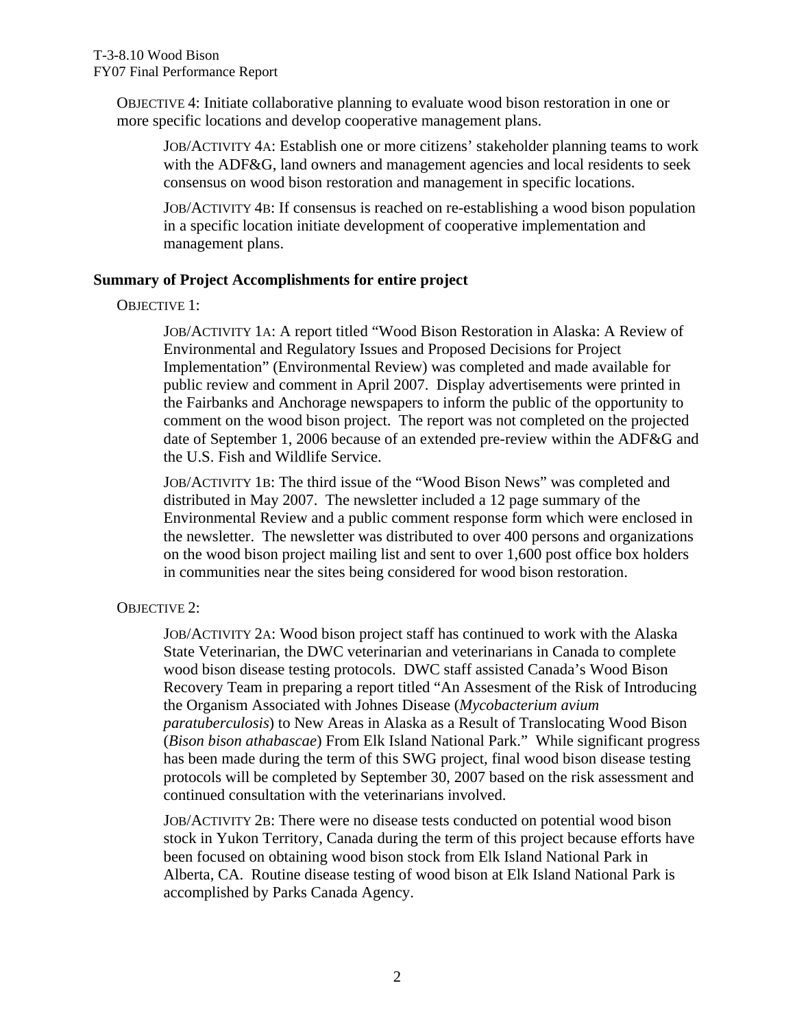OBJECTIVE 4: Initiate collaborative planning to evaluate wood bison restoration in one or more specific locations and develop cooperative management plans.

JOB/ACTIVITY 4A: Establish one or more citizens' stakeholder planning teams to work with the ADF&G, land owners and management agencies and local residents to seek consensus on wood bison restoration and management in specific locations.

JOB/ACTIVITY 4B: If consensus is reached on re-establishing a wood bison population in a specific location initiate development of cooperative implementation and management plans.

**Summary of Project Accomplishments for entire project**

OBJECTIVE 1:

JOB/ACTIVITY 1A: A report titled "Wood Bison Restoration in Alaska: A Review of Environmental and Regulatory Issues and Proposed Decisions for Project Implementation" (Environmental Review) was completed and made available for public review and comment in April 2007. Display advertisements were printed in the Fairbanks and Anchorage newspapers to inform the public of the opportunity to comment on the wood bison project. The report was not completed on the projected date of September 1, 2006 because of an extended pre-review within the ADF&G and the U.S. Fish and Wildlife Service.

JOB/ACTIVITY 1B: The third issue of the "Wood Bison News" was completed and distributed in May 2007. The newsletter included a 12 page summary of the Environmental Review and a public comment response form which were enclosed in the newsletter. The newsletter was distributed to over 400 persons and organizations on the wood bison project mailing list and sent to over 1,600 post office box holders in communities near the sites being considered for wood bison restoration.

OBJECTIVE 2:

JOB/ACTIVITY 2A: Wood bison project staff has continued to work with the Alaska State Veterinarian, the DWC veterinarian and veterinarians in Canada to complete wood bison disease testing protocols. DWC staff assisted Canada's Wood Bison Recovery Team in preparing a report titled "An Assesment of the Risk of Introducing the Organism Associated with Johnes Disease (*Mycobacterium avium paratuberculosis*) to New Areas in Alaska as a Result of Translocating Wood Bison (*Bison bison athabascae*) From Elk Island National Park." While significant progress has been made during the term of this SWG project, final wood bison disease testing protocols will be completed by September 30, 2007 based on the risk assessment and continued consultation with the veterinarians involved.

JOB/ACTIVITY 2B: There were no disease tests conducted on potential wood bison stock in Yukon Territory, Canada during the term of this project because efforts have been focused on obtaining wood bison stock from Elk Island National Park in Alberta, CA. Routine disease testing of wood bison at Elk Island National Park is accomplished by Parks Canada Agency.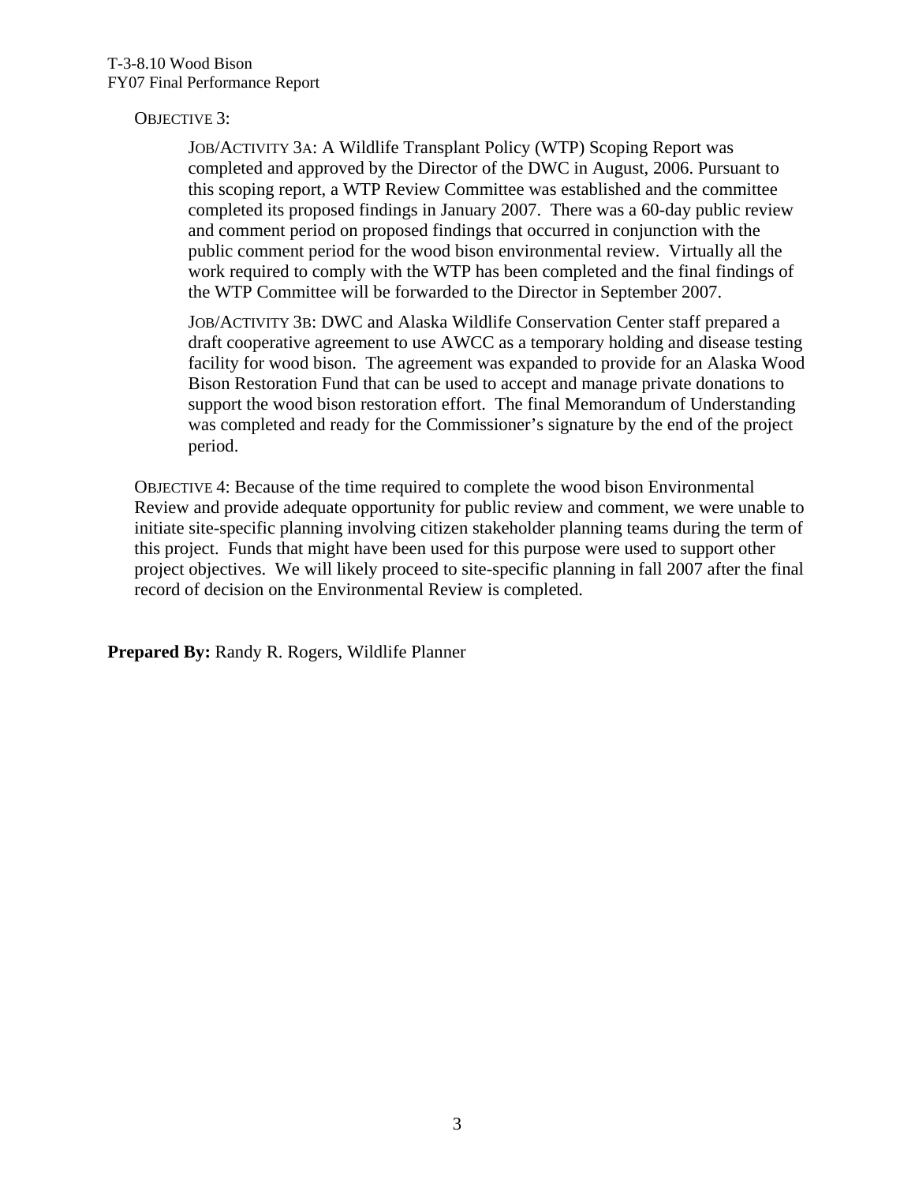OBJECTIVE 3:

JOB/ACTIVITY 3A: A Wildlife Transplant Policy (WTP) Scoping Report was completed and approved by the Director of the DWC in August, 2006. Pursuant to this scoping report, a WTP Review Committee was established and the committee completed its proposed findings in January 2007. There was a 60-day public review and comment period on proposed findings that occurred in conjunction with the public comment period for the wood bison environmental review. Virtually all the work required to comply with the WTP has been completed and the final findings of the WTP Committee will be forwarded to the Director in September 2007.

JOB/ACTIVITY 3B: DWC and Alaska Wildlife Conservation Center staff prepared a draft cooperative agreement to use AWCC as a temporary holding and disease testing facility for wood bison. The agreement was expanded to provide for an Alaska Wood Bison Restoration Fund that can be used to accept and manage private donations to support the wood bison restoration effort. The final Memorandum of Understanding was completed and ready for the Commissioner's signature by the end of the project period.

OBJECTIVE 4: Because of the time required to complete the wood bison Environmental Review and provide adequate opportunity for public review and comment, we were unable to initiate site-specific planning involving citizen stakeholder planning teams during the term of this project. Funds that might have been used for this purpose were used to support other project objectives. We will likely proceed to site-specific planning in fall 2007 after the final record of decision on the Environmental Review is completed.

**Prepared By:** Randy R. Rogers, Wildlife Planner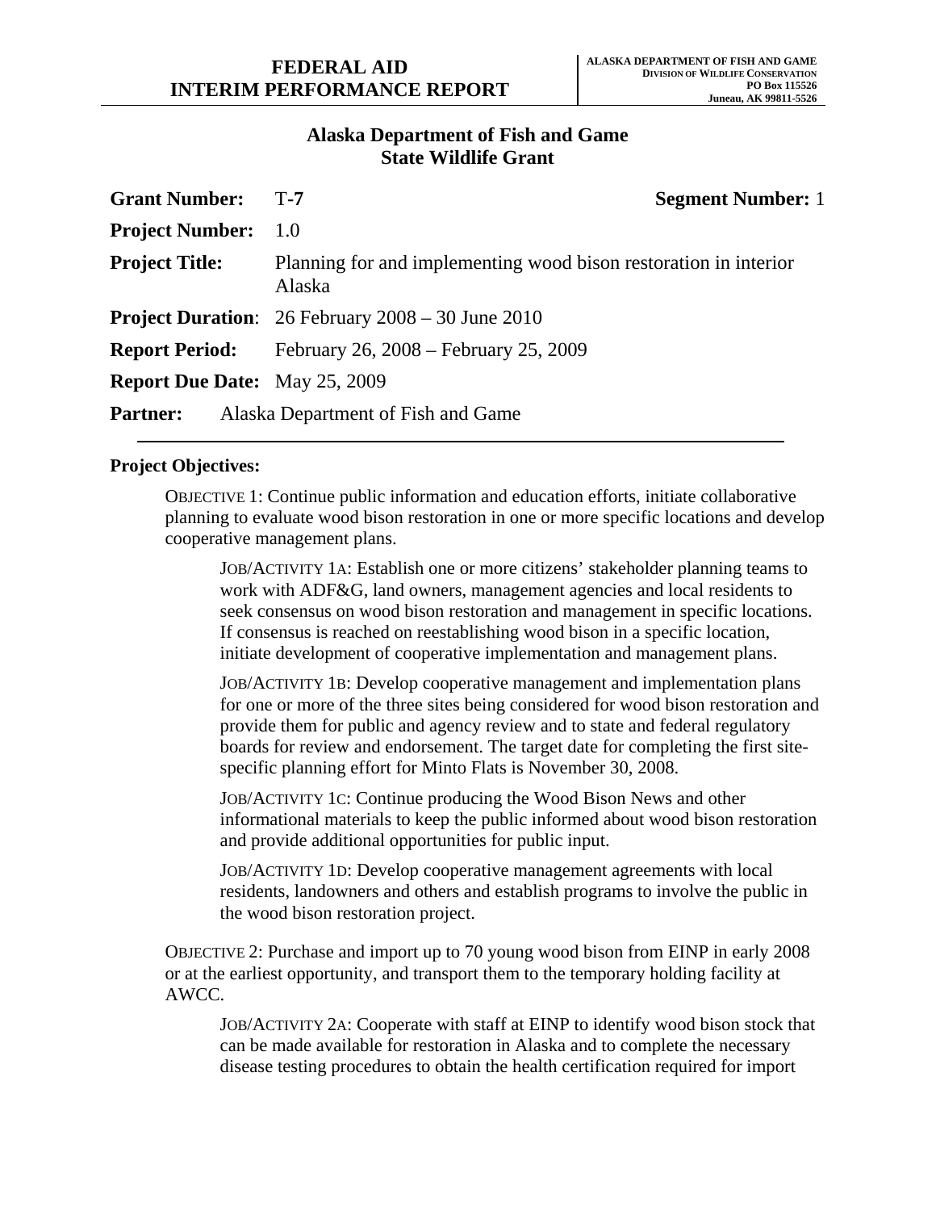**FEDERAL AID INTERIM PERFORMANCE REPORT**

**ALASKA DEPARTMENT OF FISH AND GAME**
**DIVISION OF WILDLIFE CONSERVATION**
**PO Box 115526**
**Juneau, AK 99811-5526**

## Alaska Department of Fish and Game
## State Wildlife Grant

**Grant Number:** T-**7** **Segment Number:** 1

**Project Number:** 1.0

**Project Title:** Planning for and implementing wood bison restoration in interior Alaska

**Project Duration**: 26 February 2008 – 30 June 2010

**Report Period:** February 26, 2008 – February 25, 2009

**Report Due Date:** May 25, 2009

**Partner:** Alaska Department of Fish and Game

---

**Project Objectives:**

OBJECTIVE 1: Continue public information and education efforts, initiate collaborative planning to evaluate wood bison restoration in one or more specific locations and develop cooperative management plans.

JOB/ACTIVITY 1A: Establish one or more citizens' stakeholder planning teams to work with ADF&G, land owners, management agencies and local residents to seek consensus on wood bison restoration and management in specific locations. If consensus is reached on reestablishing wood bison in a specific location, initiate development of cooperative implementation and management plans.

JOB/ACTIVITY 1B: Develop cooperative management and implementation plans for one or more of the three sites being considered for wood bison restoration and provide them for public and agency review and to state and federal regulatory boards for review and endorsement. The target date for completing the first site-specific planning effort for Minto Flats is November 30, 2008.

JOB/ACTIVITY 1C: Continue producing the Wood Bison News and other informational materials to keep the public informed about wood bison restoration and provide additional opportunities for public input.

JOB/ACTIVITY 1D: Develop cooperative management agreements with local residents, landowners and others and establish programs to involve the public in the wood bison restoration project.

OBJECTIVE 2: Purchase and import up to 70 young wood bison from EINP in early 2008 or at the earliest opportunity, and transport them to the temporary holding facility at AWCC.

JOB/ACTIVITY 2A: Cooperate with staff at EINP to identify wood bison stock that can be made available for restoration in Alaska and to complete the necessary disease testing procedures to obtain the health certification required for import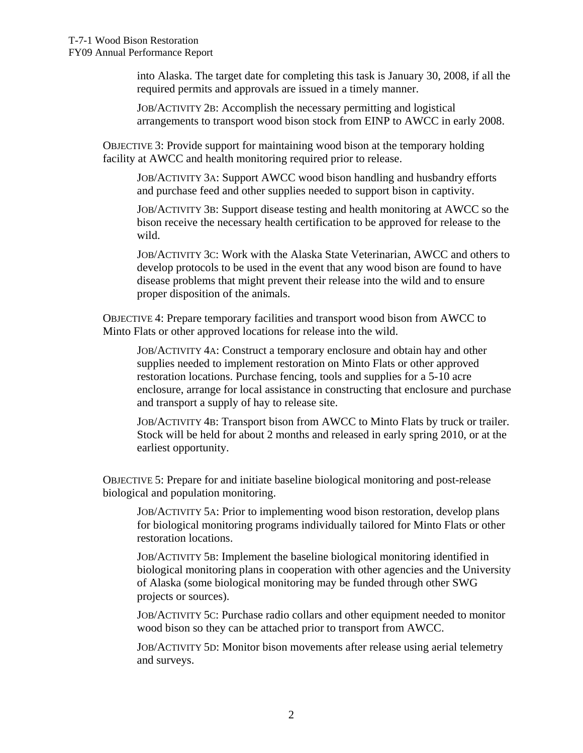into Alaska. The target date for completing this task is January 30, 2008, if all the required permits and approvals are issued in a timely manner.

JOB/ACTIVITY 2B: Accomplish the necessary permitting and logistical arrangements to transport wood bison stock from EINP to AWCC in early 2008.

OBJECTIVE 3: Provide support for maintaining wood bison at the temporary holding facility at AWCC and health monitoring required prior to release.

JOB/ACTIVITY 3A: Support AWCC wood bison handling and husbandry efforts and purchase feed and other supplies needed to support bison in captivity.

JOB/ACTIVITY 3B: Support disease testing and health monitoring at AWCC so the bison receive the necessary health certification to be approved for release to the wild.

JOB/ACTIVITY 3C: Work with the Alaska State Veterinarian, AWCC and others to develop protocols to be used in the event that any wood bison are found to have disease problems that might prevent their release into the wild and to ensure proper disposition of the animals.

OBJECTIVE 4: Prepare temporary facilities and transport wood bison from AWCC to Minto Flats or other approved locations for release into the wild.

JOB/ACTIVITY 4A: Construct a temporary enclosure and obtain hay and other supplies needed to implement restoration on Minto Flats or other approved restoration locations. Purchase fencing, tools and supplies for a 5-10 acre enclosure, arrange for local assistance in constructing that enclosure and purchase and transport a supply of hay to release site.

JOB/ACTIVITY 4B: Transport bison from AWCC to Minto Flats by truck or trailer. Stock will be held for about 2 months and released in early spring 2010, or at the earliest opportunity.

OBJECTIVE 5: Prepare for and initiate baseline biological monitoring and post-release biological and population monitoring.

JOB/ACTIVITY 5A: Prior to implementing wood bison restoration, develop plans for biological monitoring programs individually tailored for Minto Flats or other restoration locations.

JOB/ACTIVITY 5B: Implement the baseline biological monitoring identified in biological monitoring plans in cooperation with other agencies and the University of Alaska (some biological monitoring may be funded through other SWG projects or sources).

JOB/ACTIVITY 5C: Purchase radio collars and other equipment needed to monitor wood bison so they can be attached prior to transport from AWCC.

JOB/ACTIVITY 5D: Monitor bison movements after release using aerial telemetry and surveys.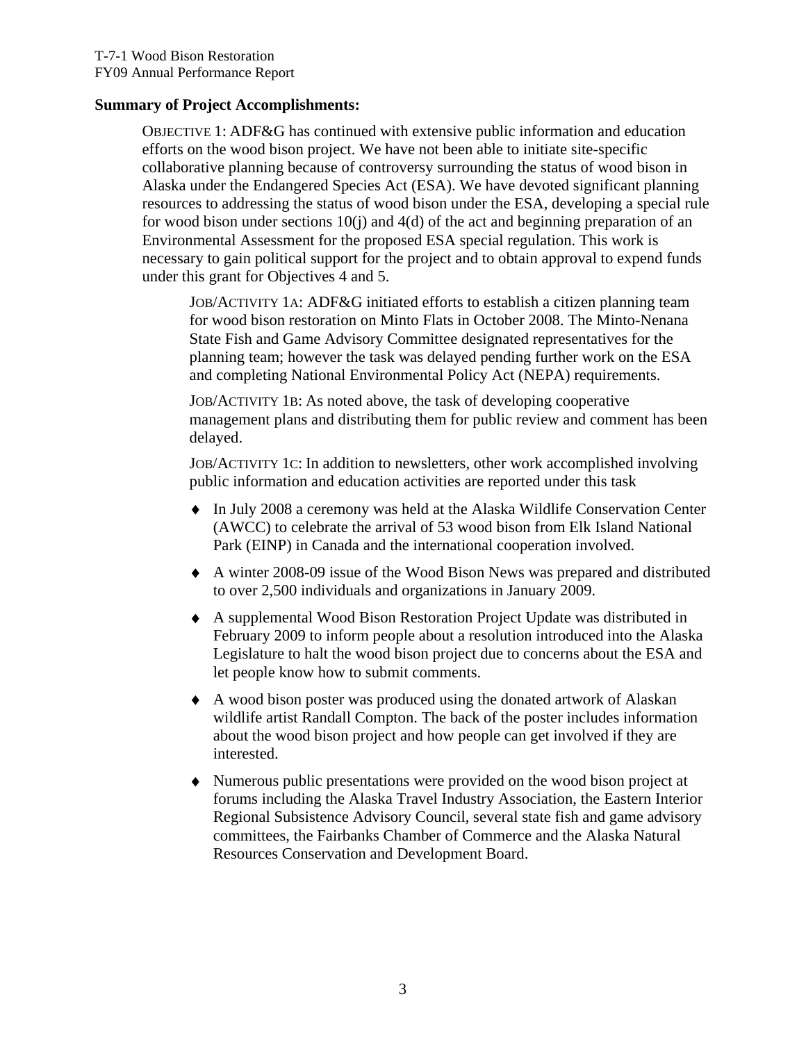**Summary of Project Accomplishments:**

OBJECTIVE 1: ADF&G has continued with extensive public information and education efforts on the wood bison project. We have not been able to initiate site-specific collaborative planning because of controversy surrounding the status of wood bison in Alaska under the Endangered Species Act (ESA). We have devoted significant planning resources to addressing the status of wood bison under the ESA, developing a special rule for wood bison under sections 10(j) and 4(d) of the act and beginning preparation of an Environmental Assessment for the proposed ESA special regulation. This work is necessary to gain political support for the project and to obtain approval to expend funds under this grant for Objectives 4 and 5.

JOB/ACTIVITY 1A: ADF&G initiated efforts to establish a citizen planning team for wood bison restoration on Minto Flats in October 2008. The Minto-Nenana State Fish and Game Advisory Committee designated representatives for the planning team; however the task was delayed pending further work on the ESA and completing National Environmental Policy Act (NEPA) requirements.

JOB/ACTIVITY 1B: As noted above, the task of developing cooperative management plans and distributing them for public review and comment has been delayed.

JOB/ACTIVITY 1C: In addition to newsletters, other work accomplished involving public information and education activities are reported under this task

- In July 2008 a ceremony was held at the Alaska Wildlife Conservation Center (AWCC) to celebrate the arrival of 53 wood bison from Elk Island National Park (EINP) in Canada and the international cooperation involved.
- A winter 2008-09 issue of the Wood Bison News was prepared and distributed to over 2,500 individuals and organizations in January 2009.
- A supplemental Wood Bison Restoration Project Update was distributed in February 2009 to inform people about a resolution introduced into the Alaska Legislature to halt the wood bison project due to concerns about the ESA and let people know how to submit comments.
- A wood bison poster was produced using the donated artwork of Alaskan wildlife artist Randall Compton. The back of the poster includes information about the wood bison project and how people can get involved if they are interested.
- Numerous public presentations were provided on the wood bison project at forums including the Alaska Travel Industry Association, the Eastern Interior Regional Subsistence Advisory Council, several state fish and game advisory committees, the Fairbanks Chamber of Commerce and the Alaska Natural Resources Conservation and Development Board.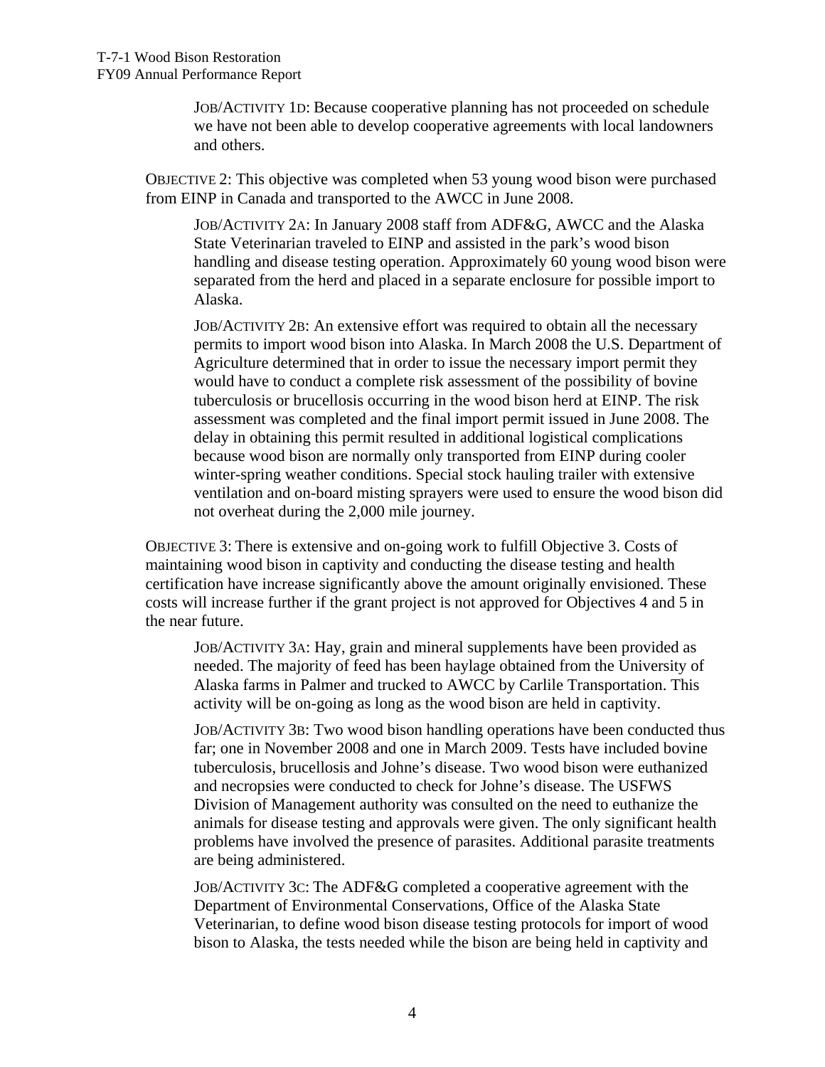JOB/ACTIVITY 1D: Because cooperative planning has not proceeded on schedule we have not been able to develop cooperative agreements with local landowners and others.

OBJECTIVE 2: This objective was completed when 53 young wood bison were purchased from EINP in Canada and transported to the AWCC in June 2008.

JOB/ACTIVITY 2A: In January 2008 staff from ADF&G, AWCC and the Alaska State Veterinarian traveled to EINP and assisted in the park's wood bison handling and disease testing operation. Approximately 60 young wood bison were separated from the herd and placed in a separate enclosure for possible import to Alaska.

JOB/ACTIVITY 2B: An extensive effort was required to obtain all the necessary permits to import wood bison into Alaska. In March 2008 the U.S. Department of Agriculture determined that in order to issue the necessary import permit they would have to conduct a complete risk assessment of the possibility of bovine tuberculosis or brucellosis occurring in the wood bison herd at EINP. The risk assessment was completed and the final import permit issued in June 2008. The delay in obtaining this permit resulted in additional logistical complications because wood bison are normally only transported from EINP during cooler winter-spring weather conditions. Special stock hauling trailer with extensive ventilation and on-board misting sprayers were used to ensure the wood bison did not overheat during the 2,000 mile journey.

OBJECTIVE 3: There is extensive and on-going work to fulfill Objective 3. Costs of maintaining wood bison in captivity and conducting the disease testing and health certification have increase significantly above the amount originally envisioned. These costs will increase further if the grant project is not approved for Objectives 4 and 5 in the near future.

JOB/ACTIVITY 3A: Hay, grain and mineral supplements have been provided as needed. The majority of feed has been haylage obtained from the University of Alaska farms in Palmer and trucked to AWCC by Carlile Transportation. This activity will be on-going as long as the wood bison are held in captivity.

JOB/ACTIVITY 3B: Two wood bison handling operations have been conducted thus far; one in November 2008 and one in March 2009. Tests have included bovine tuberculosis, brucellosis and Johne's disease. Two wood bison were euthanized and necropsies were conducted to check for Johne's disease. The USFWS Division of Management authority was consulted on the need to euthanize the animals for disease testing and approvals were given. The only significant health problems have involved the presence of parasites. Additional parasite treatments are being administered.

JOB/ACTIVITY 3C: The ADF&G completed a cooperative agreement with the Department of Environmental Conservations, Office of the Alaska State Veterinarian, to define wood bison disease testing protocols for import of wood bison to Alaska, the tests needed while the bison are being held in captivity and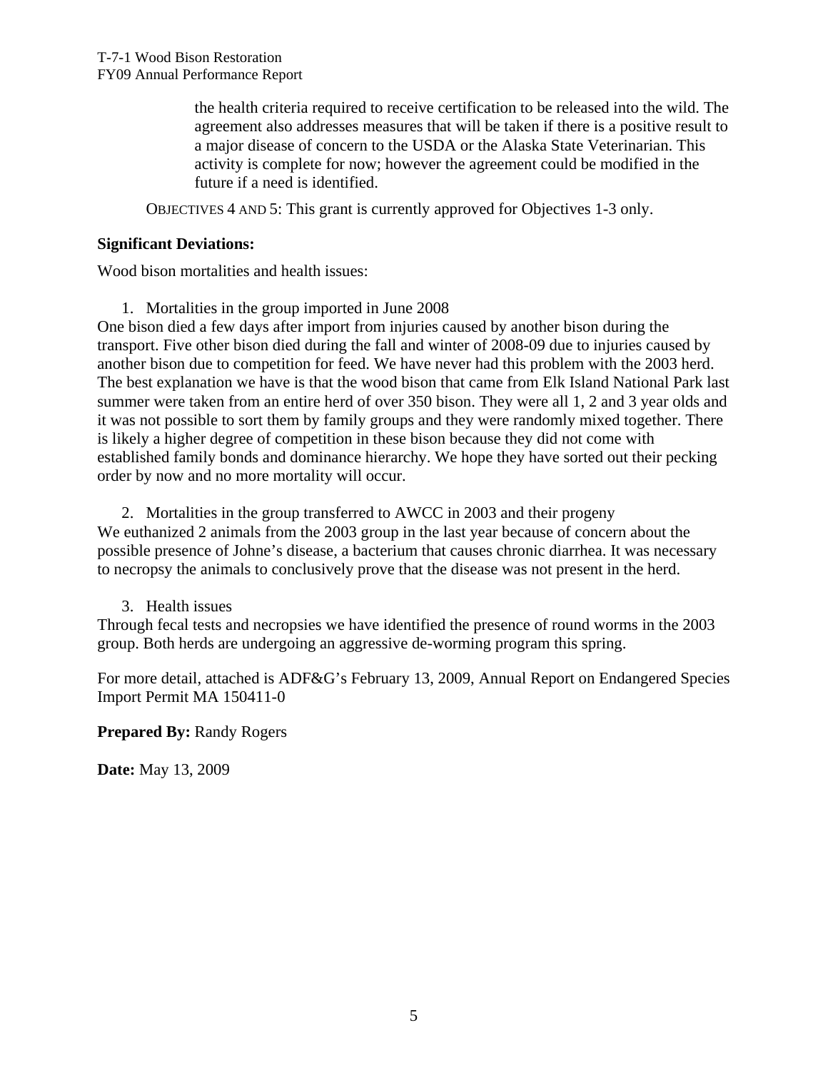the health criteria required to receive certification to be released into the wild. The agreement also addresses measures that will be taken if there is a positive result to a major disease of concern to the USDA or the Alaska State Veterinarian. This activity is complete for now; however the agreement could be modified in the future if a need is identified.

OBJECTIVES 4 AND 5: This grant is currently approved for Objectives 1-3 only.

**Significant Deviations:**

Wood bison mortalities and health issues:

1. Mortalities in the group imported in June 2008

One bison died a few days after import from injuries caused by another bison during the transport. Five other bison died during the fall and winter of 2008-09 due to injuries caused by another bison due to competition for feed. We have never had this problem with the 2003 herd. The best explanation we have is that the wood bison that came from Elk Island National Park last summer were taken from an entire herd of over 350 bison. They were all 1, 2 and 3 year olds and it was not possible to sort them by family groups and they were randomly mixed together. There is likely a higher degree of competition in these bison because they did not come with established family bonds and dominance hierarchy. We hope they have sorted out their pecking order by now and no more mortality will occur.

2. Mortalities in the group transferred to AWCC in 2003 and their progeny

We euthanized 2 animals from the 2003 group in the last year because of concern about the possible presence of Johne's disease, a bacterium that causes chronic diarrhea. It was necessary to necropsy the animals to conclusively prove that the disease was not present in the herd.

3. Health issues

Through fecal tests and necropsies we have identified the presence of round worms in the 2003 group. Both herds are undergoing an aggressive de-worming program this spring.

For more detail, attached is ADF&G's February 13, 2009, Annual Report on Endangered Species Import Permit MA 150411-0

**Prepared By:** Randy Rogers

**Date:** May 13, 2009